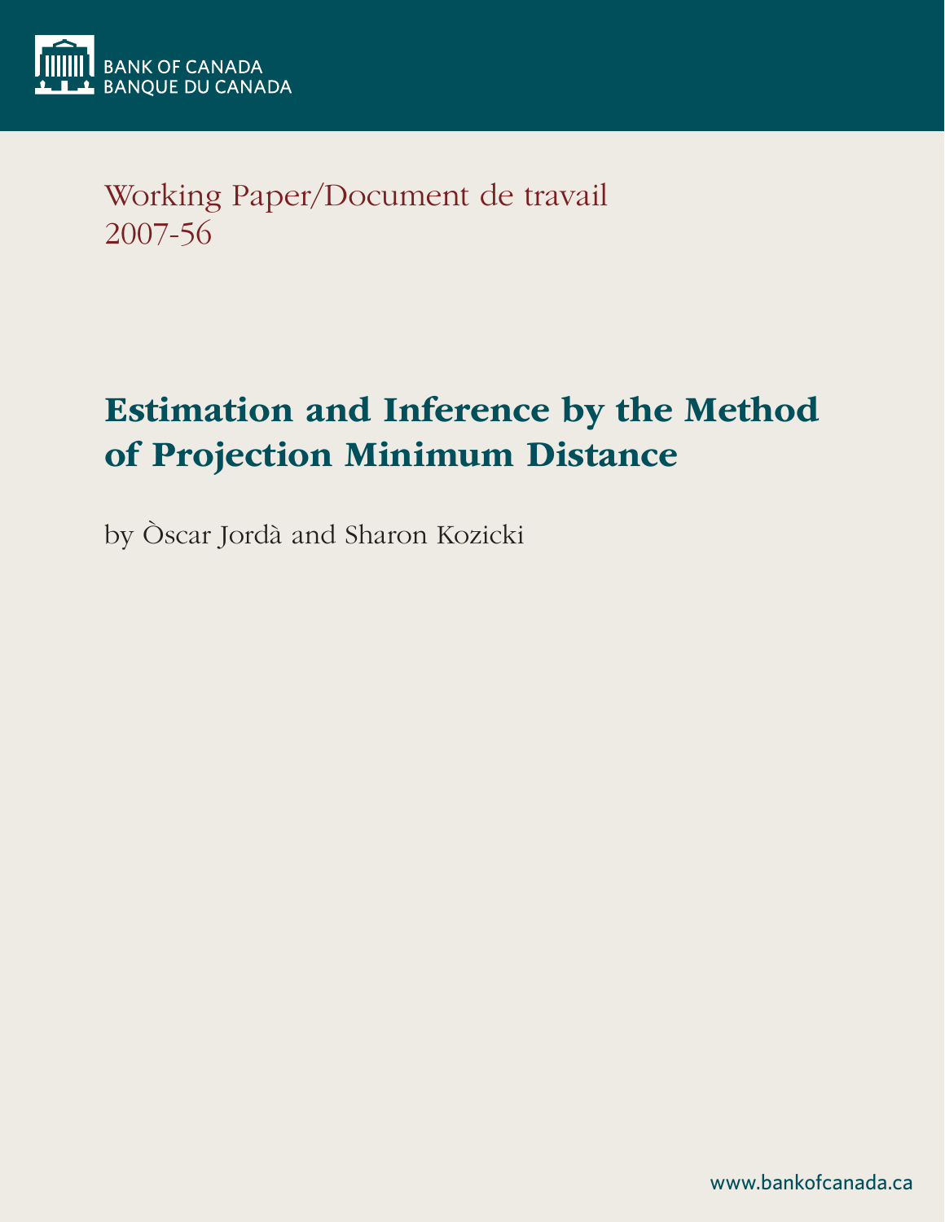BANK OF CANADA
BANQUE DU CANADA

Working Paper/Document de travail
2007-56

# Estimation and Inference by the Method of Projection Minimum Distance

by Òscar Jordà and Sharon Kozicki

www.bankofcanada.ca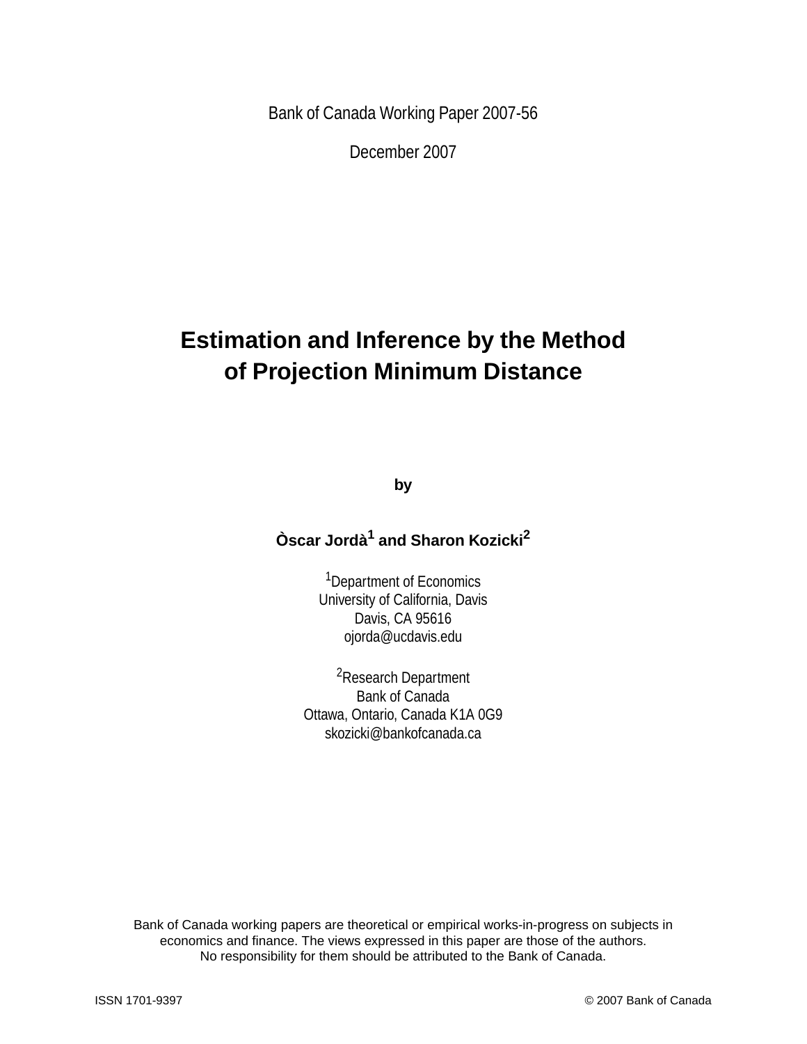Bank of Canada Working Paper 2007-56

December 2007

# Estimation and Inference by the Method of Projection Minimum Distance

**by**

**Òscar Jordà[1] and Sharon Kozicki[2]**

[1]Department of Economics
University of California, Davis
Davis, CA 95616
ojorda@ucdavis.edu

[2]Research Department
Bank of Canada
Ottawa, Ontario, Canada K1A 0G9
skozicki@bankofcanada.ca

Bank of Canada working papers are theoretical or empirical works-in-progress on subjects in economics and finance. The views expressed in this paper are those of the authors. No responsibility for them should be attributed to the Bank of Canada.

ISSN 1701-9397 © 2007 Bank of Canada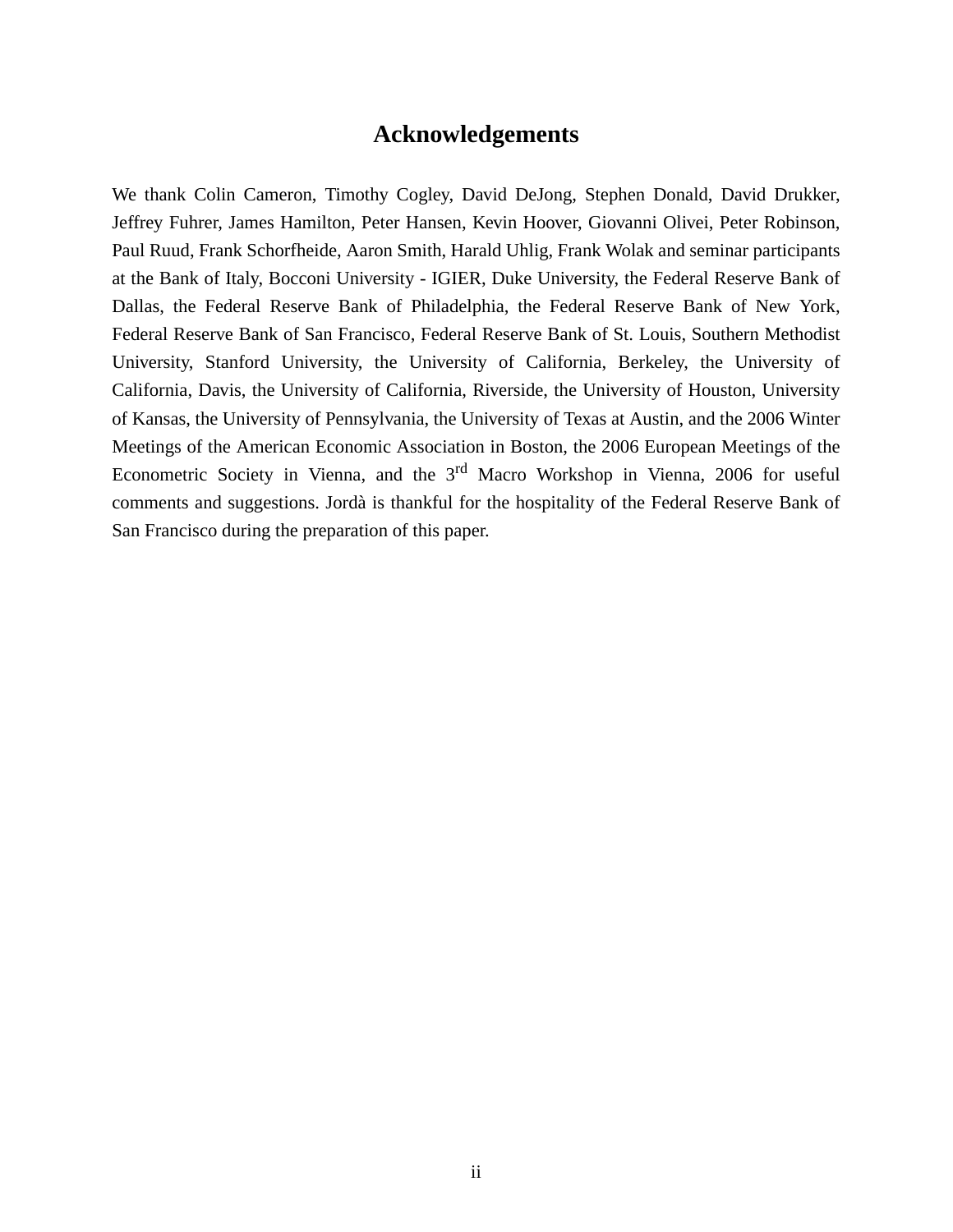# Acknowledgements

We thank Colin Cameron, Timothy Cogley, David DeJong, Stephen Donald, David Drukker, Jeffrey Fuhrer, James Hamilton, Peter Hansen, Kevin Hoover, Giovanni Olivei, Peter Robinson, Paul Ruud, Frank Schorfheide, Aaron Smith, Harald Uhlig, Frank Wolak and seminar participants at the Bank of Italy, Bocconi University - IGIER, Duke University, the Federal Reserve Bank of Dallas, the Federal Reserve Bank of Philadelphia, the Federal Reserve Bank of New York, Federal Reserve Bank of San Francisco, Federal Reserve Bank of St. Louis, Southern Methodist University, Stanford University, the University of California, Berkeley, the University of California, Davis, the University of California, Riverside, the University of Houston, University of Kansas, the University of Pennsylvania, the University of Texas at Austin, and the 2006 Winter Meetings of the American Economic Association in Boston, the 2006 European Meetings of the Econometric Society in Vienna, and the 3rd Macro Workshop in Vienna, 2006 for useful comments and suggestions. Jordà is thankful for the hospitality of the Federal Reserve Bank of San Francisco during the preparation of this paper.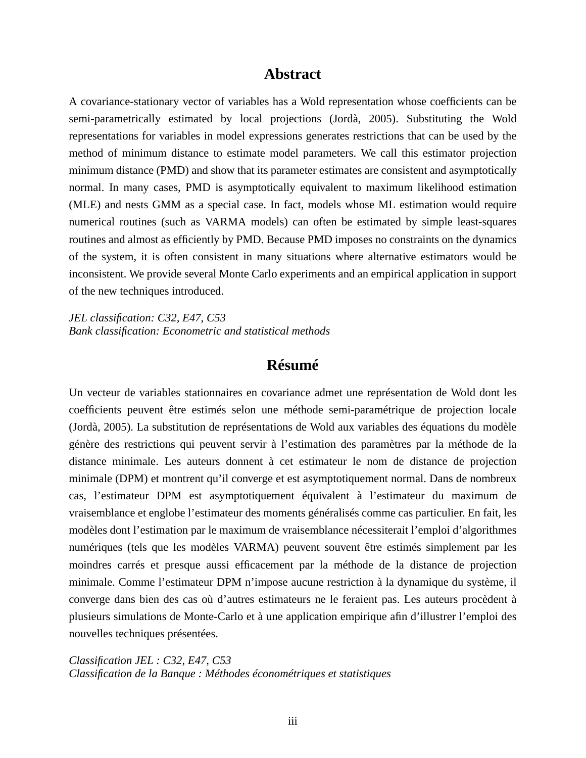## Abstract

A covariance-stationary vector of variables has a Wold representation whose coefficients can be semi-parametrically estimated by local projections (Jordà, 2005). Substituting the Wold representations for variables in model expressions generates restrictions that can be used by the method of minimum distance to estimate model parameters. We call this estimator projection minimum distance (PMD) and show that its parameter estimates are consistent and asymptotically normal. In many cases, PMD is asymptotically equivalent to maximum likelihood estimation (MLE) and nests GMM as a special case. In fact, models whose ML estimation would require numerical routines (such as VARMA models) can often be estimated by simple least-squares routines and almost as efficiently by PMD. Because PMD imposes no constraints on the dynamics of the system, it is often consistent in many situations where alternative estimators would be inconsistent. We provide several Monte Carlo experiments and an empirical application in support of the new techniques introduced.

*JEL classification: C32, E47, C53*
*Bank classification: Econometric and statistical methods*

## Résumé

Un vecteur de variables stationnaires en covariance admet une représentation de Wold dont les coefficients peuvent être estimés selon une méthode semi-paramétrique de projection locale (Jordà, 2005). La substitution de représentations de Wold aux variables des équations du modèle génère des restrictions qui peuvent servir à l'estimation des paramètres par la méthode de la distance minimale. Les auteurs donnent à cet estimateur le nom de distance de projection minimale (DPM) et montrent qu'il converge et est asymptotiquement normal. Dans de nombreux cas, l'estimateur DPM est asymptotiquement équivalent à l'estimateur du maximum de vraisemblance et englobe l'estimateur des moments généralisés comme cas particulier. En fait, les modèles dont l'estimation par le maximum de vraisemblance nécessiterait l'emploi d'algorithmes numériques (tels que les modèles VARMA) peuvent souvent être estimés simplement par les moindres carrés et presque aussi efficacement par la méthode de la distance de projection minimale. Comme l'estimateur DPM n'impose aucune restriction à la dynamique du système, il converge dans bien des cas où d'autres estimateurs ne le feraient pas. Les auteurs procèdent à plusieurs simulations de Monte-Carlo et à une application empirique afin d'illustrer l'emploi des nouvelles techniques présentées.

*Classification JEL : C32, E47, C53*
*Classification de la Banque : Méthodes économétriques et statistiques*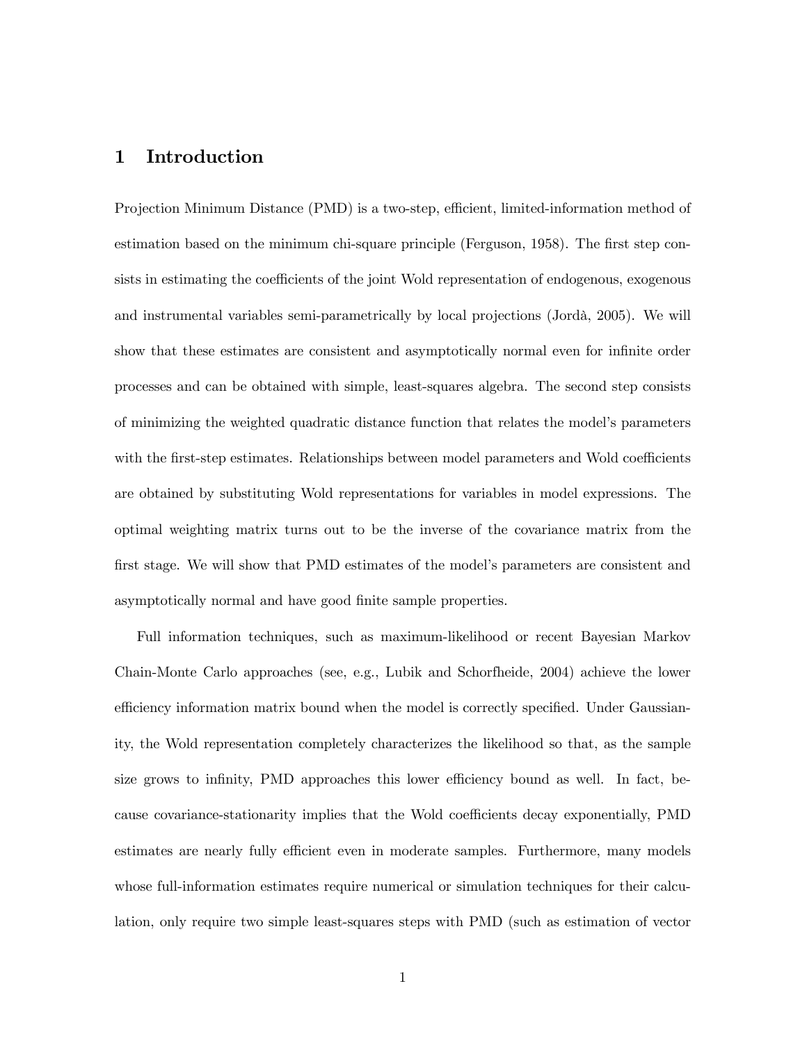# 1 Introduction

Projection Minimum Distance (PMD) is a two-step, efficient, limited-information method of estimation based on the minimum chi-square principle (Ferguson, 1958). The first step consists in estimating the coefficients of the joint Wold representation of endogenous, exogenous and instrumental variables semi-parametrically by local projections (Jordà, 2005). We will show that these estimates are consistent and asymptotically normal even for infinite order processes and can be obtained with simple, least-squares algebra. The second step consists of minimizing the weighted quadratic distance function that relates the model's parameters with the first-step estimates. Relationships between model parameters and Wold coefficients are obtained by substituting Wold representations for variables in model expressions. The optimal weighting matrix turns out to be the inverse of the covariance matrix from the first stage. We will show that PMD estimates of the model's parameters are consistent and asymptotically normal and have good finite sample properties.

Full information techniques, such as maximum-likelihood or recent Bayesian Markov Chain-Monte Carlo approaches (see, e.g., Lubik and Schorfheide, 2004) achieve the lower efficiency information matrix bound when the model is correctly specified. Under Gaussianity, the Wold representation completely characterizes the likelihood so that, as the sample size grows to infinity, PMD approaches this lower efficiency bound as well. In fact, because covariance-stationarity implies that the Wold coefficients decay exponentially, PMD estimates are nearly fully efficient even in moderate samples. Furthermore, many models whose full-information estimates require numerical or simulation techniques for their calculation, only require two simple least-squares steps with PMD (such as estimation of vector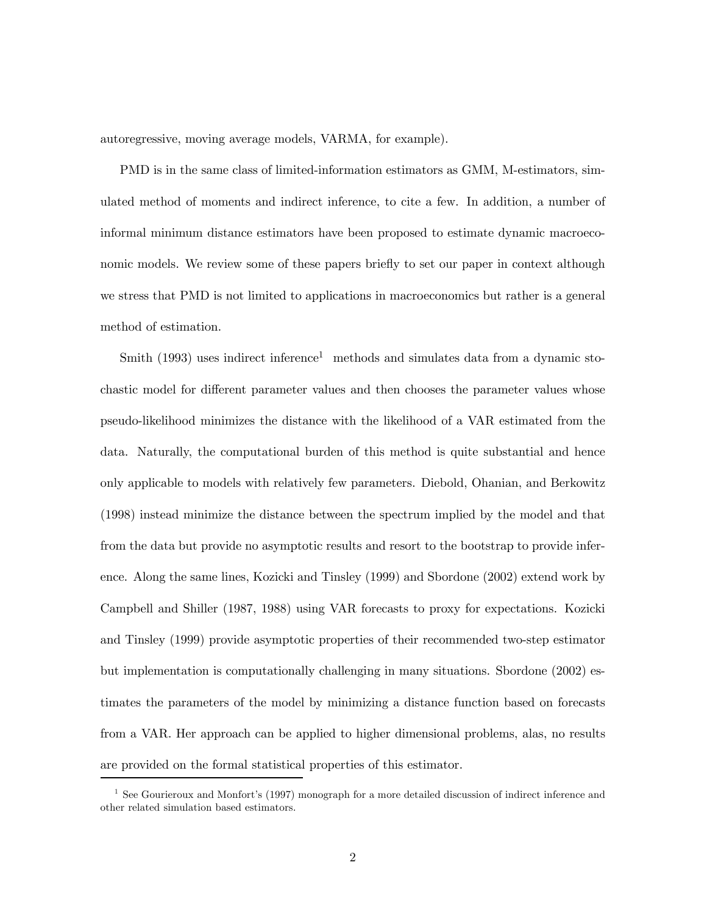autoregressive, moving average models, VARMA, for example).

PMD is in the same class of limited-information estimators as GMM, M-estimators, simulated method of moments and indirect inference, to cite a few. In addition, a number of informal minimum distance estimators have been proposed to estimate dynamic macroeconomic models. We review some of these papers briefly to set our paper in context although we stress that PMD is not limited to applications in macroeconomics but rather is a general method of estimation.

Smith (1993) uses indirect inference[1] methods and simulates data from a dynamic stochastic model for different parameter values and then chooses the parameter values whose pseudo-likelihood minimizes the distance with the likelihood of a VAR estimated from the data. Naturally, the computational burden of this method is quite substantial and hence only applicable to models with relatively few parameters. Diebold, Ohanian, and Berkowitz (1998) instead minimize the distance between the spectrum implied by the model and that from the data but provide no asymptotic results and resort to the bootstrap to provide inference. Along the same lines, Kozicki and Tinsley (1999) and Sbordone (2002) extend work by Campbell and Shiller (1987, 1988) using VAR forecasts to proxy for expectations. Kozicki and Tinsley (1999) provide asymptotic properties of their recommended two-step estimator but implementation is computationally challenging in many situations. Sbordone (2002) estimates the parameters of the model by minimizing a distance function based on forecasts from a VAR. Her approach can be applied to higher dimensional problems, alas, no results are provided on the formal statistical properties of this estimator.

[1] See Gourieroux and Monfort's (1997) monograph for a more detailed discussion of indirect inference and other related simulation based estimators.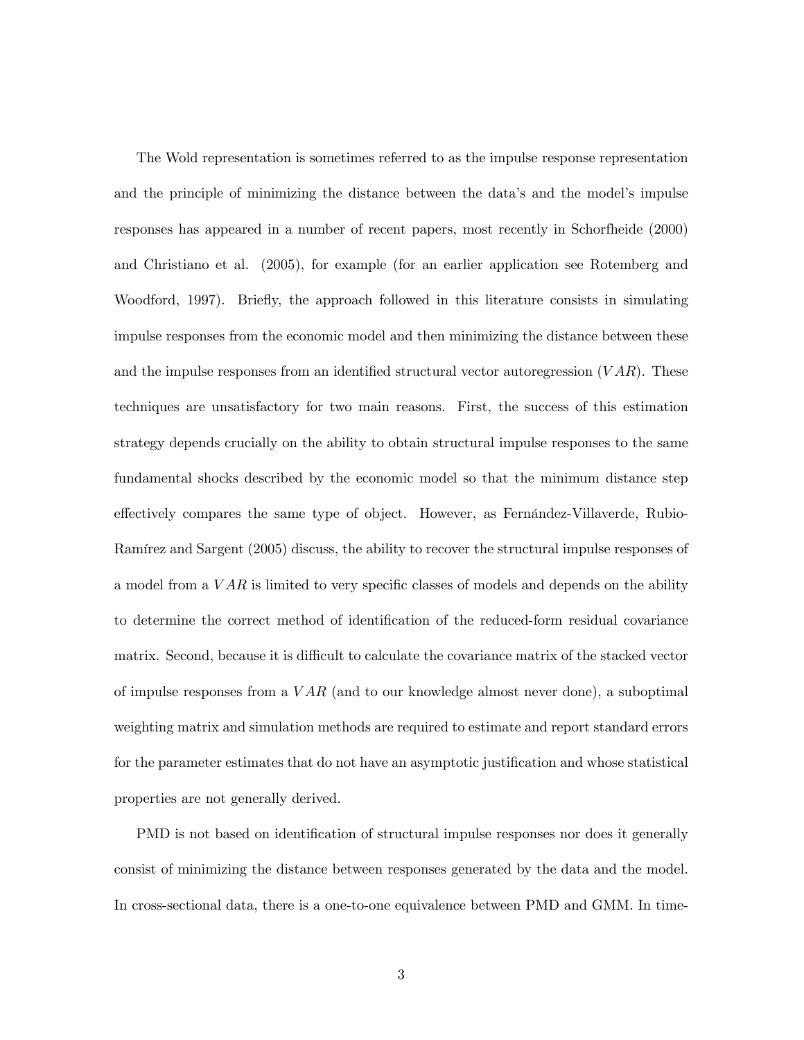The Wold representation is sometimes referred to as the impulse response representation and the principle of minimizing the distance between the data's and the model's impulse responses has appeared in a number of recent papers, most recently in Schorfheide (2000) and Christiano et al. (2005), for example (for an earlier application see Rotemberg and Woodford, 1997). Briefly, the approach followed in this literature consists in simulating impulse responses from the economic model and then minimizing the distance between these and the impulse responses from an identified structural vector autoregression ($VAR$). These techniques are unsatisfactory for two main reasons. First, the success of this estimation strategy depends crucially on the ability to obtain structural impulse responses to the same fundamental shocks described by the economic model so that the minimum distance step effectively compares the same type of object. However, as Fernández-Villaverde, Rubio-Ramírez and Sargent (2005) discuss, the ability to recover the structural impulse responses of a model from a $VAR$ is limited to very specific classes of models and depends on the ability to determine the correct method of identification of the reduced-form residual covariance matrix. Second, because it is difficult to calculate the covariance matrix of the stacked vector of impulse responses from a $VAR$ (and to our knowledge almost never done), a suboptimal weighting matrix and simulation methods are required to estimate and report standard errors for the parameter estimates that do not have an asymptotic justification and whose statistical properties are not generally derived.

PMD is not based on identification of structural impulse responses nor does it generally consist of minimizing the distance between responses generated by the data and the model. In cross-sectional data, there is a one-to-one equivalence between PMD and GMM. In time-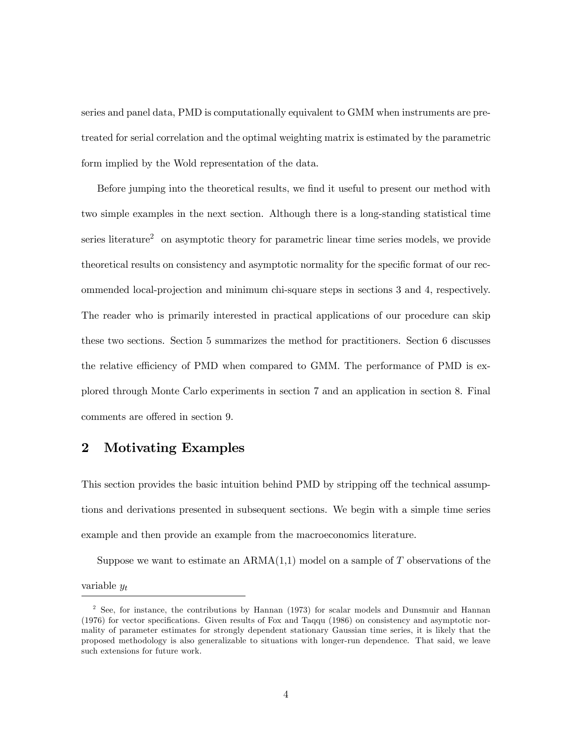series and panel data, PMD is computationally equivalent to GMM when instruments are pre-treated for serial correlation and the optimal weighting matrix is estimated by the parametric form implied by the Wold representation of the data.

Before jumping into the theoretical results, we find it useful to present our method with two simple examples in the next section. Although there is a long-standing statistical time series literature[2] on asymptotic theory for parametric linear time series models, we provide theoretical results on consistency and asymptotic normality for the specific format of our recommended local-projection and minimum chi-square steps in sections 3 and 4, respectively. The reader who is primarily interested in practical applications of our procedure can skip these two sections. Section 5 summarizes the method for practitioners. Section 6 discusses the relative efficiency of PMD when compared to GMM. The performance of PMD is explored through Monte Carlo experiments in section 7 and an application in section 8. Final comments are offered in section 9.

## 2 Motivating Examples

This section provides the basic intuition behind PMD by stripping off the technical assumptions and derivations presented in subsequent sections. We begin with a simple time series example and then provide an example from the macroeconomics literature.

Suppose we want to estimate an ARMA(1,1) model on a sample of $T$ observations of the variable $y_t$

[2] See, for instance, the contributions by Hannan (1973) for scalar models and Dunsmuir and Hannan (1976) for vector specifications. Given results of Fox and Taqqu (1986) on consistency and asymptotic normality of parameter estimates for strongly dependent stationary Gaussian time series, it is likely that the proposed methodology is also generalizable to situations with longer-run dependence. That said, we leave such extensions for future work.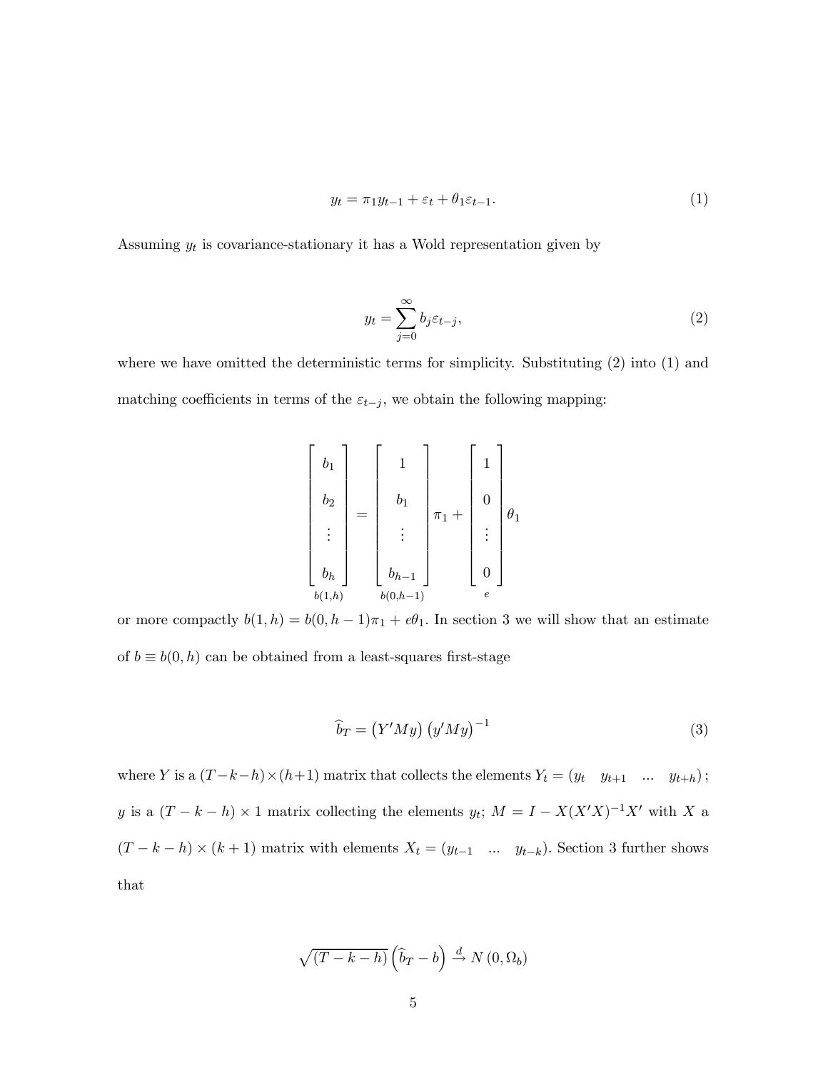$$y_t = \pi_1 y_{t-1} + \varepsilon_t + \theta_1 \varepsilon_{t-1}. \tag{1}$$

Assuming $y_t$ is covariance-stationary it has a Wold representation given by

$$y_t = \sum_{j=0}^{\infty} b_j \varepsilon_{t-j}, \tag{2}$$

where we have omitted the deterministic terms for simplicity. Substituting (2) into (1) and matching coefficients in terms of the $\varepsilon_{t-j}$, we obtain the following mapping:

$$\underbrace{\begin{bmatrix} b_1 \\ b_2 \\ \vdots \\ b_h \end{bmatrix}}_{b(1,h)} = \underbrace{\begin{bmatrix} 1 \\ b_1 \\ \vdots \\ b_{h-1} \end{bmatrix}}_{b(0,h-1)} \pi_1 + \underbrace{\begin{bmatrix} 1 \\ 0 \\ \vdots \\ 0 \end{bmatrix}}_{e} \theta_1$$

or more compactly $b(1,h) = b(0,h-1)\pi_1 + e\theta_1$. In section 3 we will show that an estimate of $b \equiv b(0,h)$ can be obtained from a least-squares first-stage

$$\widehat{b}_T = \left(Y'My\right)\left(y'My\right)^{-1} \tag{3}$$

where $Y$ is a $(T-k-h) \times (h+1)$ matrix that collects the elements $Y_t = (y_t \quad y_{t+1} \quad \ldots \quad y_{t+h})$; $y$ is a $(T-k-h) \times 1$ matrix collecting the elements $y_t$; $M = I - X(X'X)^{-1}X'$ with $X$ a $(T-k-h) \times (k+1)$ matrix with elements $X_t = (y_{t-1} \quad \ldots \quad y_{t-k})$. Section 3 further shows that

$$\sqrt{(T-k-h)}\left(\widehat{b}_T - b\right) \xrightarrow{d} N\left(0, \Omega_b\right)$$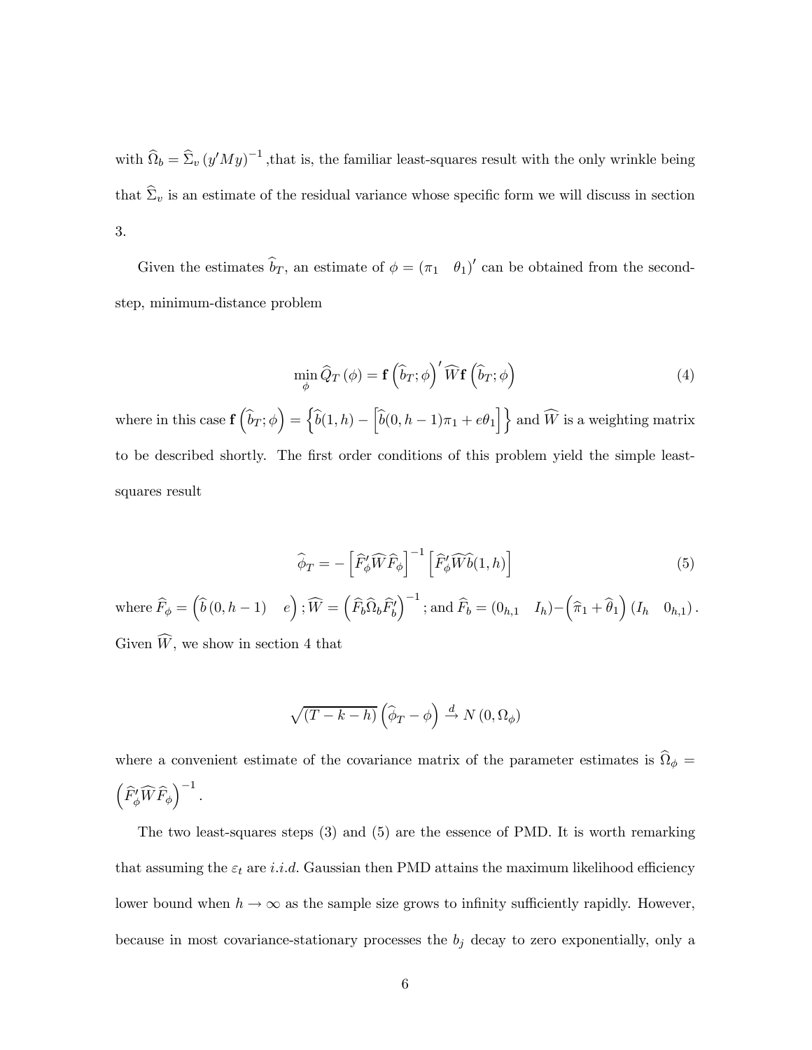with $\widehat{\Omega}_b = \widehat{\Sigma}_v \left(y'My\right)^{-1}$,that is, the familiar least-squares result with the only wrinkle being that $\widehat{\Sigma}_v$ is an estimate of the residual variance whose specific form we will discuss in section 3.

Given the estimates $\widehat{b}_T$, an estimate of $\phi = (\pi_1 \quad \theta_1)'$ can be obtained from the second-step, minimum-distance problem

$$\min_{\phi} \widehat{Q}_T\left(\phi\right) = \mathbf{f}\left(\widehat{b}_T;\phi\right)'\widehat{W}\mathbf{f}\left(\widehat{b}_T;\phi\right) \tag{4}$$

where in this case $\mathbf{f}\left(\widehat{b}_T;\phi\right) = \left\{\widehat{b}(1,h) - \left[\widehat{b}(0,h-1)\pi_1 + e\theta_1\right]\right\}$ and $\widehat{W}$ is a weighting matrix to be described shortly. The first order conditions of this problem yield the simple least-squares result

$$\widehat{\phi}_T = -\left[\widehat{F}_{\phi}'\widehat{W}\widehat{F}_{\phi}\right]^{-1}\left[\widehat{F}_{\phi}'\widehat{W}\widehat{b}(1,h)\right] \tag{5}$$

where $\widehat{F}_{\phi} = \left(\widehat{b}\left(0,h-1\right) \quad e\right)$; $\widehat{W} = \left(\widehat{F}_b\widehat{\Omega}_b\widehat{F}_b'\right)^{-1}$; and $\widehat{F}_b = (0_{h,1} \quad I_h) - \left(\widehat{\pi}_1 + \widehat{\theta}_1\right)(I_h \quad 0_{h,1})$. Given $\widehat{W}$, we show in section 4 that

$$\sqrt{(T-k-h)}\left(\widehat{\phi}_T - \phi\right) \xrightarrow{d} N\left(0, \Omega_{\phi}\right)$$

where a convenient estimate of the covariance matrix of the parameter estimates is $\widehat{\Omega}_{\phi} = \left(\widehat{F}_{\phi}'\widehat{W}\widehat{F}_{\phi}\right)^{-1}$.

The two least-squares steps (3) and (5) are the essence of PMD. It is worth remarking that assuming the $\varepsilon_t$ are *i.i.d.* Gaussian then PMD attains the maximum likelihood efficiency lower bound when $h \to \infty$ as the sample size grows to infinity sufficiently rapidly. However, because in most covariance-stationary processes the $b_j$ decay to zero exponentially, only a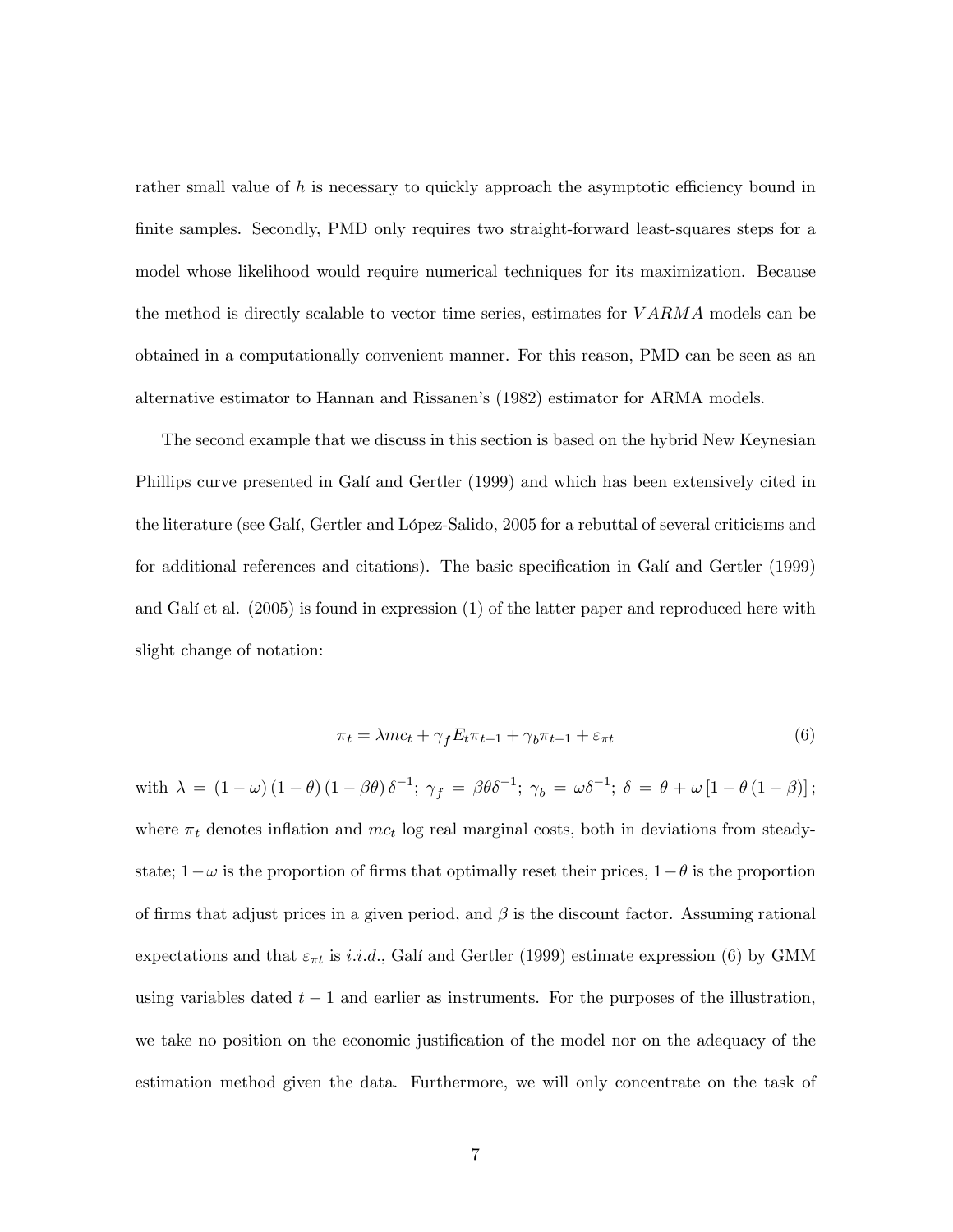rather small value of $h$ is necessary to quickly approach the asymptotic efficiency bound in finite samples. Secondly, PMD only requires two straight-forward least-squares steps for a model whose likelihood would require numerical techniques for its maximization. Because the method is directly scalable to vector time series, estimates for $VARMA$ models can be obtained in a computationally convenient manner. For this reason, PMD can be seen as an alternative estimator to Hannan and Rissanen's (1982) estimator for ARMA models.

The second example that we discuss in this section is based on the hybrid New Keynesian Phillips curve presented in Galí and Gertler (1999) and which has been extensively cited in the literature (see Galí, Gertler and López-Salido, 2005 for a rebuttal of several criticisms and for additional references and citations). The basic specification in Galí and Gertler (1999) and Galí et al. (2005) is found in expression (1) of the latter paper and reproduced here with slight change of notation:

$$\pi_t = \lambda mc_t + \gamma_f E_t \pi_{t+1} + \gamma_b \pi_{t-1} + \varepsilon_{\pi t} \tag{6}$$

with $\lambda = (1 - \omega)(1 - \theta)(1 - \beta\theta)\delta^{-1}$; $\gamma_f = \beta\theta\delta^{-1}$; $\gamma_b = \omega\delta^{-1}$; $\delta = \theta + \omega[1 - \theta(1 - \beta)]$; where $\pi_t$ denotes inflation and $mc_t$ log real marginal costs, both in deviations from steady-state; $1-\omega$ is the proportion of firms that optimally reset their prices, $1-\theta$ is the proportion of firms that adjust prices in a given period, and $\beta$ is the discount factor. Assuming rational expectations and that $\varepsilon_{\pi t}$ is $i.i.d.$, Galí and Gertler (1999) estimate expression (6) by GMM using variables dated $t-1$ and earlier as instruments. For the purposes of the illustration, we take no position on the economic justification of the model nor on the adequacy of the estimation method given the data. Furthermore, we will only concentrate on the task of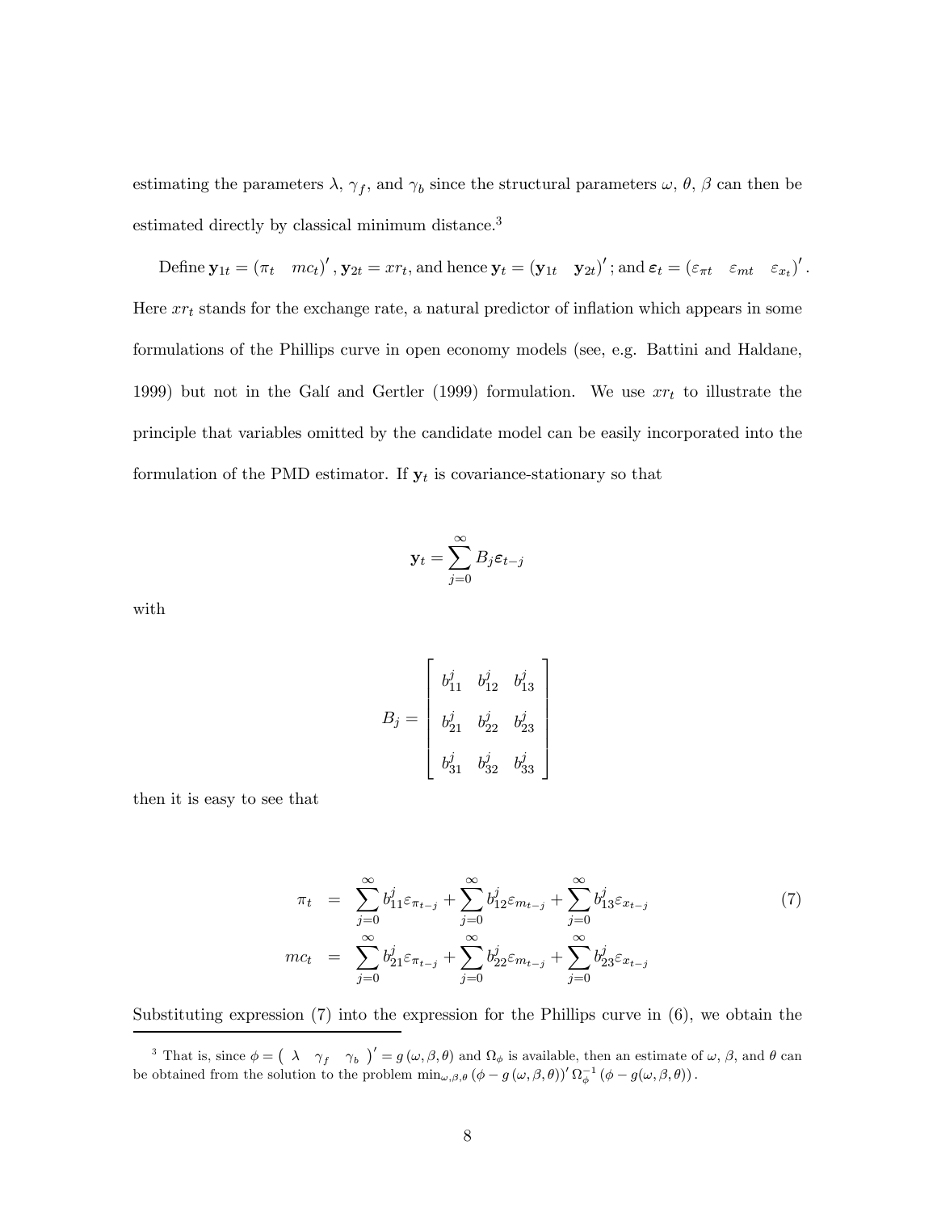estimating the parameters $\lambda$, $\gamma_f$, and $\gamma_b$ since the structural parameters $\omega$, $\theta$, $\beta$ can then be estimated directly by classical minimum distance.[3]

Define $\mathbf{y}_{1t} = (\pi_t \quad mc_t)'$, $\mathbf{y}_{2t} = xr_t$, and hence $\mathbf{y}_t = (\mathbf{y}_{1t} \quad \mathbf{y}_{2t})'$; and $\boldsymbol{\varepsilon}_t = (\varepsilon_{\pi t} \quad \varepsilon_{mt} \quad \varepsilon_{x_t})'$. Here $xr_t$ stands for the exchange rate, a natural predictor of inflation which appears in some formulations of the Phillips curve in open economy models (see, e.g. Battini and Haldane, 1999) but not in the Galí and Gertler (1999) formulation. We use $xr_t$ to illustrate the principle that variables omitted by the candidate model can be easily incorporated into the formulation of the PMD estimator. If $\mathbf{y}_t$ is covariance-stationary so that

$$\mathbf{y}_t = \sum_{j=0}^{\infty} B_j \boldsymbol{\varepsilon}_{t-j}$$

with

$$B_j = \begin{bmatrix} b_{11}^j & b_{12}^j & b_{13}^j \\ b_{21}^j & b_{22}^j & b_{23}^j \\ b_{31}^j & b_{32}^j & b_{33}^j \end{bmatrix}$$

then it is easy to see that

$$\begin{aligned} \pi_t &= \sum_{j=0}^{\infty} b_{11}^j \varepsilon_{\pi_{t-j}} + \sum_{j=0}^{\infty} b_{12}^j \varepsilon_{m_{t-j}} + \sum_{j=0}^{\infty} b_{13}^j \varepsilon_{x_{t-j}} \\ mc_t &= \sum_{j=0}^{\infty} b_{21}^j \varepsilon_{\pi_{t-j}} + \sum_{j=0}^{\infty} b_{22}^j \varepsilon_{m_{t-j}} + \sum_{j=0}^{\infty} b_{23}^j \varepsilon_{x_{t-j}} \end{aligned} \tag{7}$$

Substituting expression (7) into the expression for the Phillips curve in (6), we obtain the

[3] That is, since $\phi = \begin{pmatrix} \lambda & \gamma_f & \gamma_b \end{pmatrix}' = g(\omega, \beta, \theta)$ and $\Omega_\phi$ is available, then an estimate of $\omega$, $\beta$, and $\theta$ can be obtained from the solution to the problem $\min_{\omega,\beta,\theta} (\phi - g(\omega, \beta, \theta))' \Omega_\phi^{-1} (\phi - g(\omega, \beta, \theta))$.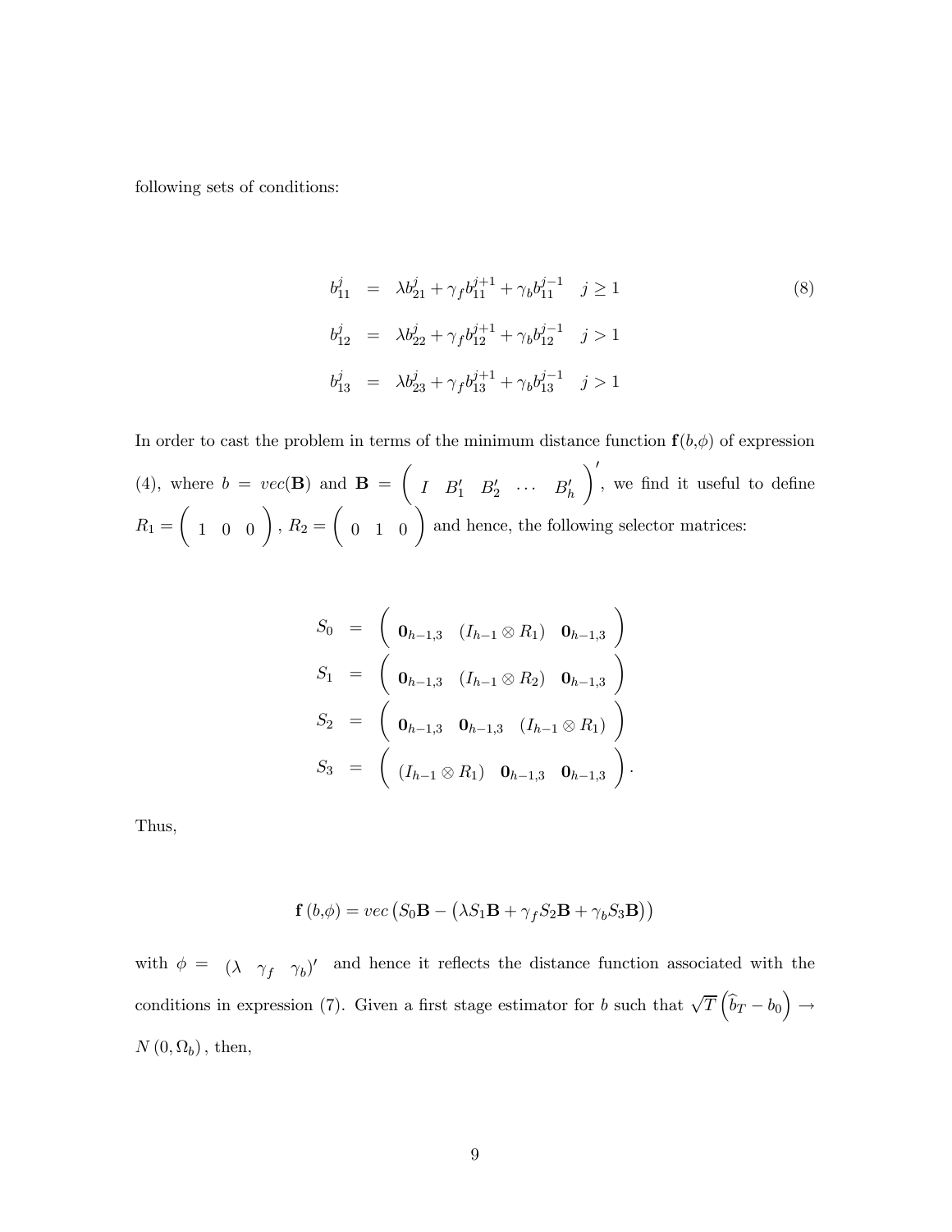following sets of conditions:

$$
\begin{aligned}
b_{11}^{j} &= \lambda b_{21}^{j} + \gamma_f b_{11}^{j+1} + \gamma_b b_{11}^{j-1} \quad j \geq 1 \\
b_{12}^{j} &= \lambda b_{22}^{j} + \gamma_f b_{12}^{j+1} + \gamma_b b_{12}^{j-1} \quad j > 1 \\
b_{13}^{j} &= \lambda b_{23}^{j} + \gamma_f b_{13}^{j+1} + \gamma_b b_{13}^{j-1} \quad j > 1
\end{aligned}
\tag{8}
$$

In order to cast the problem in terms of the minimum distance function $\mathbf{f}(b,\phi)$ of expression (4), where $b = vec(\mathbf{B})$ and $\mathbf{B} = \begin{pmatrix} I & B_1' & B_2' & \cdots & B_h' \end{pmatrix}'$, we find it useful to define $R_1 = \begin{pmatrix} 1 & 0 & 0 \end{pmatrix}$, $R_2 = \begin{pmatrix} 0 & 1 & 0 \end{pmatrix}$ and hence, the following selector matrices:

$$
\begin{aligned}
S_0 &= \begin{pmatrix} \mathbf{0}_{h-1,3} & (I_{h-1} \otimes R_1) & \mathbf{0}_{h-1,3} \end{pmatrix} \\
S_1 &= \begin{pmatrix} \mathbf{0}_{h-1,3} & (I_{h-1} \otimes R_2) & \mathbf{0}_{h-1,3} \end{pmatrix} \\
S_2 &= \begin{pmatrix} \mathbf{0}_{h-1,3} & \mathbf{0}_{h-1,3} & (I_{h-1} \otimes R_1) \end{pmatrix} \\
S_3 &= \begin{pmatrix} (I_{h-1} \otimes R_1) & \mathbf{0}_{h-1,3} & \mathbf{0}_{h-1,3} \end{pmatrix}.
\end{aligned}
$$

Thus,

$$
\mathbf{f}(b,\phi) = vec\left(S_0\mathbf{B} - \left(\lambda S_1\mathbf{B} + \gamma_f S_2\mathbf{B} + \gamma_b S_3\mathbf{B}\right)\right)
$$

with $\phi = \begin{pmatrix} \lambda & \gamma_f & \gamma_b \end{pmatrix}'$ and hence it reflects the distance function associated with the conditions in expression (7). Given a first stage estimator for $b$ such that $\sqrt{T}\left(\widehat{b}_T - b_0\right) \rightarrow N\left(0, \Omega_b\right)$, then,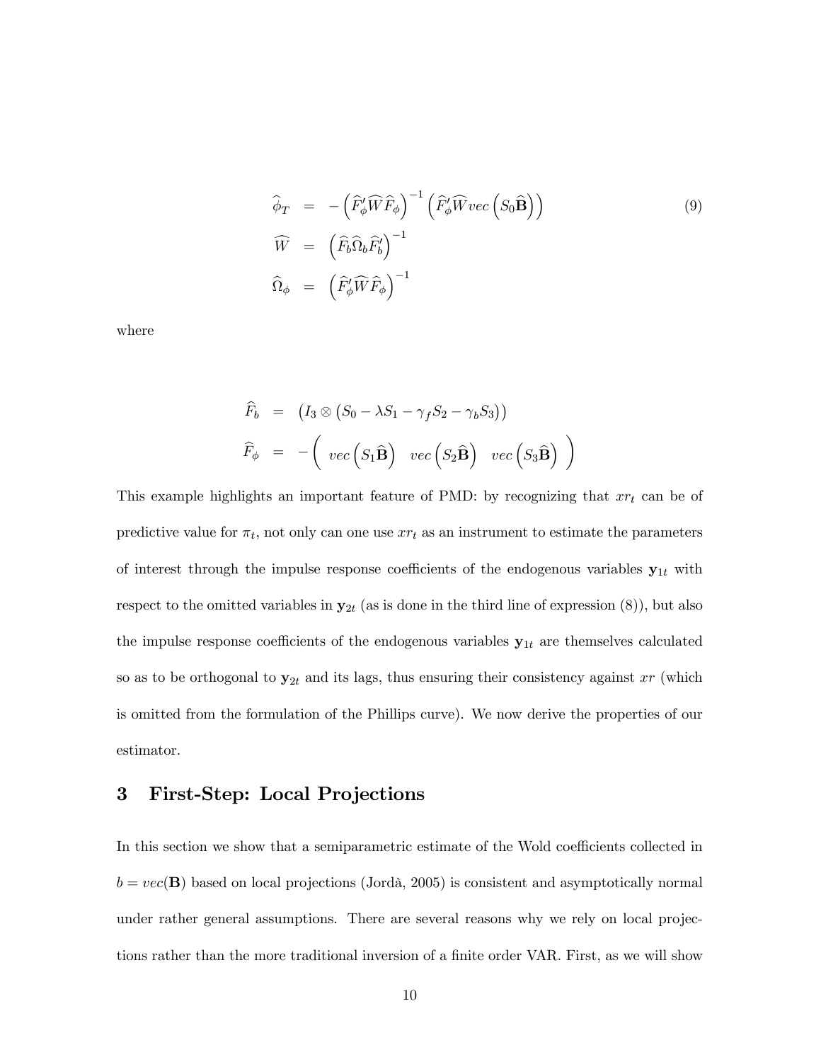$$
\begin{aligned}
\widehat{\phi}_T &= -\left(\widehat{F}_\phi' \widehat{W} \widehat{F}_\phi\right)^{-1} \left(\widehat{F}_\phi' \widehat{W} vec\left(S_0 \widehat{\mathbf{B}}\right)\right) \\
\widehat{W} &= \left(\widehat{F}_b \widehat{\Omega}_b \widehat{F}_b'\right)^{-1} \\
\widehat{\Omega}_\phi &= \left(\widehat{F}_\phi' \widehat{W} \widehat{F}_\phi\right)^{-1}
\end{aligned} \tag{9}
$$

where

$$
\begin{aligned}
\widehat{F}_b &= \left(I_3 \otimes \left(S_0 - \lambda S_1 - \gamma_f S_2 - \gamma_b S_3\right)\right) \\
\widehat{F}_\phi &= -\begin{pmatrix} vec\left(S_1 \widehat{\mathbf{B}}\right) & vec\left(S_2 \widehat{\mathbf{B}}\right) & vec\left(S_3 \widehat{\mathbf{B}}\right) \end{pmatrix}
\end{aligned}
$$

This example highlights an important feature of PMD: by recognizing that $xr_t$ can be of predictive value for $\pi_t$, not only can one use $xr_t$ as an instrument to estimate the parameters of interest through the impulse response coefficients of the endogenous variables $\mathbf{y}_{1t}$ with respect to the omitted variables in $\mathbf{y}_{2t}$ (as is done in the third line of expression (8)), but also the impulse response coefficients of the endogenous variables $\mathbf{y}_{1t}$ are themselves calculated so as to be orthogonal to $\mathbf{y}_{2t}$ and its lags, thus ensuring their consistency against $xr$ (which is omitted from the formulation of the Phillips curve). We now derive the properties of our estimator.

# 3 First-Step: Local Projections

In this section we show that a semiparametric estimate of the Wold coefficients collected in $b = vec(\mathbf{B})$ based on local projections (Jordà, 2005) is consistent and asymptotically normal under rather general assumptions. There are several reasons why we rely on local projections rather than the more traditional inversion of a finite order VAR. First, as we will show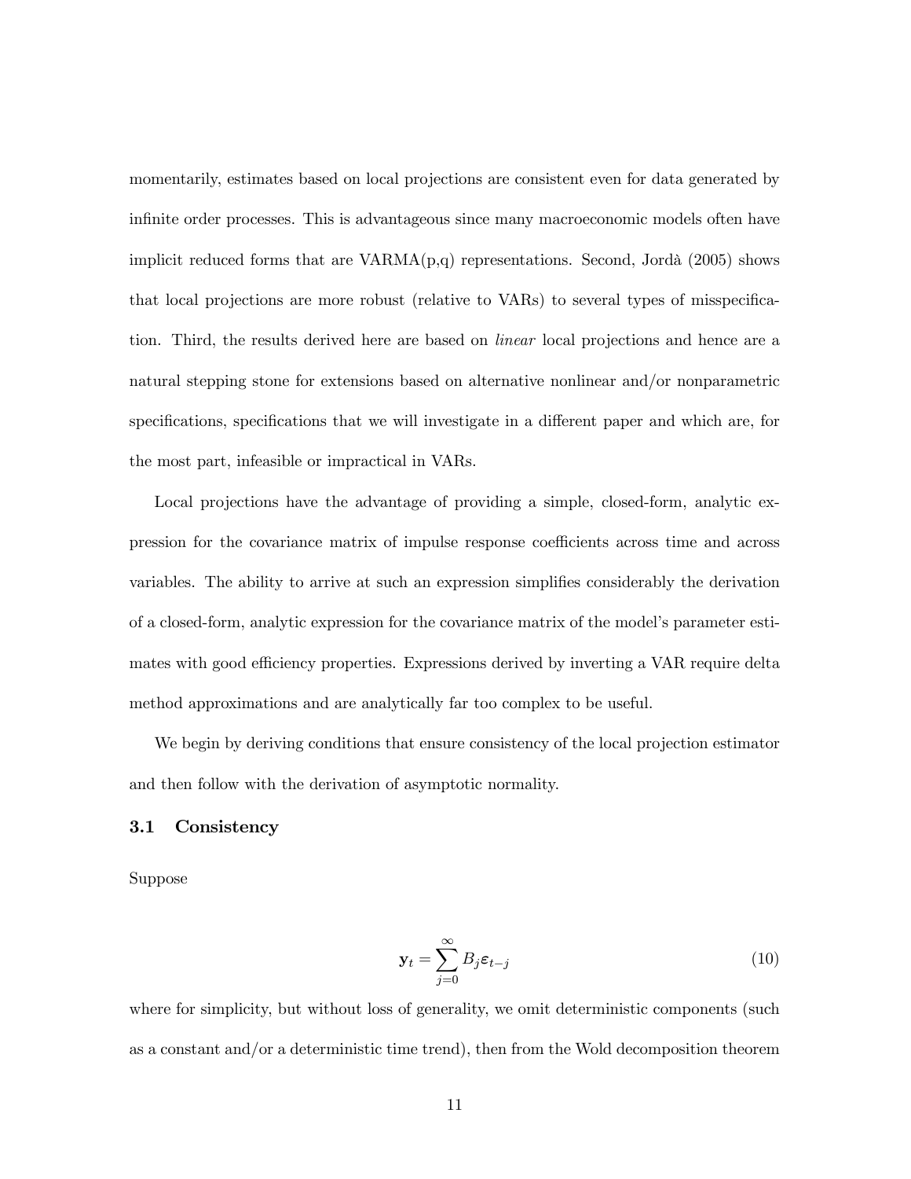momentarily, estimates based on local projections are consistent even for data generated by infinite order processes. This is advantageous since many macroeconomic models often have implicit reduced forms that are VARMA(p,q) representations. Second, Jordà (2005) shows that local projections are more robust (relative to VARs) to several types of misspecification. Third, the results derived here are based on *linear* local projections and hence are a natural stepping stone for extensions based on alternative nonlinear and/or nonparametric specifications, specifications that we will investigate in a different paper and which are, for the most part, infeasible or impractical in VARs.

Local projections have the advantage of providing a simple, closed-form, analytic expression for the covariance matrix of impulse response coefficients across time and across variables. The ability to arrive at such an expression simplifies considerably the derivation of a closed-form, analytic expression for the covariance matrix of the model's parameter estimates with good efficiency properties. Expressions derived by inverting a VAR require delta method approximations and are analytically far too complex to be useful.

We begin by deriving conditions that ensure consistency of the local projection estimator and then follow with the derivation of asymptotic normality.

### 3.1 Consistency

Suppose

$$\mathbf{y}_t = \sum_{j=0}^{\infty} B_j \boldsymbol{\varepsilon}_{t-j} \tag{10}$$

where for simplicity, but without loss of generality, we omit deterministic components (such as a constant and/or a deterministic time trend), then from the Wold decomposition theorem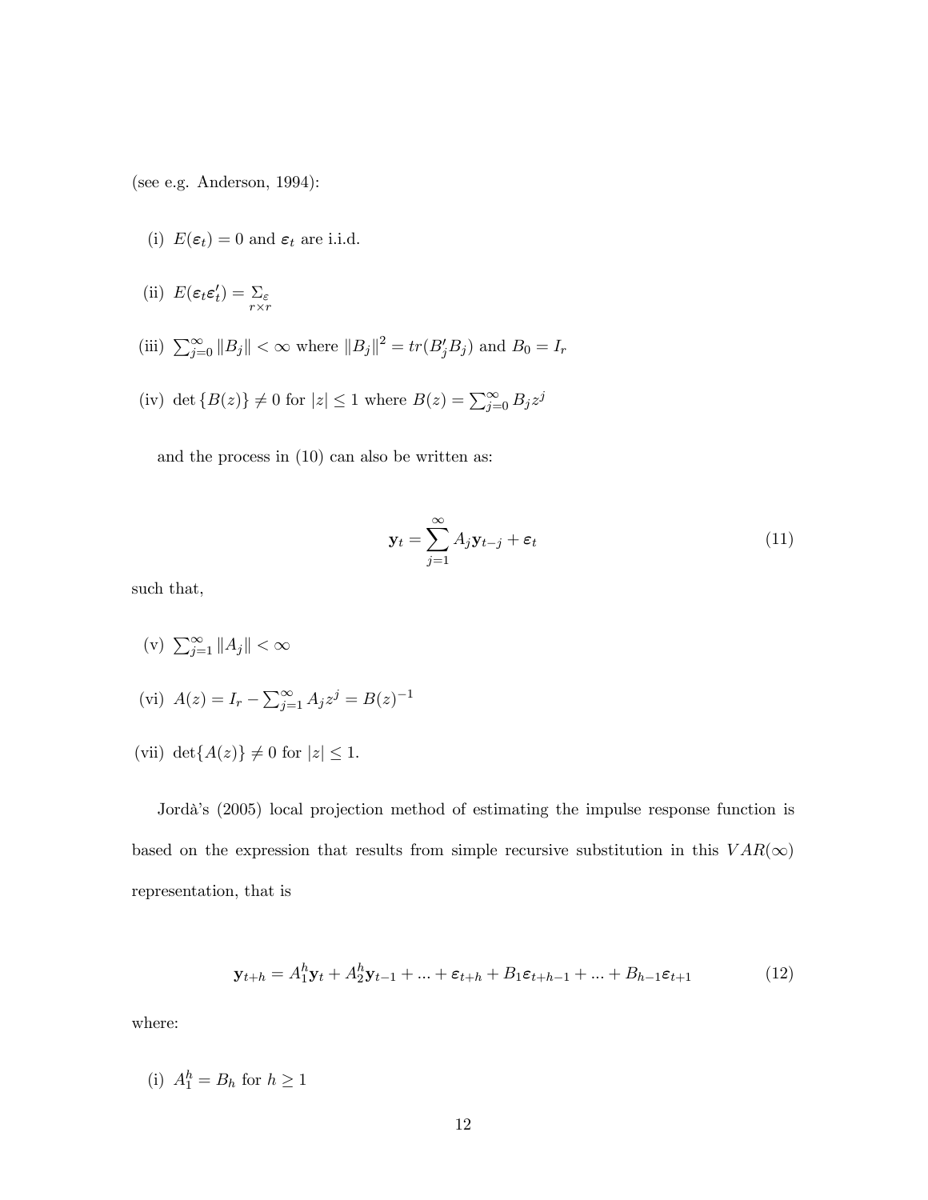(see e.g. Anderson, 1994):

(i) $E(\boldsymbol{\varepsilon}_t) = 0$ and $\boldsymbol{\varepsilon}_t$ are i.i.d.

(ii) $E(\boldsymbol{\varepsilon}_t \boldsymbol{\varepsilon}_t') = \underset{r \times r}{\Sigma_\varepsilon}$

(iii) $\sum_{j=0}^{\infty} \|B_j\| < \infty$ where $\|B_j\|^2 = tr(B_j' B_j)$ and $B_0 = I_r$

(iv) $\det\{B(z)\} \neq 0$ for $|z| \leq 1$ where $B(z) = \sum_{j=0}^{\infty} B_j z^j$

and the process in (10) can also be written as:

$$\mathbf{y}_t = \sum_{j=1}^{\infty} A_j \mathbf{y}_{t-j} + \boldsymbol{\varepsilon}_t \tag{11}$$

such that,

(v) $\sum_{j=1}^{\infty} \|A_j\| < \infty$

(vi) $A(z) = I_r - \sum_{j=1}^{\infty} A_j z^j = B(z)^{-1}$

(vii) $\det\{A(z)\} \neq 0$ for $|z| \leq 1$.

Jordà's (2005) local projection method of estimating the impulse response function is based on the expression that results from simple recursive substitution in this $VAR(\infty)$ representation, that is

$$\mathbf{y}_{t+h} = A_1^h \mathbf{y}_t + A_2^h \mathbf{y}_{t-1} + ... + \boldsymbol{\varepsilon}_{t+h} + B_1 \boldsymbol{\varepsilon}_{t+h-1} + ... + B_{h-1} \boldsymbol{\varepsilon}_{t+1} \tag{12}$$

where:

(i) $A_1^h = B_h$ for $h \geq 1$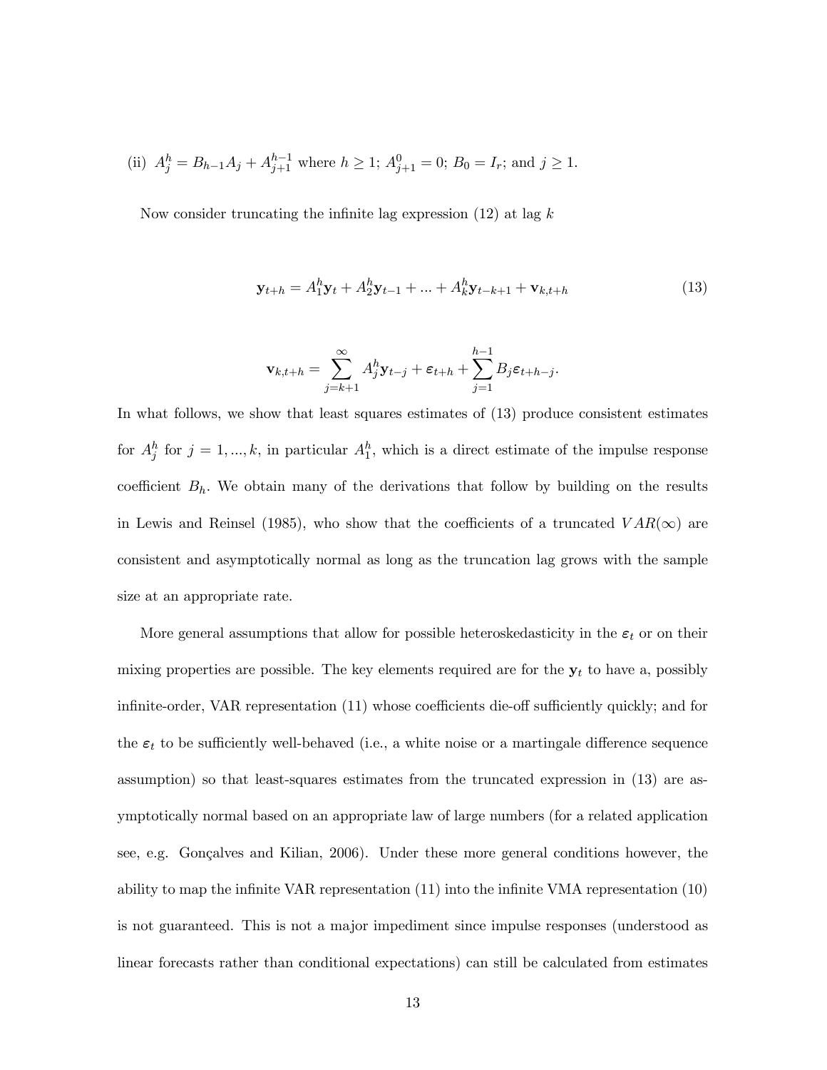(ii) $A_j^h = B_{h-1}A_j + A_{j+1}^{h-1}$ where $h \geq 1$; $A_{j+1}^0 = 0$; $B_0 = I_r$; and $j \geq 1$.

Now consider truncating the infinite lag expression (12) at lag $k$

$$\mathbf{y}_{t+h} = A_1^h \mathbf{y}_t + A_2^h \mathbf{y}_{t-1} + ... + A_k^h \mathbf{y}_{t-k+1} + \mathbf{v}_{k,t+h} \tag{13}$$

$$\mathbf{v}_{k,t+h} = \sum_{j=k+1}^{\infty} A_j^h \mathbf{y}_{t-j} + \boldsymbol{\varepsilon}_{t+h} + \sum_{j=1}^{h-1} B_j \boldsymbol{\varepsilon}_{t+h-j}.$$

In what follows, we show that least squares estimates of (13) produce consistent estimates for $A_j^h$ for $j = 1, ..., k$, in particular $A_1^h$, which is a direct estimate of the impulse response coefficient $B_h$. We obtain many of the derivations that follow by building on the results in Lewis and Reinsel (1985), who show that the coefficients of a truncated $VAR(\infty)$ are consistent and asymptotically normal as long as the truncation lag grows with the sample size at an appropriate rate.

More general assumptions that allow for possible heteroskedasticity in the $\boldsymbol{\varepsilon}_t$ or on their mixing properties are possible. The key elements required are for the $\mathbf{y}_t$ to have a, possibly infinite-order, VAR representation (11) whose coefficients die-off sufficiently quickly; and for the $\boldsymbol{\varepsilon}_t$ to be sufficiently well-behaved (i.e., a white noise or a martingale difference sequence assumption) so that least-squares estimates from the truncated expression in (13) are asymptotically normal based on an appropriate law of large numbers (for a related application see, e.g. Gonçalves and Kilian, 2006). Under these more general conditions however, the ability to map the infinite VAR representation (11) into the infinite VMA representation (10) is not guaranteed. This is not a major impediment since impulse responses (understood as linear forecasts rather than conditional expectations) can still be calculated from estimates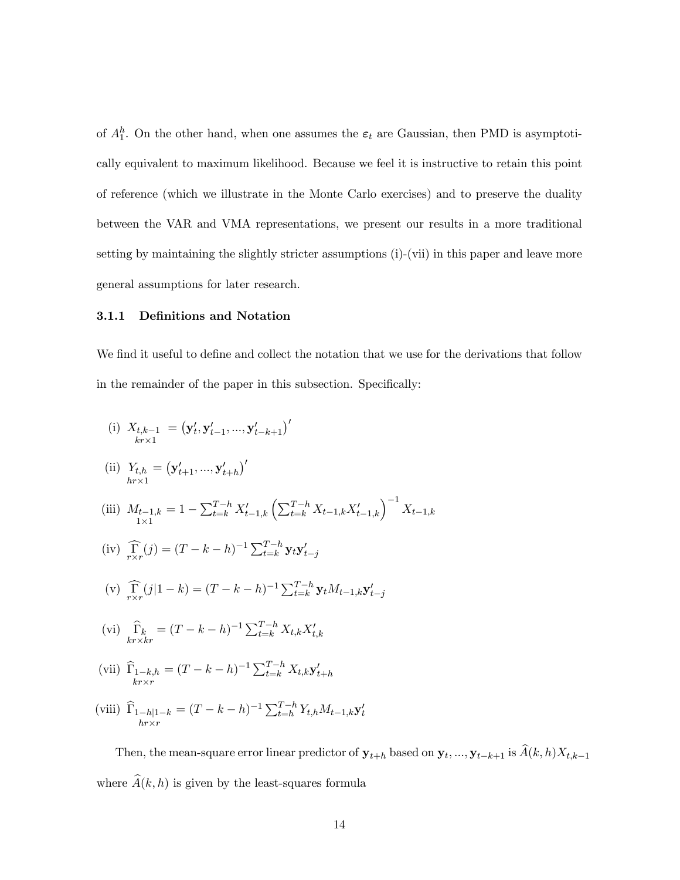of $A_1^h$. On the other hand, when one assumes the $\boldsymbol{\varepsilon}_t$ are Gaussian, then PMD is asymptotically equivalent to maximum likelihood. Because we feel it is instructive to retain this point of reference (which we illustrate in the Monte Carlo exercises) and to preserve the duality between the VAR and VMA representations, we present our results in a more traditional setting by maintaining the slightly stricter assumptions (i)-(vii) in this paper and leave more general assumptions for later research.

### 3.1.1 Definitions and Notation

We find it useful to define and collect the notation that we use for the derivations that follow in the remainder of the paper in this subsection. Specifically:

(i) $\underset{kr\times 1}{X_{t,k-1}} = \left(\mathbf{y}_t', \mathbf{y}_{t-1}', ..., \mathbf{y}_{t-k+1}'\right)'$

(ii) $\underset{hr\times 1}{Y_{t,h}} = \left(\mathbf{y}_{t+1}', ..., \mathbf{y}_{t+h}'\right)'$

(iii) $\underset{1\times 1}{M_{t-1,k}} = 1 - \sum_{t=k}^{T-h} X_{t-1,k}' \left(\sum_{t=k}^{T-h} X_{t-1,k} X_{t-1,k}'\right)^{-1} X_{t-1,k}$

(iv) $\underset{r\times r}{\widehat{\Gamma}}(j) = (T-k-h)^{-1} \sum_{t=k}^{T-h} \mathbf{y}_t \mathbf{y}_{t-j}'$

(v) $\underset{r\times r}{\widehat{\Gamma}}(j|1-k) = (T-k-h)^{-1} \sum_{t=k}^{T-h} \mathbf{y}_t M_{t-1,k} \mathbf{y}_{t-j}'$

(vi) $\underset{kr\times kr}{\widehat{\Gamma}_k} = (T-k-h)^{-1} \sum_{t=k}^{T-h} X_{t,k} X_{t,k}'$

(vii) $\underset{kr\times r}{\widehat{\Gamma}_{1-k,h}} = (T-k-h)^{-1} \sum_{t=k}^{T-h} X_{t,k} \mathbf{y}_{t+h}'$

(viii) $\underset{hr\times r}{\widehat{\Gamma}_{1-h|1-k}} = (T-k-h)^{-1} \sum_{t=h}^{T-h} Y_{t,h} M_{t-1,k} \mathbf{y}_t'$

Then, the mean-square error linear predictor of $\mathbf{y}_{t+h}$ based on $\mathbf{y}_t, ..., \mathbf{y}_{t-k+1}$ is $\widehat{A}(k,h) X_{t,k-1}$ where $\widehat{A}(k,h)$ is given by the least-squares formula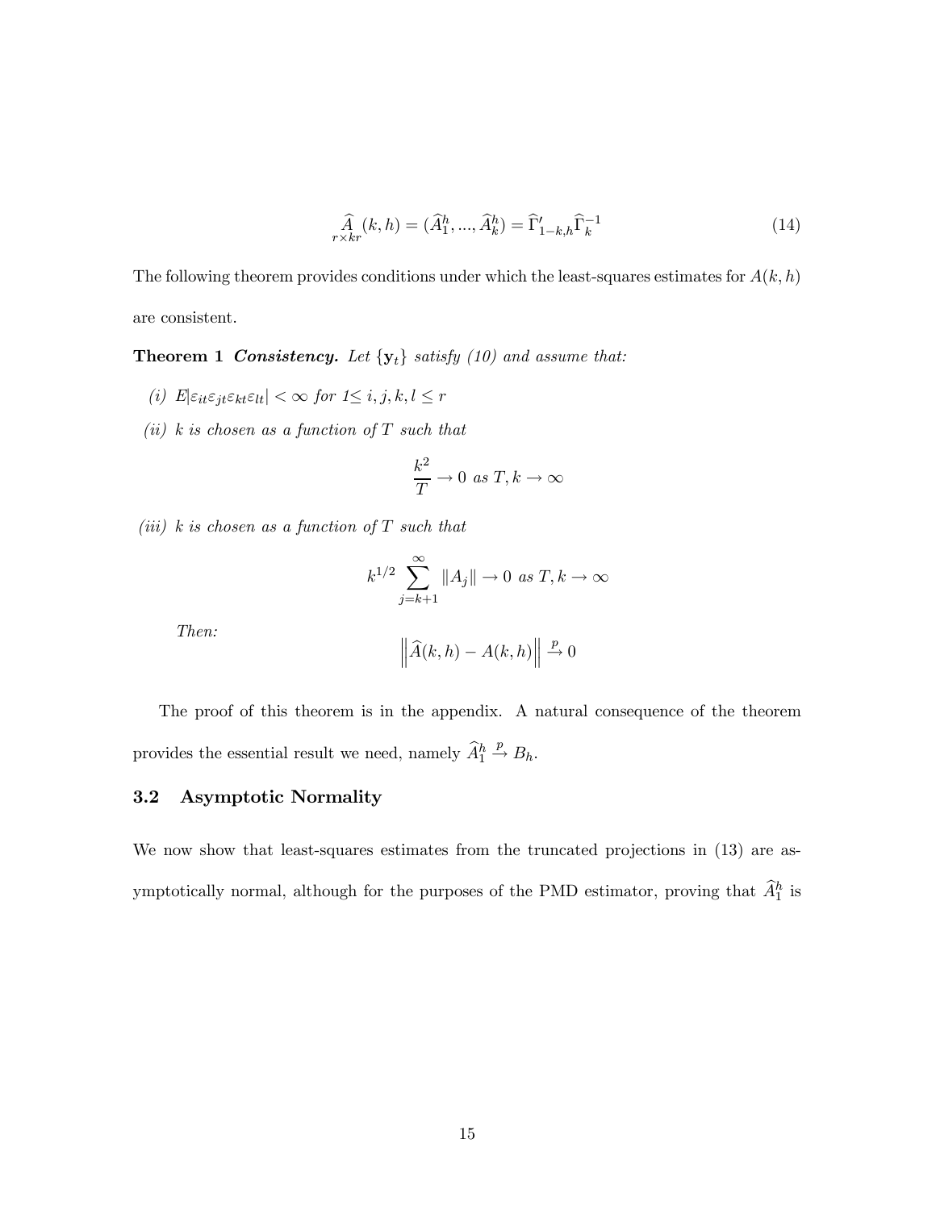$$\underset{r \times kr}{\widehat{A}}(k,h) = (\widehat{A}_1^h, ..., \widehat{A}_k^h) = \widehat{\Gamma}'_{1-k,h}\widehat{\Gamma}_k^{-1} \tag{14}$$

The following theorem provides conditions under which the least-squares estimates for $A(k,h)$ are consistent.

**Theorem 1** ***Consistency.*** *Let $\{\mathbf{y}_t\}$ satisfy (10) and assume that:*

*(i) $E|\varepsilon_{it}\varepsilon_{jt}\varepsilon_{kt}\varepsilon_{lt}| < \infty$ for $1 \leq i, j, k, l \leq r$*

*(ii) $k$ is chosen as a function of $T$ such that*

$$\frac{k^2}{T} \rightarrow 0 \text{ as } T, k \rightarrow \infty$$

*(iii) $k$ is chosen as a function of $T$ such that*

$$k^{1/2} \sum_{j=k+1}^{\infty} \|A_j\| \rightarrow 0 \text{ as } T, k \rightarrow \infty$$

*Then:*

$$\left\|\widehat{A}(k,h) - A(k,h)\right\| \xrightarrow{p} 0$$

The proof of this theorem is in the appendix. A natural consequence of the theorem provides the essential result we need, namely $\widehat{A}_1^h \xrightarrow{p} B_h$.

### 3.2 Asymptotic Normality

We now show that least-squares estimates from the truncated projections in (13) are asymptotically normal, although for the purposes of the PMD estimator, proving that $\widehat{A}_1^h$ is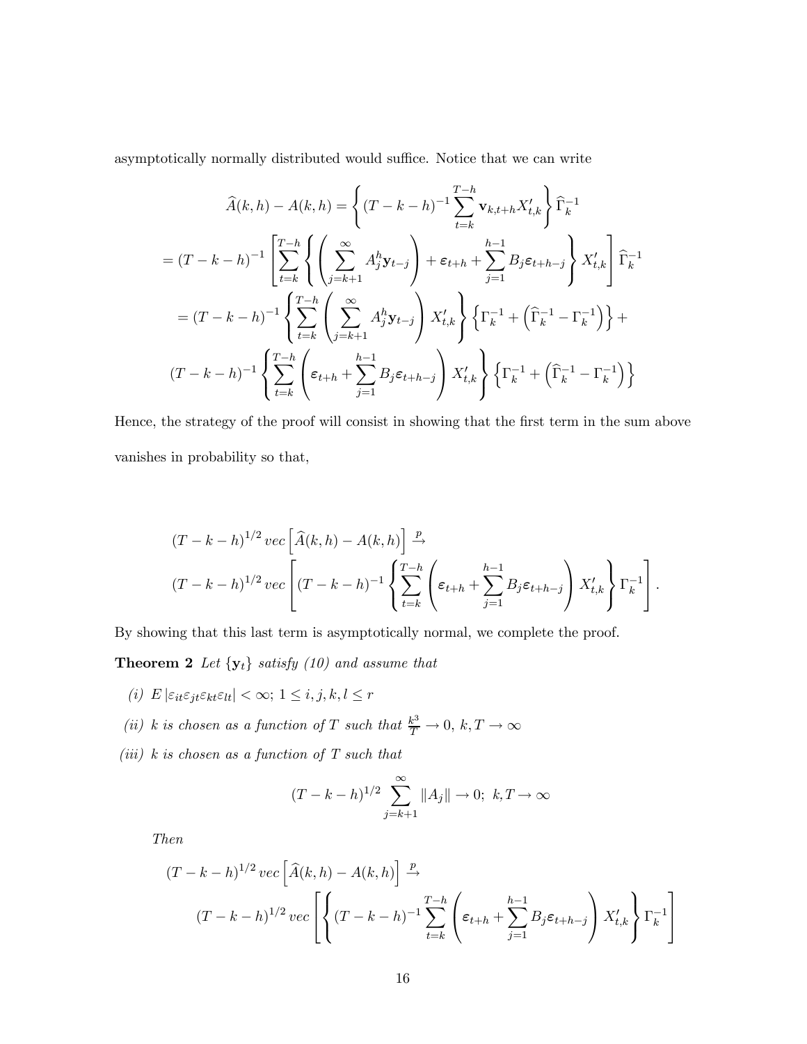asymptotically normally distributed would suffice. Notice that we can write

$$\widehat{A}(k,h) - A(k,h) = \left\{ (T-k-h)^{-1} \sum_{t=k}^{T-h} \mathbf{v}_{k,t+h} X'_{t,k} \right\} \widehat{\Gamma}_k^{-1}$$

$$= (T-k-h)^{-1} \left[ \sum_{t=k}^{T-h} \left\{ \left( \sum_{j=k+1}^{\infty} A_j^h \mathbf{y}_{t-j} \right) + \boldsymbol{\varepsilon}_{t+h} + \sum_{j=1}^{h-1} B_j \boldsymbol{\varepsilon}_{t+h-j} \right\} X'_{t,k} \right] \widehat{\Gamma}_k^{-1}$$

$$= (T-k-h)^{-1} \left\{ \sum_{t=k}^{T-h} \left( \sum_{j=k+1}^{\infty} A_j^h \mathbf{y}_{t-j} \right) X'_{t,k} \right\} \left\{ \Gamma_k^{-1} + \left( \widehat{\Gamma}_k^{-1} - \Gamma_k^{-1} \right) \right\} +$$

$$(T-k-h)^{-1} \left\{ \sum_{t=k}^{T-h} \left( \boldsymbol{\varepsilon}_{t+h} + \sum_{j=1}^{h-1} B_j \boldsymbol{\varepsilon}_{t+h-j} \right) X'_{t,k} \right\} \left\{ \Gamma_k^{-1} + \left( \widehat{\Gamma}_k^{-1} - \Gamma_k^{-1} \right) \right\}$$

Hence, the strategy of the proof will consist in showing that the first term in the sum above vanishes in probability so that,

$$(T-k-h)^{1/2} \, vec\left[ \widehat{A}(k,h) - A(k,h) \right] \xrightarrow{p}$$
$$(T-k-h)^{1/2} \, vec\left[ (T-k-h)^{-1} \left\{ \sum_{t=k}^{T-h} \left( \boldsymbol{\varepsilon}_{t+h} + \sum_{j=1}^{h-1} B_j \boldsymbol{\varepsilon}_{t+h-j} \right) X'_{t,k} \right\} \Gamma_k^{-1} \right].$$

By showing that this last term is asymptotically normal, we complete the proof.

**Theorem 2** *Let $\{\mathbf{y}_t\}$ satisfy (10) and assume that*

*(i)* $E\left|\varepsilon_{it}\varepsilon_{jt}\varepsilon_{kt}\varepsilon_{lt}\right| < \infty;\ 1 \le i,j,k,l \le r$

*(ii)* *$k$ is chosen as a function of $T$ such that* $\frac{k^3}{T} \to 0,\ k,T \to \infty$

*(iii)* *$k$ is chosen as a function of $T$ such that*

$$(T-k-h)^{1/2} \sum_{j=k+1}^{\infty} \|A_j\| \to 0;\ k,T \to \infty$$

*Then*

$$(T-k-h)^{1/2} \, vec\left[ \widehat{A}(k,h) - A(k,h) \right] \xrightarrow{p}$$
$$(T-k-h)^{1/2} \, vec\left[ \left\{ (T-k-h)^{-1} \sum_{t=k}^{T-h} \left( \boldsymbol{\varepsilon}_{t+h} + \sum_{j=1}^{h-1} B_j \boldsymbol{\varepsilon}_{t+h-j} \right) X'_{t,k} \right\} \Gamma_k^{-1} \right]$$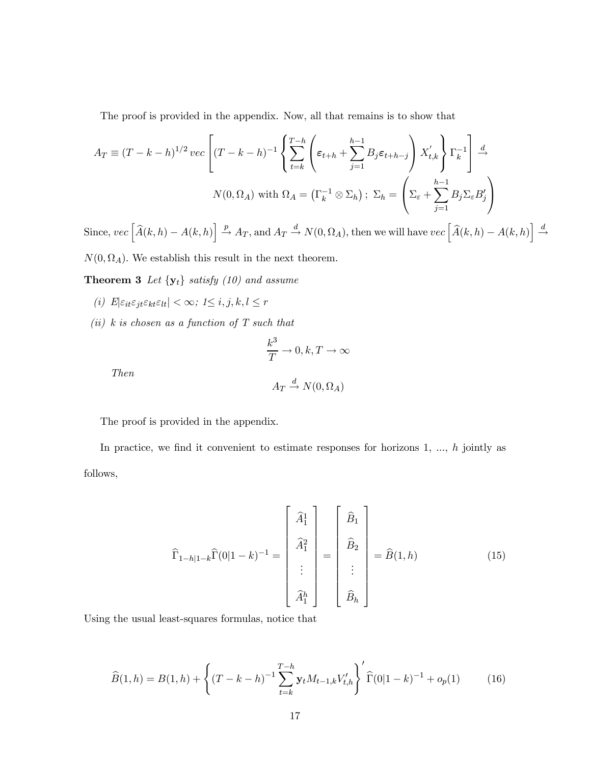The proof is provided in the appendix. Now, all that remains is to show that

$$A_T \equiv (T-k-h)^{1/2}\, vec\left[(T-k-h)^{-1}\left\{\sum_{t=k}^{T-h}\left(\boldsymbol{\varepsilon}_{t+h}+\sum_{j=1}^{h-1}B_j\boldsymbol{\varepsilon}_{t+h-j}\right)X_{t,k}^{'}\right\}\Gamma_k^{-1}\right] \xrightarrow{d}$$

$$N(0,\Omega_A) \text{ with } \Omega_A = \left(\Gamma_k^{-1}\otimes\Sigma_h\right);\ \Sigma_h = \left(\Sigma_\varepsilon + \sum_{j=1}^{h-1}B_j\Sigma_\varepsilon B_j'\right)$$

Since, $vec\left[\widehat{A}(k,h)-A(k,h)\right] \xrightarrow{p} A_T$, and $A_T \xrightarrow{d} N(0,\Omega_A)$, then we will have $vec\left[\widehat{A}(k,h)-A(k,h)\right] \xrightarrow{d} N(0,\Omega_A)$. We establish this result in the next theorem.

**Theorem 3** *Let $\{\mathbf{y}_t\}$ satisfy (10) and assume*

*(i) $E|\varepsilon_{it}\varepsilon_{jt}\varepsilon_{kt}\varepsilon_{lt}|<\infty$; $1\leq i,j,k,l\leq r$*

*(ii) $k$ is chosen as a function of $T$ such that*

$$\frac{k^3}{T}\to 0, k, T\to\infty$$

*Then*

$$A_T \xrightarrow{d} N(0,\Omega_A)$$

The proof is provided in the appendix.

In practice, we find it convenient to estimate responses for horizons 1, ..., $h$ jointly as follows,

$$\widehat{\Gamma}_{1-h|1-k}\widehat{\Gamma}(0|1-k)^{-1} = \begin{bmatrix}\widehat{A}_1^1\\ \widehat{A}_1^2\\ \vdots\\ \widehat{A}_1^h\end{bmatrix} = \begin{bmatrix}\widehat{B}_1\\ \widehat{B}_2\\ \vdots\\ \widehat{B}_h\end{bmatrix} = \widehat{B}(1,h) \tag{15}$$

Using the usual least-squares formulas, notice that

$$\widehat{B}(1,h) = B(1,h) + \left\{(T-k-h)^{-1}\sum_{t=k}^{T-h}\mathbf{y}_t M_{t-1,k}V_{t,h}'\right\}'\widehat{\Gamma}(0|1-k)^{-1} + o_p(1) \tag{16}$$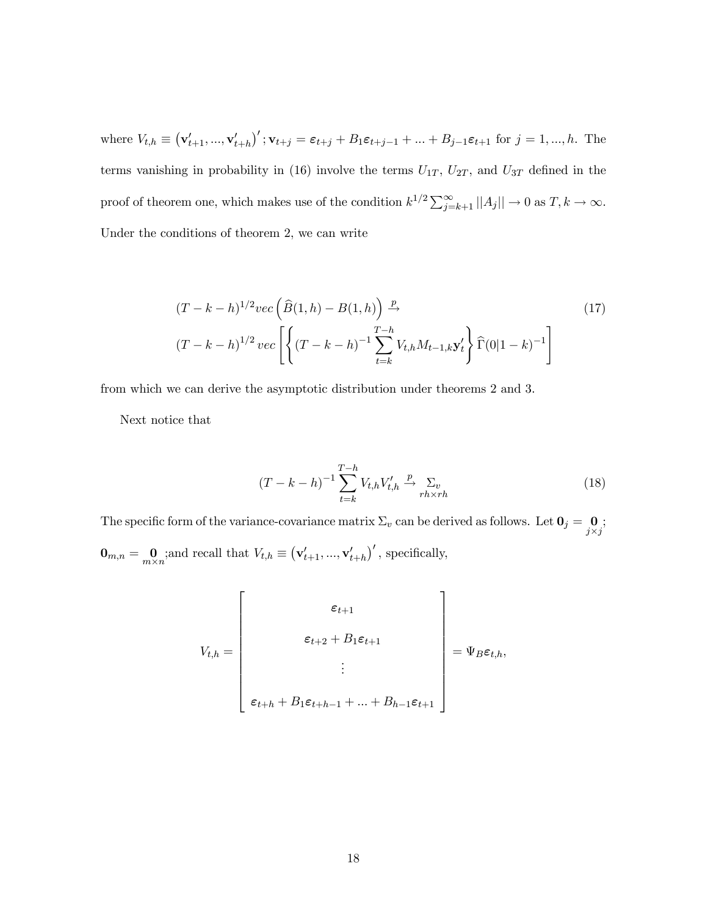where $V_{t,h} \equiv \left(\mathbf{v}'_{t+1}, ..., \mathbf{v}'_{t+h}\right)'$; $\mathbf{v}_{t+j} = \boldsymbol{\varepsilon}_{t+j} + B_1\boldsymbol{\varepsilon}_{t+j-1} + ... + B_{j-1}\boldsymbol{\varepsilon}_{t+1}$ for $j = 1, ..., h$. The terms vanishing in probability in (16) involve the terms $U_{1T}$, $U_{2T}$, and $U_{3T}$ defined in the proof of theorem one, which makes use of the condition $k^{1/2}\sum_{j=k+1}^{\infty} ||A_j|| \to 0$ as $T, k \to \infty$. Under the conditions of theorem 2, we can write

$$
\begin{aligned}
&(T-k-h)^{1/2} vec\left(\widehat{B}(1,h) - B(1,h)\right) \xrightarrow{p} \\
&(T-k-h)^{1/2}\, vec\left[\left\{(T-k-h)^{-1}\sum_{t=k}^{T-h} V_{t,h} M_{t-1,k}\mathbf{y}'_t\right\}\widehat{\Gamma}(0|1-k)^{-1}\right]
\end{aligned}
\tag{17}
$$

from which we can derive the asymptotic distribution under theorems 2 and 3.

Next notice that

$$
(T-k-h)^{-1}\sum_{t=k}^{T-h} V_{t,h}V'_{t,h} \xrightarrow{p} \underset{rh\times rh}{\Sigma_v} \tag{18}
$$

The specific form of the variance-covariance matrix $\Sigma_v$ can be derived as follows. Let $\mathbf{0}_j = \underset{j\times j}{\mathbf{0}}$; $\mathbf{0}_{m,n} = \underset{m\times n}{\mathbf{0}}$;and recall that $V_{t,h} \equiv \left(\mathbf{v}'_{t+1}, ..., \mathbf{v}'_{t+h}\right)'$, specifically,

$$
V_{t,h} = \begin{bmatrix} \boldsymbol{\varepsilon}_{t+1} \\ \boldsymbol{\varepsilon}_{t+2} + B_1\boldsymbol{\varepsilon}_{t+1} \\ \vdots \\ \boldsymbol{\varepsilon}_{t+h} + B_1\boldsymbol{\varepsilon}_{t+h-1} + ... + B_{h-1}\boldsymbol{\varepsilon}_{t+1} \end{bmatrix} = \Psi_B \boldsymbol{\varepsilon}_{t,h},
$$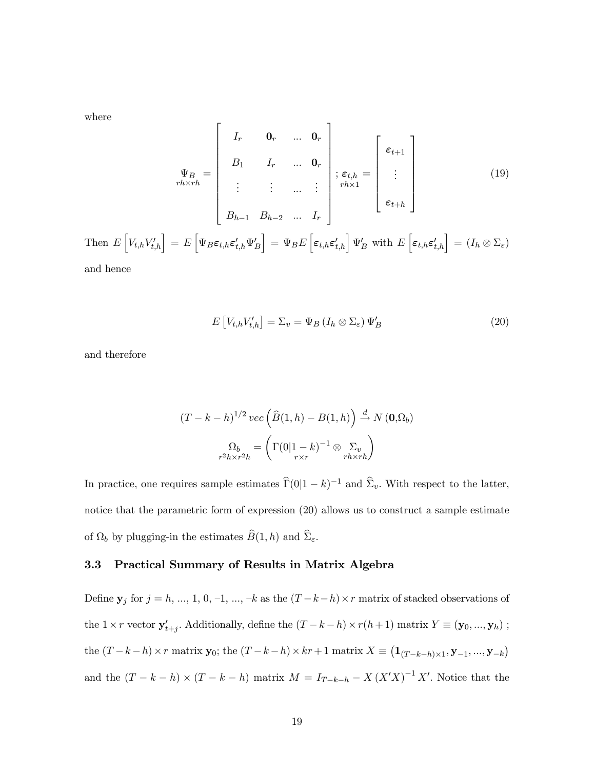where

$$\underset{rh\times rh}{\Psi_B} = \begin{bmatrix} I_r & \mathbf{0}_r & ... & \mathbf{0}_r \\ B_1 & I_r & ... & \mathbf{0}_r \\ \vdots & \vdots & ... & \vdots \\ B_{h-1} & B_{h-2} & ... & I_r \end{bmatrix} ; \underset{rh\times 1}{\boldsymbol{\varepsilon}_{t,h}} = \begin{bmatrix} \boldsymbol{\varepsilon}_{t+1} \\ \vdots \\ \boldsymbol{\varepsilon}_{t+h} \end{bmatrix} \tag{19}$$

Then $E\left[V_{t,h}V_{t,h}'\right] = E\left[\Psi_B \boldsymbol{\varepsilon}_{t,h}\boldsymbol{\varepsilon}_{t,h}'\Psi_B'\right] = \Psi_B E\left[\boldsymbol{\varepsilon}_{t,h}\boldsymbol{\varepsilon}_{t,h}'\right]\Psi_B'$ with $E\left[\boldsymbol{\varepsilon}_{t,h}\boldsymbol{\varepsilon}_{t,h}'\right] = (I_h \otimes \Sigma_\varepsilon)$ and hence

$$E\left[V_{t,h}V_{t,h}'\right] = \Sigma_v = \Psi_B \left(I_h \otimes \Sigma_\varepsilon\right) \Psi_B' \tag{20}$$

and therefore

$$(T-k-h)^{1/2}\, vec\left(\widehat{B}(1,h) - B(1,h)\right) \xrightarrow{d} N\left(\mathbf{0},\Omega_b\right)$$

$$\underset{r^2h\times r^2h}{\Omega_b} = \left(\underset{r\times r}{\Gamma(0|1-k)^{-1}} \otimes \underset{rh\times rh}{\Sigma_v}\right)$$

In practice, one requires sample estimates $\widehat{\Gamma}(0|1-k)^{-1}$ and $\widehat{\Sigma}_v$. With respect to the latter, notice that the parametric form of expression (20) allows us to construct a sample estimate of $\Omega_b$ by plugging-in the estimates $\widehat{B}(1,h)$ and $\widehat{\Sigma}_\varepsilon$.

### 3.3 Practical Summary of Results in Matrix Algebra

Define $\mathbf{y}_j$ for $j = h, ..., 1, 0, -1, ..., -k$ as the $(T-k-h)\times r$ matrix of stacked observations of the $1\times r$ vector $\mathbf{y}_{t+j}'$. Additionally, define the $(T-k-h)\times r(h+1)$ matrix $Y \equiv (\mathbf{y}_0, ..., \mathbf{y}_h)$ ; the $(T-k-h)\times r$ matrix $\mathbf{y}_0$; the $(T-k-h)\times kr+1$ matrix $X \equiv \left(\mathbf{1}_{(T-k-h)\times 1}, \mathbf{y}_{-1}, ..., \mathbf{y}_{-k}\right)$ and the $(T-k-h)\times(T-k-h)$ matrix $M = I_{T-k-h} - X\left(X'X\right)^{-1}X'$. Notice that the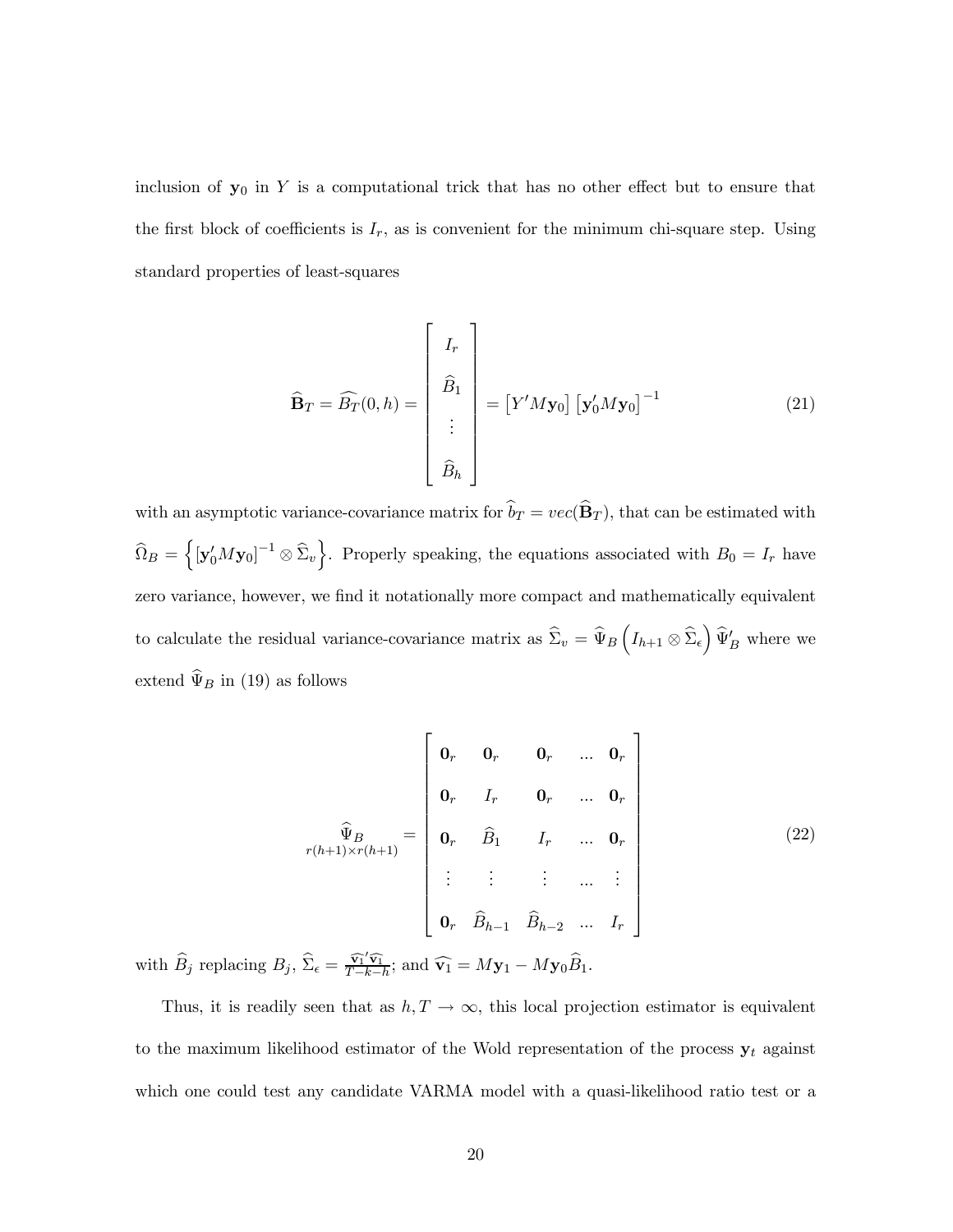inclusion of $\mathbf{y}_0$ in $Y$ is a computational trick that has no other effect but to ensure that the first block of coefficients is $I_r$, as is convenient for the minimum chi-square step. Using standard properties of least-squares

$$\widehat{\mathbf{B}}_T = \widehat{B_T}(0,h) = \begin{bmatrix} I_r \\ \widehat{B}_1 \\ \vdots \\ \widehat{B}_h \end{bmatrix} = \left[Y' M \mathbf{y}_0\right]\left[\mathbf{y}_0' M \mathbf{y}_0\right]^{-1} \tag{21}$$

with an asymptotic variance-covariance matrix for $\widehat{b}_T = vec(\widehat{\mathbf{B}}_T)$, that can be estimated with $\widehat{\Omega}_B = \left\{\left[\mathbf{y}_0' M \mathbf{y}_0\right]^{-1} \otimes \widehat{\Sigma}_v\right\}$. Properly speaking, the equations associated with $B_0 = I_r$ have zero variance, however, we find it notationally more compact and mathematically equivalent to calculate the residual variance-covariance matrix as $\widehat{\Sigma}_v = \widehat{\Psi}_B\left(I_{h+1} \otimes \widehat{\Sigma}_\epsilon\right)\widehat{\Psi}_B'$ where we extend $\widehat{\Psi}_B$ in (19) as follows

$$\underset{r(h+1)\times r(h+1)}{\widehat{\Psi}_B} = \begin{bmatrix} \mathbf{0}_r & \mathbf{0}_r & \mathbf{0}_r & \ldots & \mathbf{0}_r \\ \mathbf{0}_r & I_r & \mathbf{0}_r & \ldots & \mathbf{0}_r \\ \mathbf{0}_r & \widehat{B}_1 & I_r & \ldots & \mathbf{0}_r \\ \vdots & \vdots & \vdots & \ldots & \vdots \\ \mathbf{0}_r & \widehat{B}_{h-1} & \widehat{B}_{h-2} & \ldots & I_r \end{bmatrix} \tag{22}$$

with $\widehat{B}_j$ replacing $B_j$, $\widehat{\Sigma}_\epsilon = \frac{\widehat{\mathbf{v}_1}'\widehat{\mathbf{v}_1}}{T-k-h}$; and $\widehat{\mathbf{v}_1} = M\mathbf{y}_1 - M\mathbf{y}_0\widehat{B}_1$.

Thus, it is readily seen that as $h, T \to \infty$, this local projection estimator is equivalent to the maximum likelihood estimator of the Wold representation of the process $\mathbf{y}_t$ against which one could test any candidate VARMA model with a quasi-likelihood ratio test or a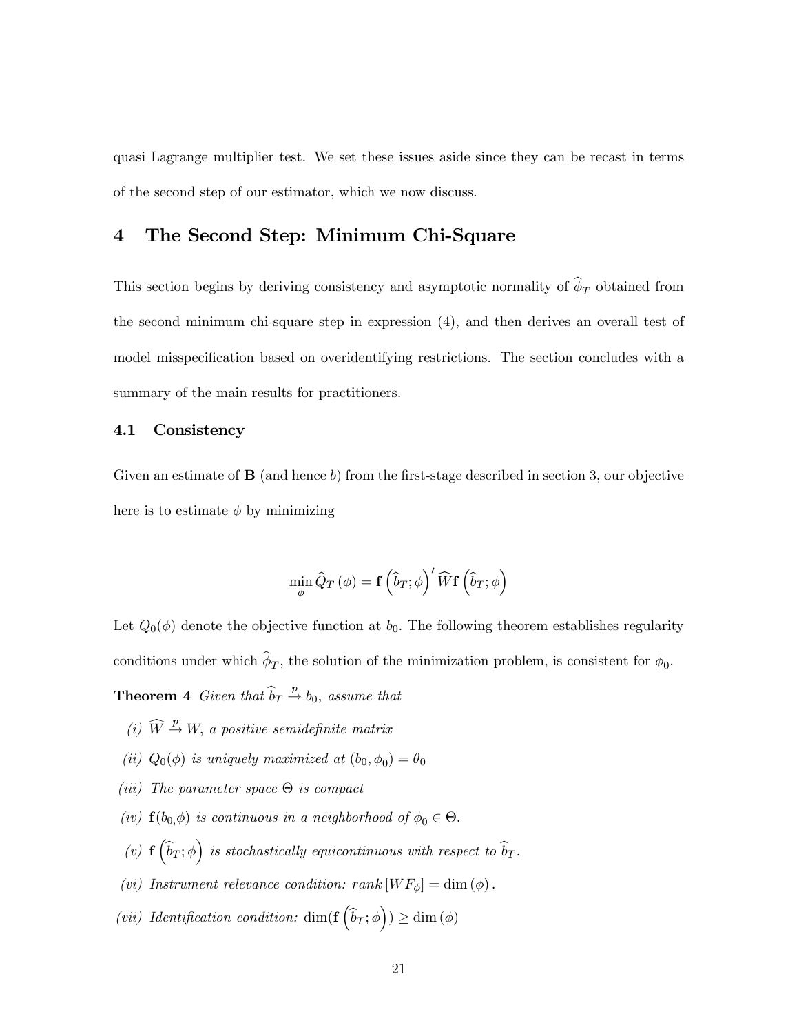quasi Lagrange multiplier test. We set these issues aside since they can be recast in terms of the second step of our estimator, which we now discuss.

# 4 The Second Step: Minimum Chi-Square

This section begins by deriving consistency and asymptotic normality of $\widehat{\phi}_T$ obtained from the second minimum chi-square step in expression (4), and then derives an overall test of model misspecification based on overidentifying restrictions. The section concludes with a summary of the main results for practitioners.

## 4.1 Consistency

Given an estimate of $\mathbf{B}$ (and hence $b$) from the first-stage described in section 3, our objective here is to estimate $\phi$ by minimizing

$$\min_{\phi} \widehat{Q}_T(\phi) = \mathbf{f}\left(\widehat{b}_T; \phi\right)' \widehat{W} \mathbf{f}\left(\widehat{b}_T; \phi\right)$$

Let $Q_0(\phi)$ denote the objective function at $b_0$. The following theorem establishes regularity conditions under which $\widehat{\phi}_T$, the solution of the minimization problem, is consistent for $\phi_0$.

**Theorem 4** *Given that $\widehat{b}_T \xrightarrow{p} b_0$, assume that*

*(i) $\widehat{W} \xrightarrow{p} W$, a positive semidefinite matrix*

*(ii) $Q_0(\phi)$ is uniquely maximized at $(b_0, \phi_0) = \theta_0$*

*(iii) The parameter space $\Theta$ is compact*

*(iv) $\mathbf{f}(b_0, \phi)$ is continuous in a neighborhood of $\phi_0 \in \Theta$.*

*(v) $\mathbf{f}\left(\widehat{b}_T; \phi\right)$ is stochastically equicontinuous with respect to $\widehat{b}_T$.*

*(vi) Instrument relevance condition: rank $[W F_\phi] = \dim(\phi)$.*

*(vii) Identification condition: $\dim(\mathbf{f}\left(\widehat{b}_T; \phi\right)) \geq \dim(\phi)$*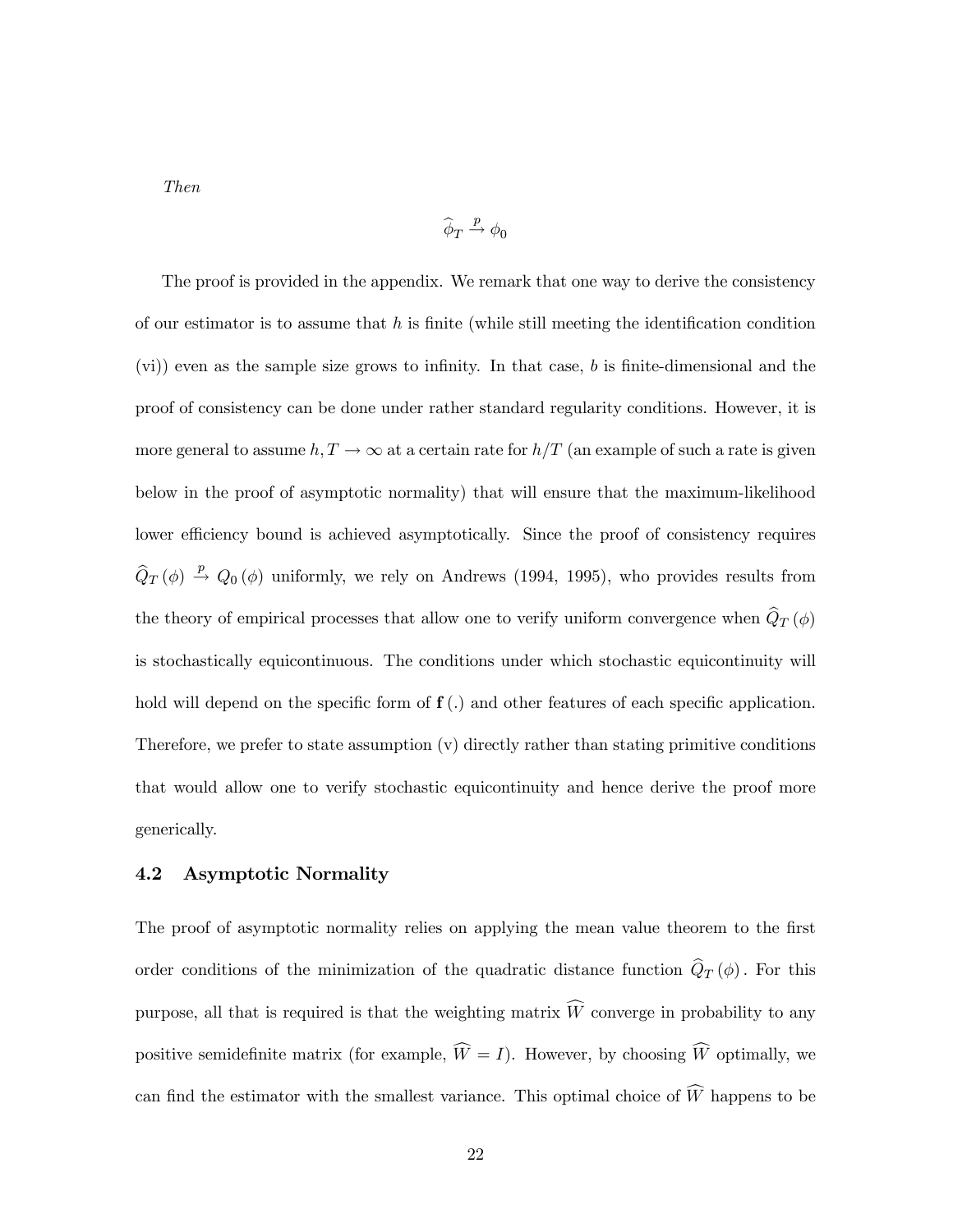*Then*

$$\widehat{\phi}_T \xrightarrow{p} \phi_0$$

The proof is provided in the appendix. We remark that one way to derive the consistency of our estimator is to assume that $h$ is finite (while still meeting the identification condition (vi)) even as the sample size grows to infinity. In that case, $b$ is finite-dimensional and the proof of consistency can be done under rather standard regularity conditions. However, it is more general to assume $h, T \to \infty$ at a certain rate for $h/T$ (an example of such a rate is given below in the proof of asymptotic normality) that will ensure that the maximum-likelihood lower efficiency bound is achieved asymptotically. Since the proof of consistency requires $\widehat{Q}_T(\phi) \xrightarrow{p} Q_0(\phi)$ uniformly, we rely on Andrews (1994, 1995), who provides results from the theory of empirical processes that allow one to verify uniform convergence when $\widehat{Q}_T(\phi)$ is stochastically equicontinuous. The conditions under which stochastic equicontinuity will hold will depend on the specific form of $\mathbf{f}(.)$ and other features of each specific application. Therefore, we prefer to state assumption (v) directly rather than stating primitive conditions that would allow one to verify stochastic equicontinuity and hence derive the proof more generically.

### 4.2 Asymptotic Normality

The proof of asymptotic normality relies on applying the mean value theorem to the first order conditions of the minimization of the quadratic distance function $\widehat{Q}_T(\phi)$. For this purpose, all that is required is that the weighting matrix $\widehat{W}$ converge in probability to any positive semidefinite matrix (for example, $\widehat{W} = I$). However, by choosing $\widehat{W}$ optimally, we can find the estimator with the smallest variance. This optimal choice of $\widehat{W}$ happens to be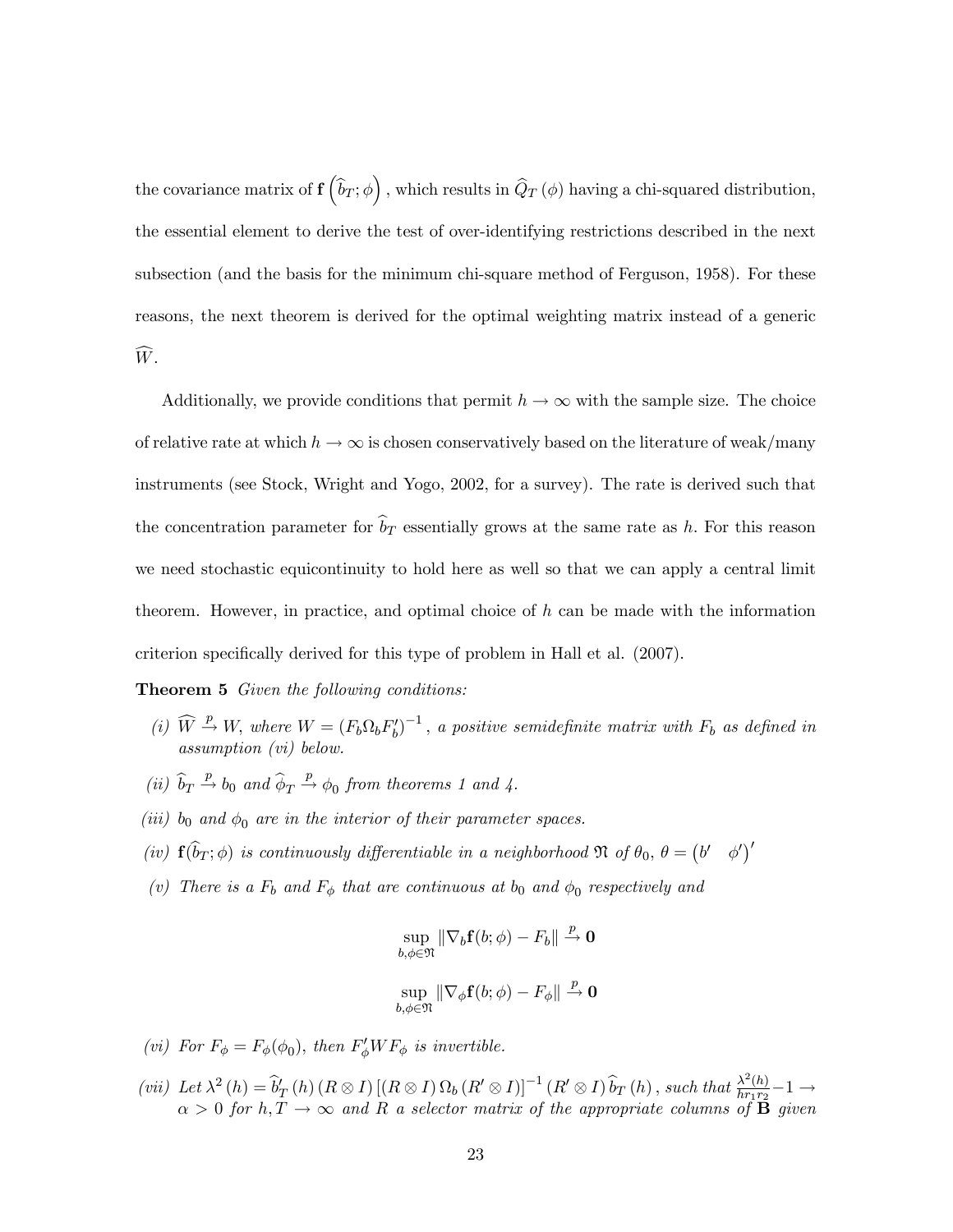the covariance matrix of $\mathbf{f}\left(\widehat{b}_T;\phi\right)$, which results in $\widehat{Q}_T(\phi)$ having a chi-squared distribution, the essential element to derive the test of over-identifying restrictions described in the next subsection (and the basis for the minimum chi-square method of Ferguson, 1958). For these reasons, the next theorem is derived for the optimal weighting matrix instead of a generic $\widehat{W}$.

Additionally, we provide conditions that permit $h \to \infty$ with the sample size. The choice of relative rate at which $h \to \infty$ is chosen conservatively based on the literature of weak/many instruments (see Stock, Wright and Yogo, 2002, for a survey). The rate is derived such that the concentration parameter for $\widehat{b}_T$ essentially grows at the same rate as $h$. For this reason we need stochastic equicontinuity to hold here as well so that we can apply a central limit theorem. However, in practice, and optimal choice of $h$ can be made with the information criterion specifically derived for this type of problem in Hall et al. (2007).

**Theorem 5** *Given the following conditions:*

*(i)* $\widehat{W} \xrightarrow{p} W$, *where* $W = \left(F_b \Omega_b F_b'\right)^{-1}$, *a positive semidefinite matrix with* $F_b$ *as defined in assumption (vi) below.*

*(ii)* $\widehat{b}_T \xrightarrow{p} b_0$ *and* $\widehat{\phi}_T \xrightarrow{p} \phi_0$ *from theorems 1 and 4.*

*(iii)* $b_0$ *and* $\phi_0$ *are in the interior of their parameter spaces.*

*(iv)* $\mathbf{f}(\widehat{b}_T;\phi)$ *is continuously differentiable in a neighborhood* $\mathfrak{N}$ *of* $\theta_0$, $\theta = \begin{pmatrix} b' & \phi' \end{pmatrix}'$

*(v) There is a* $F_b$ *and* $F_\phi$ *that are continuous at* $b_0$ *and* $\phi_0$ *respectively and*

$$\sup_{b,\phi \in \mathfrak{N}} \left\| \nabla_b \mathbf{f}(b;\phi) - F_b \right\| \xrightarrow{p} \mathbf{0}$$

$$\sup_{b,\phi \in \mathfrak{N}} \left\| \nabla_\phi \mathbf{f}(b;\phi) - F_\phi \right\| \xrightarrow{p} \mathbf{0}$$

*(vi) For* $F_\phi = F_\phi(\phi_0)$, *then* $F_\phi' W F_\phi$ *is invertible.*

*(vii) Let* $\lambda^2(h) = \widehat{b}_T'(h)\left(R \otimes I\right)\left[\left(R \otimes I\right)\Omega_b\left(R' \otimes I\right)\right]^{-1}\left(R' \otimes I\right)\widehat{b}_T(h)$, *such that* $\frac{\lambda^2(h)}{hr_1r_2} - 1 \to \alpha > 0$ *for* $h, T \to \infty$ *and* $R$ *a selector matrix of the appropriate columns of* $\mathbf{B}$ *given*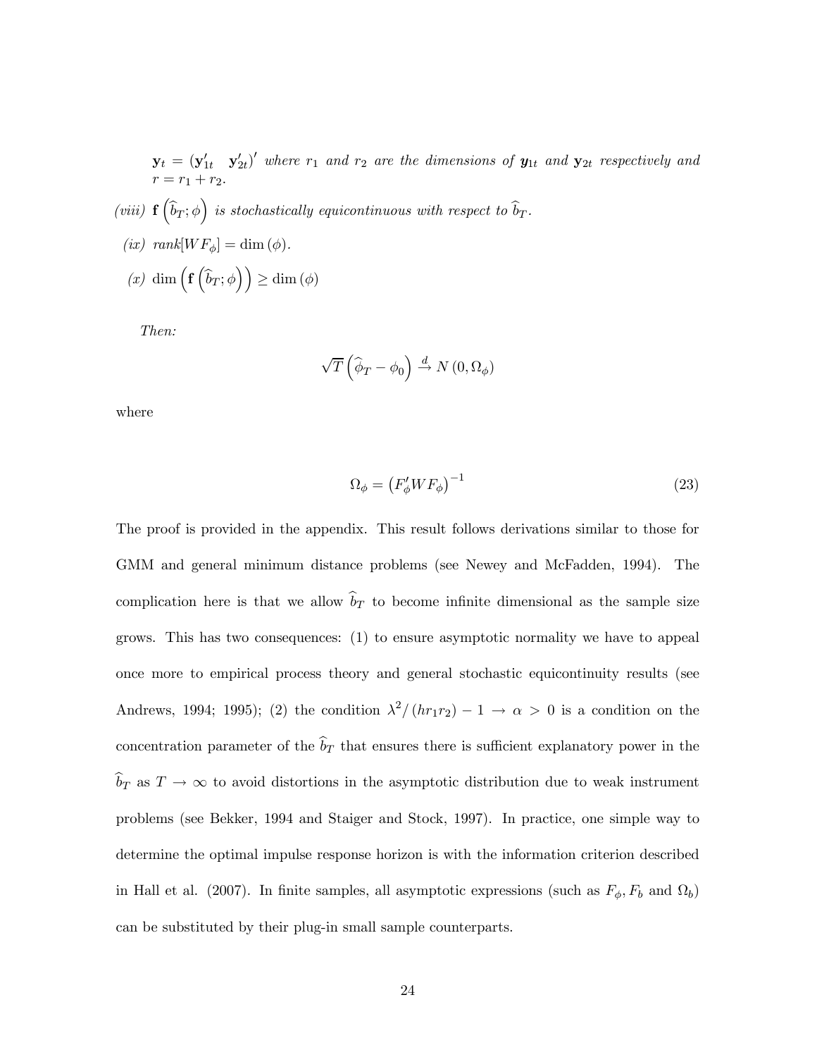$\mathbf{y}_t = (\mathbf{y}'_{1t} \quad \mathbf{y}'_{2t})'$ *where* $r_1$ *and* $r_2$ *are the dimensions of* $\boldsymbol{y}_{1t}$ *and* $\mathbf{y}_{2t}$ *respectively and* $r = r_1 + r_2$.

*(viii)* $\mathbf{f}\left(\widehat{b}_T; \phi\right)$ *is stochastically equicontinuous with respect to* $\widehat{b}_T$.

*(ix)* $rank[WF_\phi] = \dim(\phi)$.

*(x)* $\dim\left(\mathbf{f}\left(\widehat{b}_T; \phi\right)\right) \geq \dim(\phi)$

*Then:*

$$\sqrt{T}\left(\widehat{\phi}_T - \phi_0\right) \xrightarrow{d} N\left(0, \Omega_\phi\right)$$

where

$$\Omega_\phi = \left(F'_\phi W F_\phi\right)^{-1} \tag{23}$$

The proof is provided in the appendix. This result follows derivations similar to those for GMM and general minimum distance problems (see Newey and McFadden, 1994). The complication here is that we allow $\widehat{b}_T$ to become infinite dimensional as the sample size grows. This has two consequences: (1) to ensure asymptotic normality we have to appeal once more to empirical process theory and general stochastic equicontinuity results (see Andrews, 1994; 1995); (2) the condition $\lambda^2/(hr_1r_2) - 1 \to \alpha > 0$ is a condition on the concentration parameter of the $\widehat{b}_T$ that ensures there is sufficient explanatory power in the $\widehat{b}_T$ as $T \to \infty$ to avoid distortions in the asymptotic distribution due to weak instrument problems (see Bekker, 1994 and Staiger and Stock, 1997). In practice, one simple way to determine the optimal impulse response horizon is with the information criterion described in Hall et al. (2007). In finite samples, all asymptotic expressions (such as $F_\phi, F_b$ and $\Omega_b$) can be substituted by their plug-in small sample counterparts.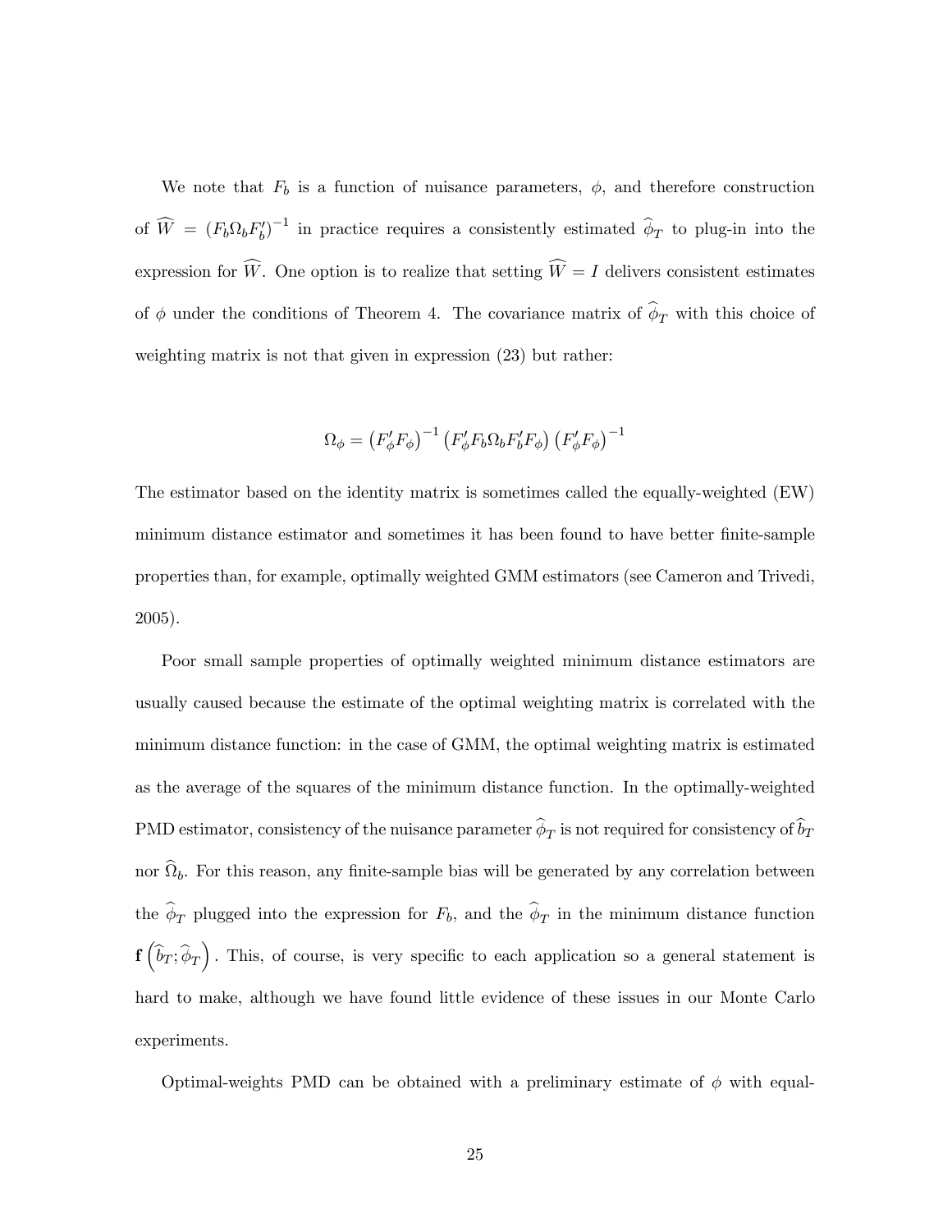We note that $F_b$ is a function of nuisance parameters, $\phi$, and therefore construction of $\widehat{W} = (F_b \Omega_b F_b')^{-1}$ in practice requires a consistently estimated $\widehat{\phi}_T$ to plug-in into the expression for $\widehat{W}$. One option is to realize that setting $\widehat{W} = I$ delivers consistent estimates of $\phi$ under the conditions of Theorem 4. The covariance matrix of $\widehat{\phi}_T$ with this choice of weighting matrix is not that given in expression (23) but rather:

$$\Omega_\phi = \left(F_\phi' F_\phi\right)^{-1} \left(F_\phi' F_b \Omega_b F_b' F_\phi\right) \left(F_\phi' F_\phi\right)^{-1}$$

The estimator based on the identity matrix is sometimes called the equally-weighted (EW) minimum distance estimator and sometimes it has been found to have better finite-sample properties than, for example, optimally weighted GMM estimators (see Cameron and Trivedi, 2005).

Poor small sample properties of optimally weighted minimum distance estimators are usually caused because the estimate of the optimal weighting matrix is correlated with the minimum distance function: in the case of GMM, the optimal weighting matrix is estimated as the average of the squares of the minimum distance function. In the optimally-weighted PMD estimator, consistency of the nuisance parameter $\widehat{\phi}_T$ is not required for consistency of $\widehat{b}_T$ nor $\widehat{\Omega}_b$. For this reason, any finite-sample bias will be generated by any correlation between the $\widehat{\phi}_T$ plugged into the expression for $F_b$, and the $\widehat{\phi}_T$ in the minimum distance function $\mathbf{f}\left(\widehat{b}_T; \widehat{\phi}_T\right)$. This, of course, is very specific to each application so a general statement is hard to make, although we have found little evidence of these issues in our Monte Carlo experiments.

Optimal-weights PMD can be obtained with a preliminary estimate of $\phi$ with equal-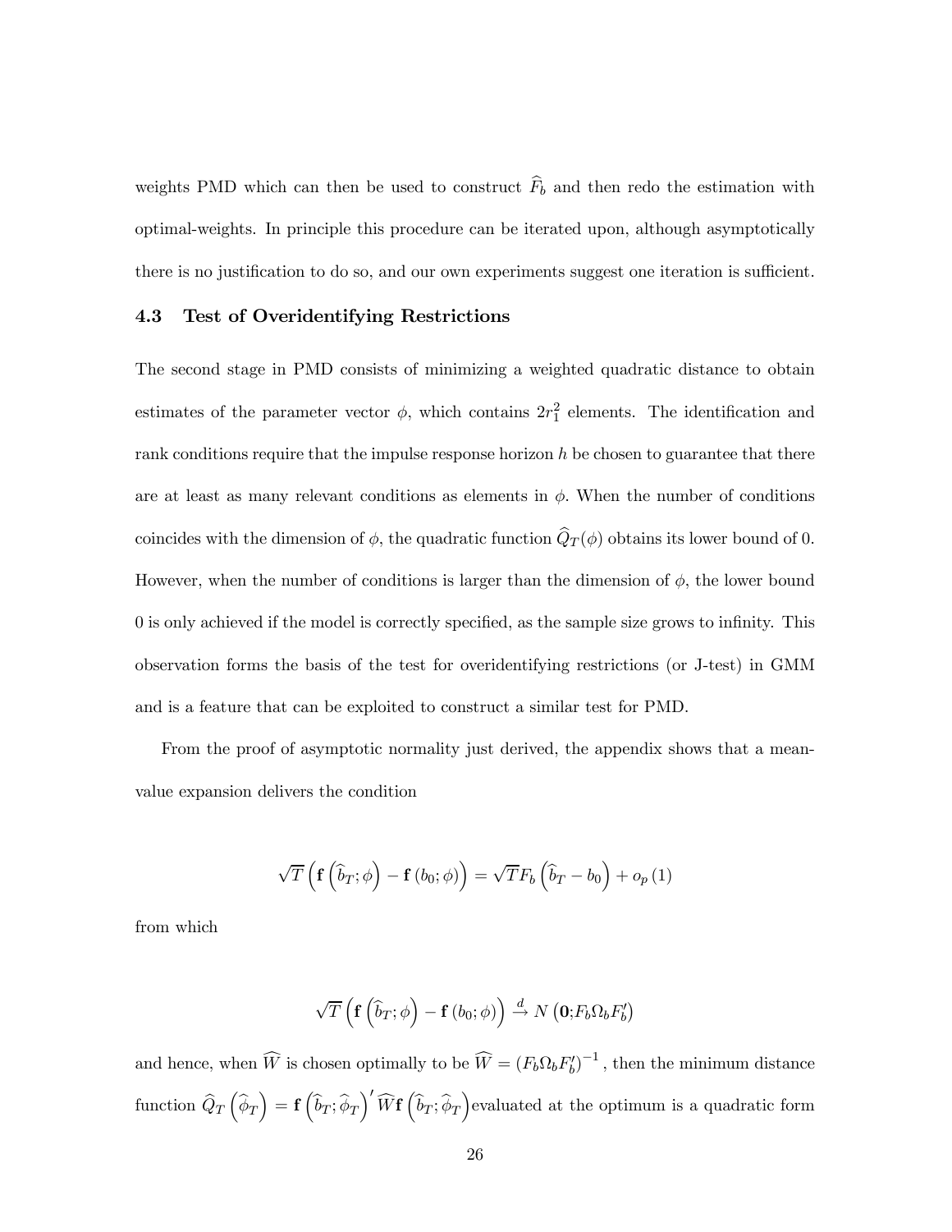weights PMD which can then be used to construct $\widehat{F}_b$ and then redo the estimation with optimal-weights. In principle this procedure can be iterated upon, although asymptotically there is no justification to do so, and our own experiments suggest one iteration is sufficient.

### 4.3 Test of Overidentifying Restrictions

The second stage in PMD consists of minimizing a weighted quadratic distance to obtain estimates of the parameter vector $\phi$, which contains $2r_1^2$ elements. The identification and rank conditions require that the impulse response horizon $h$ be chosen to guarantee that there are at least as many relevant conditions as elements in $\phi$. When the number of conditions coincides with the dimension of $\phi$, the quadratic function $\widehat{Q}_T(\phi)$ obtains its lower bound of 0. However, when the number of conditions is larger than the dimension of $\phi$, the lower bound 0 is only achieved if the model is correctly specified, as the sample size grows to infinity. This observation forms the basis of the test for overidentifying restrictions (or J-test) in GMM and is a feature that can be exploited to construct a similar test for PMD.

From the proof of asymptotic normality just derived, the appendix shows that a mean-value expansion delivers the condition

$$\sqrt{T}\left(\mathbf{f}\left(\widehat{b}_T;\phi\right)-\mathbf{f}\left(b_0;\phi\right)\right)=\sqrt{T}F_b\left(\widehat{b}_T-b_0\right)+o_p\left(1\right)$$

from which

$$\sqrt{T}\left(\mathbf{f}\left(\widehat{b}_T;\phi\right)-\mathbf{f}\left(b_0;\phi\right)\right)\xrightarrow{d}N\left(\mathbf{0};F_b\Omega_bF_b'\right)$$

and hence, when $\widehat{W}$ is chosen optimally to be $\widehat{W}=\left(F_b\Omega_bF_b'\right)^{-1}$, then the minimum distance function $\widehat{Q}_T\left(\widehat{\phi}_T\right)=\mathbf{f}\left(\widehat{b}_T;\widehat{\phi}_T\right)'\widehat{W}\mathbf{f}\left(\widehat{b}_T;\widehat{\phi}_T\right)$ evaluated at the optimum is a quadratic form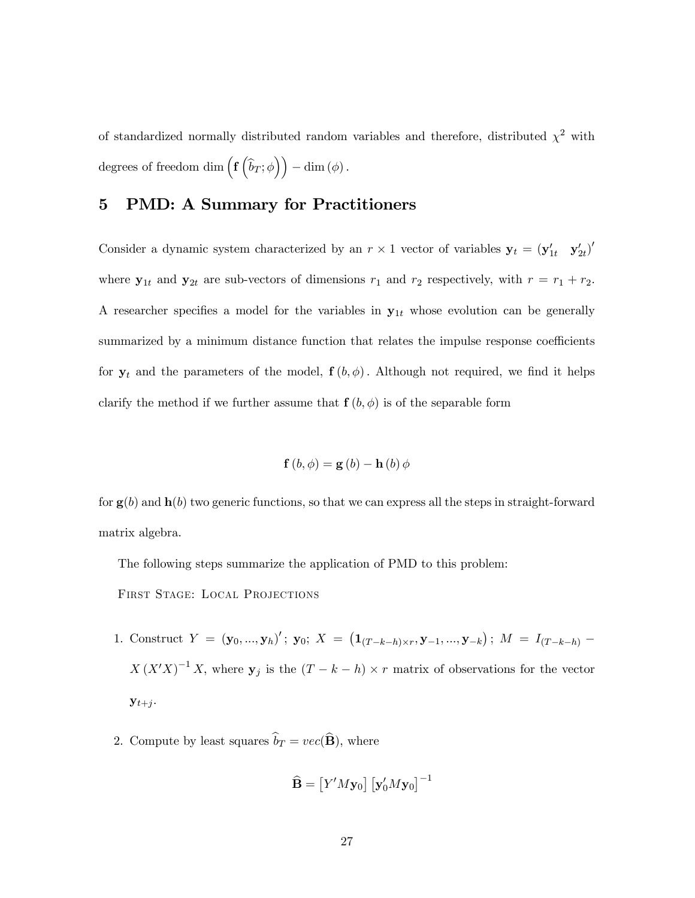of standardized normally distributed random variables and therefore, distributed $\chi^2$ with degrees of freedom $\dim\left(\mathbf{f}\left(\widehat{b}_T;\phi\right)\right) - \dim(\phi)$.

# 5 PMD: A Summary for Practitioners

Consider a dynamic system characterized by an $r \times 1$ vector of variables $\mathbf{y}_t = (\mathbf{y}_{1t}' \quad \mathbf{y}_{2t}')'$ where $\mathbf{y}_{1t}$ and $\mathbf{y}_{2t}$ are sub-vectors of dimensions $r_1$ and $r_2$ respectively, with $r = r_1 + r_2$. A researcher specifies a model for the variables in $\mathbf{y}_{1t}$ whose evolution can be generally summarized by a minimum distance function that relates the impulse response coefficients for $\mathbf{y}_t$ and the parameters of the model, $\mathbf{f}(b,\phi)$. Although not required, we find it helps clarify the method if we further assume that $\mathbf{f}(b,\phi)$ is of the separable form

$$\mathbf{f}(b,\phi) = \mathbf{g}(b) - \mathbf{h}(b)\,\phi$$

for $\mathbf{g}(b)$ and $\mathbf{h}(b)$ two generic functions, so that we can express all the steps in straight-forward matrix algebra.

The following steps summarize the application of PMD to this problem:

First Stage: Local Projections

1. Construct $Y = (\mathbf{y}_0, ..., \mathbf{y}_h)'$; $\mathbf{y}_0$; $X = \left(\mathbf{1}_{(T-k-h)\times r}, \mathbf{y}_{-1}, ..., \mathbf{y}_{-k}\right)$; $M = I_{(T-k-h)} - X\left(X'X\right)^{-1}X$, where $\mathbf{y}_j$ is the $(T-k-h) \times r$ matrix of observations for the vector $\mathbf{y}_{t+j}$.

2. Compute by least squares $\widehat{b}_T = vec(\widehat{\mathbf{B}})$, where

$$\widehat{\mathbf{B}} = \left[Y'M\mathbf{y}_0\right]\left[\mathbf{y}_0'M\mathbf{y}_0\right]^{-1}$$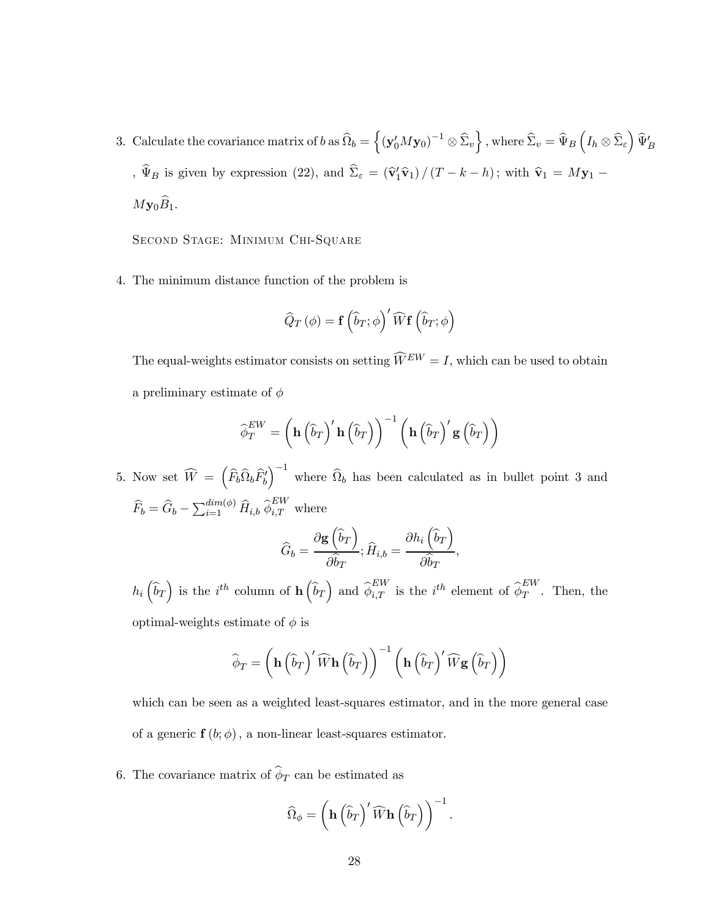3. Calculate the covariance matrix of $b$ as $\widehat{\Omega}_b = \left\{ \left(\mathbf{y}_0' M \mathbf{y}_0\right)^{-1} \otimes \widehat{\Sigma}_v \right\}$, where $\widehat{\Sigma}_v = \widehat{\Psi}_B \left( I_h \otimes \widehat{\Sigma}_\varepsilon \right) \widehat{\Psi}_B'$ , $\widehat{\Psi}_B$ is given by expression (22), and $\widehat{\Sigma}_\varepsilon = \left(\widehat{\mathbf{v}}_1' \widehat{\mathbf{v}}_1\right) / (T - k - h)$; with $\widehat{\mathbf{v}}_1 = M\mathbf{y}_1 - M\mathbf{y}_0 \widehat{B}_1$.

   Second Stage: Minimum Chi-Square

4. The minimum distance function of the problem is

$$\widehat{Q}_T(\phi) = \mathbf{f}\left(\widehat{b}_T; \phi\right)' \widehat{W} \mathbf{f}\left(\widehat{b}_T; \phi\right)$$

   The equal-weights estimator consists on setting $\widehat{W}^{EW} = I$, which can be used to obtain a preliminary estimate of $\phi$

$$\widehat{\phi}_T^{EW} = \left( \mathbf{h}\left(\widehat{b}_T\right)' \mathbf{h}\left(\widehat{b}_T\right) \right)^{-1} \left( \mathbf{h}\left(\widehat{b}_T\right)' \mathbf{g}\left(\widehat{b}_T\right) \right)$$

5. Now set $\widehat{W} = \left( \widehat{F}_b \widehat{\Omega}_b \widehat{F}_b' \right)^{-1}$ where $\widehat{\Omega}_b$ has been calculated as in bullet point 3 and $\widehat{F}_b = \widehat{G}_b - \sum_{i=1}^{dim(\phi)} \widehat{H}_{i,b} \, \widehat{\phi}_{i,T}^{EW}$ where

$$\widehat{G}_b = \frac{\partial \mathbf{g}\left(\widehat{b}_T\right)}{\partial \widehat{b}_T}; \widehat{H}_{i,b} = \frac{\partial h_i\left(\widehat{b}_T\right)}{\partial \widehat{b}_T},$$

   $h_i\left(\widehat{b}_T\right)$ is the $i^{th}$ column of $\mathbf{h}\left(\widehat{b}_T\right)$ and $\widehat{\phi}_{i,T}^{EW}$ is the $i^{th}$ element of $\widehat{\phi}_T^{EW}$. Then, the optimal-weights estimate of $\phi$ is

$$\widehat{\phi}_T = \left( \mathbf{h}\left(\widehat{b}_T\right)' \widehat{W} \mathbf{h}\left(\widehat{b}_T\right) \right)^{-1} \left( \mathbf{h}\left(\widehat{b}_T\right)' \widehat{W} \mathbf{g}\left(\widehat{b}_T\right) \right)$$

   which can be seen as a weighted least-squares estimator, and in the more general case of a generic $\mathbf{f}(b; \phi)$, a non-linear least-squares estimator.

6. The covariance matrix of $\widehat{\phi}_T$ can be estimated as

$$\widehat{\Omega}_\phi = \left( \mathbf{h}\left(\widehat{b}_T\right)' \widehat{W} \mathbf{h}\left(\widehat{b}_T\right) \right)^{-1}.$$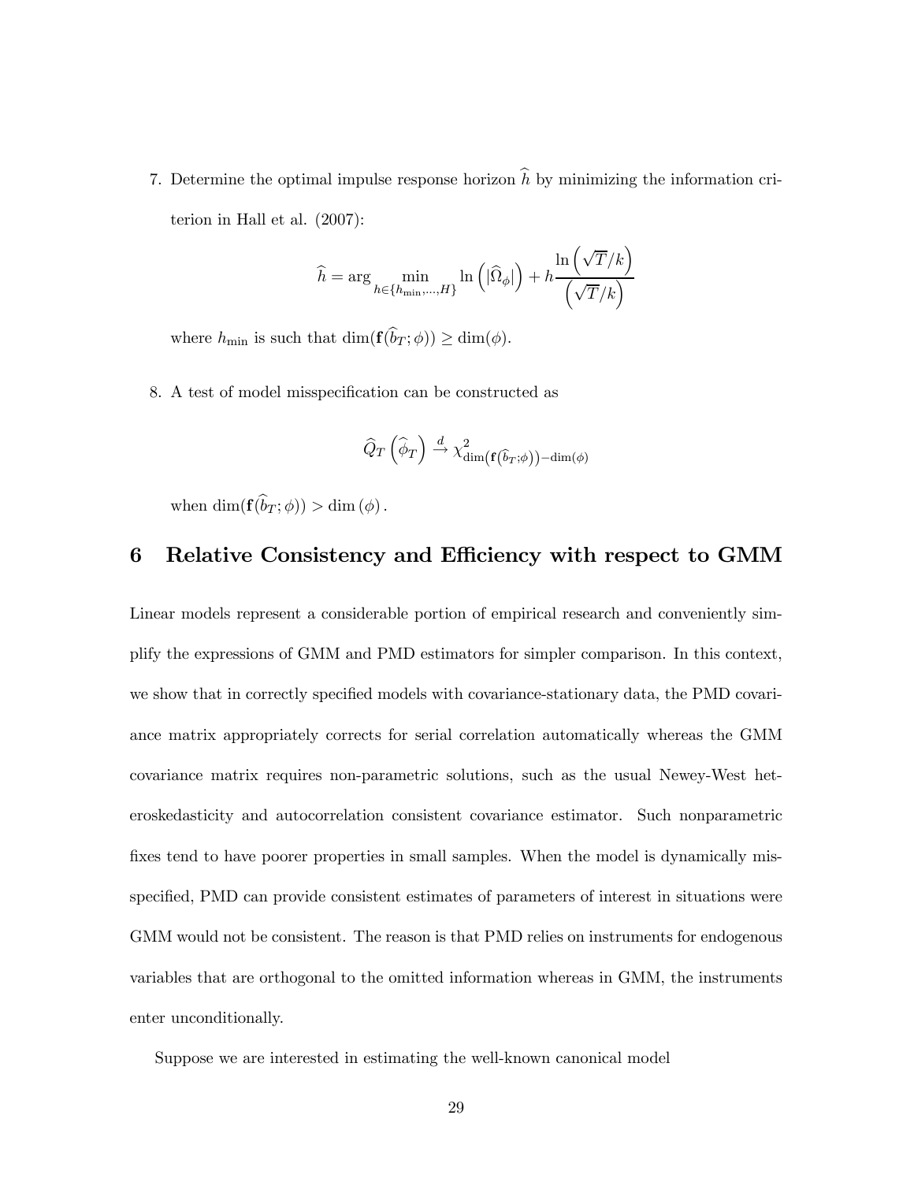7. Determine the optimal impulse response horizon $\widehat{h}$ by minimizing the information criterion in Hall et al. (2007):

$$\widehat{h} = \arg \min_{h \in \{h_{\min}, \ldots, H\}} \ln\left(|\widehat{\Omega}_{\phi}|\right) + h \frac{\ln\left(\sqrt{T}/k\right)}{\left(\sqrt{T}/k\right)}$$

where $h_{\min}$ is such that $\dim(\mathbf{f}(\widehat{b}_T; \phi)) \geq \dim(\phi)$.

8. A test of model misspecification can be constructed as

$$\widehat{Q}_T\left(\widehat{\phi}_T\right) \xrightarrow{d} \chi^2_{\dim\left(\mathbf{f}\left(\widehat{b}_T; \phi\right)\right) - \dim(\phi)}$$

when $\dim(\mathbf{f}(\widehat{b}_T; \phi)) > \dim(\phi)$.

# 6 Relative Consistency and Efficiency with respect to GMM

Linear models represent a considerable portion of empirical research and conveniently simplify the expressions of GMM and PMD estimators for simpler comparison. In this context, we show that in correctly specified models with covariance-stationary data, the PMD covariance matrix appropriately corrects for serial correlation automatically whereas the GMM covariance matrix requires non-parametric solutions, such as the usual Newey-West heteroskedasticity and autocorrelation consistent covariance estimator. Such nonparametric fixes tend to have poorer properties in small samples. When the model is dynamically misspecified, PMD can provide consistent estimates of parameters of interest in situations were GMM would not be consistent. The reason is that PMD relies on instruments for endogenous variables that are orthogonal to the omitted information whereas in GMM, the instruments enter unconditionally.

Suppose we are interested in estimating the well-known canonical model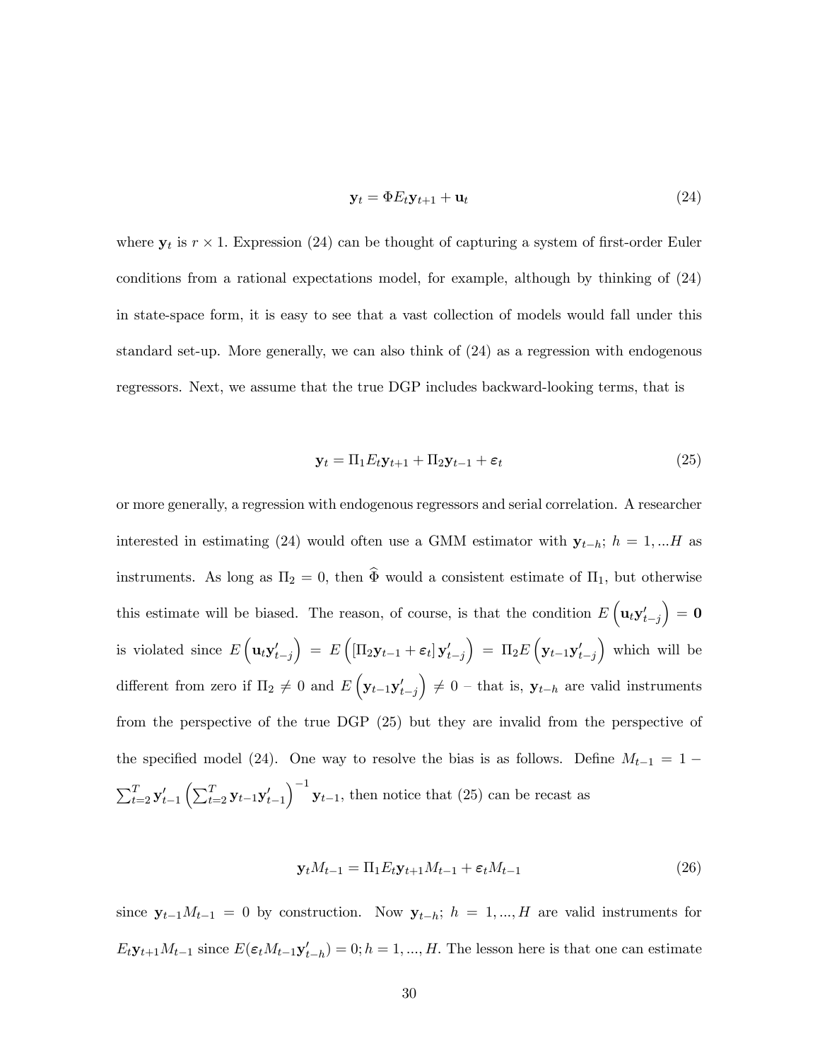$$\mathbf{y}_t = \Phi E_t \mathbf{y}_{t+1} + \mathbf{u}_t \tag{24}$$

where $\mathbf{y}_t$ is $r \times 1$. Expression (24) can be thought of capturing a system of first-order Euler conditions from a rational expectations model, for example, although by thinking of (24) in state-space form, it is easy to see that a vast collection of models would fall under this standard set-up. More generally, we can also think of (24) as a regression with endogenous regressors. Next, we assume that the true DGP includes backward-looking terms, that is

$$\mathbf{y}_t = \Pi_1 E_t \mathbf{y}_{t+1} + \Pi_2 \mathbf{y}_{t-1} + \boldsymbol{\varepsilon}_t \tag{25}$$

or more generally, a regression with endogenous regressors and serial correlation. A researcher interested in estimating (24) would often use a GMM estimator with $\mathbf{y}_{t-h};\ h = 1, ...H$ as instruments. As long as $\Pi_2 = 0$, then $\widehat{\Phi}$ would a consistent estimate of $\Pi_1$, but otherwise this estimate will be biased. The reason, of course, is that the condition $E\left(\mathbf{u}_t \mathbf{y}'_{t-j}\right) = \mathbf{0}$ is violated since $E\left(\mathbf{u}_t \mathbf{y}'_{t-j}\right) = E\left(\left[\Pi_2 \mathbf{y}_{t-1} + \boldsymbol{\varepsilon}_t\right] \mathbf{y}'_{t-j}\right) = \Pi_2 E\left(\mathbf{y}_{t-1} \mathbf{y}'_{t-j}\right)$ which will be different from zero if $\Pi_2 \neq 0$ and $E\left(\mathbf{y}_{t-1} \mathbf{y}'_{t-j}\right) \neq 0$ – that is, $\mathbf{y}_{t-h}$ are valid instruments from the perspective of the true DGP (25) but they are invalid from the perspective of the specified model (24). One way to resolve the bias is as follows. Define $M_{t-1} = 1 - \sum_{t=2}^{T} \mathbf{y}'_{t-1} \left(\sum_{t=2}^{T} \mathbf{y}_{t-1} \mathbf{y}'_{t-1}\right)^{-1} \mathbf{y}_{t-1}$, then notice that (25) can be recast as

$$\mathbf{y}_t M_{t-1} = \Pi_1 E_t \mathbf{y}_{t+1} M_{t-1} + \boldsymbol{\varepsilon}_t M_{t-1} \tag{26}$$

since $\mathbf{y}_{t-1} M_{t-1} = 0$ by construction. Now $\mathbf{y}_{t-h};\ h = 1, ..., H$ are valid instruments for $E_t \mathbf{y}_{t+1} M_{t-1}$ since $E(\boldsymbol{\varepsilon}_t M_{t-1} \mathbf{y}'_{t-h}) = 0; h = 1, ..., H$. The lesson here is that one can estimate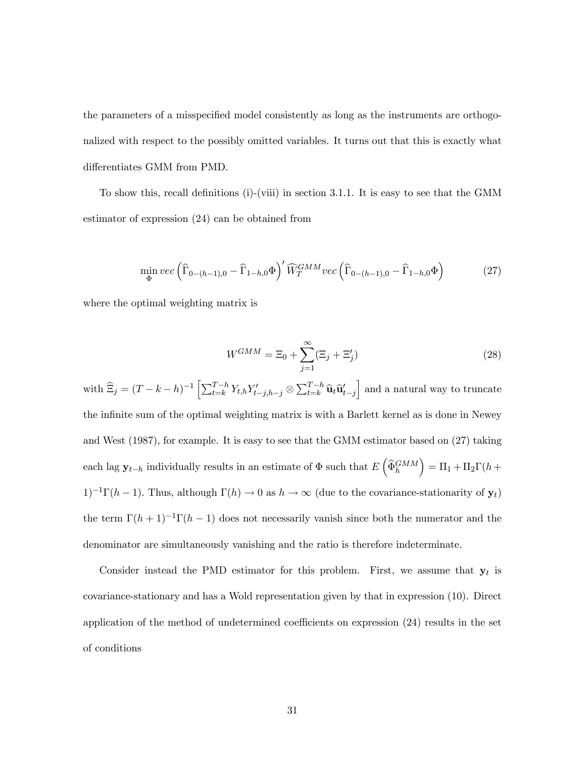the parameters of a misspecified model consistently as long as the instruments are orthogonalized with respect to the possibly omitted variables. It turns out that this is exactly what differentiates GMM from PMD.

To show this, recall definitions (i)-(viii) in section 3.1.1. It is easy to see that the GMM estimator of expression (24) can be obtained from

$$\min_{\Phi} vec\left(\widehat{\Gamma}_{0-(h-1),0} - \widehat{\Gamma}_{1-h,0}\Phi\right)' \widehat{W}_T^{GMM} vec\left(\widehat{\Gamma}_{0-(h-1),0} - \widehat{\Gamma}_{1-h,0}\Phi\right) \tag{27}$$

where the optimal weighting matrix is

$$W^{GMM} = \Xi_0 + \sum_{j=1}^{\infty}(\Xi_j + \Xi_j') \tag{28}$$

with $\widehat{\Xi}_j = (T-k-h)^{-1}\left[\sum_{t=k}^{T-h} Y_{t,h}Y_{t-j,h-j}' \otimes \sum_{t=k}^{T-h} \widehat{\mathbf{u}}_t\widehat{\mathbf{u}}_{t-j}'\right]$ and a natural way to truncate the infinite sum of the optimal weighting matrix is with a Barlett kernel as is done in Newey and West (1987), for example. It is easy to see that the GMM estimator based on (27) taking each lag $\mathbf{y}_{t-h}$ individually results in an estimate of $\Phi$ such that $E\left(\widehat{\Phi}_h^{GMM}\right) = \Pi_1 + \Pi_2\Gamma(h+1)^{-1}\Gamma(h-1)$. Thus, although $\Gamma(h) \to 0$ as $h \to \infty$ (due to the covariance-stationarity of $\mathbf{y}_t$) the term $\Gamma(h+1)^{-1}\Gamma(h-1)$ does not necessarily vanish since both the numerator and the denominator are simultaneously vanishing and the ratio is therefore indeterminate.

Consider instead the PMD estimator for this problem. First, we assume that $\mathbf{y}_t$ is covariance-stationary and has a Wold representation given by that in expression (10). Direct application of the method of undetermined coefficients on expression (24) results in the set of conditions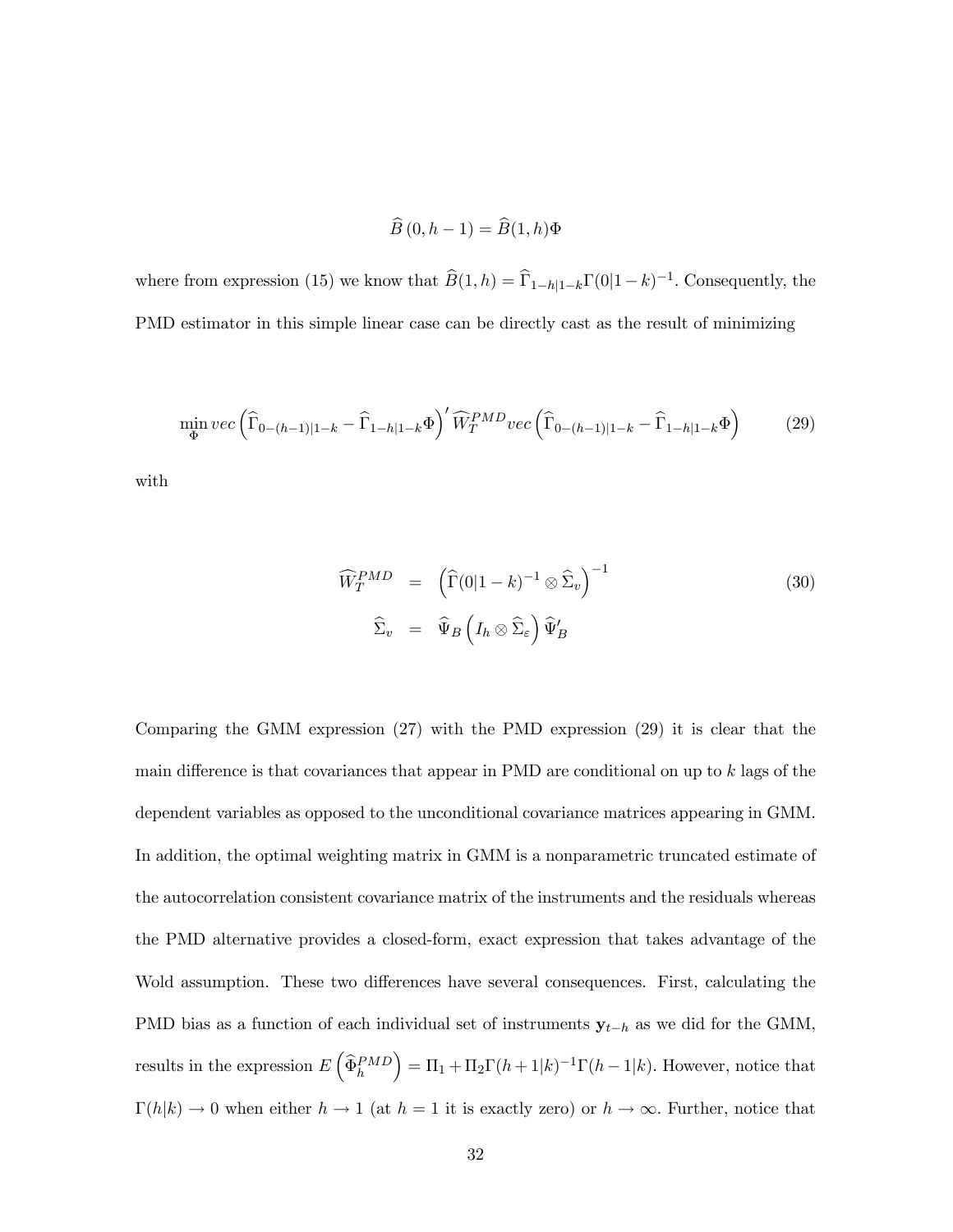$$\widehat{B}\,(0, h-1) = \widehat{B}(1, h)\Phi$$

where from expression (15) we know that $\widehat{B}(1, h) = \widehat{\Gamma}_{1-h|1-k}\Gamma(0|1-k)^{-1}$. Consequently, the PMD estimator in this simple linear case can be directly cast as the result of minimizing

$$\min_{\Phi} vec\left(\widehat{\Gamma}_{0-(h-1)|1-k} - \widehat{\Gamma}_{1-h|1-k}\Phi\right)' \widehat{W}_T^{PMD} vec\left(\widehat{\Gamma}_{0-(h-1)|1-k} - \widehat{\Gamma}_{1-h|1-k}\Phi\right) \tag{29}$$

with

$$\begin{aligned}
\widehat{W}_T^{PMD} &= \left(\widehat{\Gamma}(0|1-k)^{-1} \otimes \widehat{\Sigma}_v\right)^{-1} \\
\widehat{\Sigma}_v &= \widehat{\Psi}_B\left(I_h \otimes \widehat{\Sigma}_\varepsilon\right)\widehat{\Psi}_B'
\end{aligned} \tag{30}$$

Comparing the GMM expression (27) with the PMD expression (29) it is clear that the main difference is that covariances that appear in PMD are conditional on up to $k$ lags of the dependent variables as opposed to the unconditional covariance matrices appearing in GMM. In addition, the optimal weighting matrix in GMM is a nonparametric truncated estimate of the autocorrelation consistent covariance matrix of the instruments and the residuals whereas the PMD alternative provides a closed-form, exact expression that takes advantage of the Wold assumption. These two differences have several consequences. First, calculating the PMD bias as a function of each individual set of instruments $\mathbf{y}_{t-h}$ as we did for the GMM, results in the expression $E\left(\widehat{\Phi}_h^{PMD}\right) = \Pi_1 + \Pi_2\Gamma(h+1|k)^{-1}\Gamma(h-1|k)$. However, notice that $\Gamma(h|k) \to 0$ when either $h \to 1$ (at $h = 1$ it is exactly zero) or $h \to \infty$. Further, notice that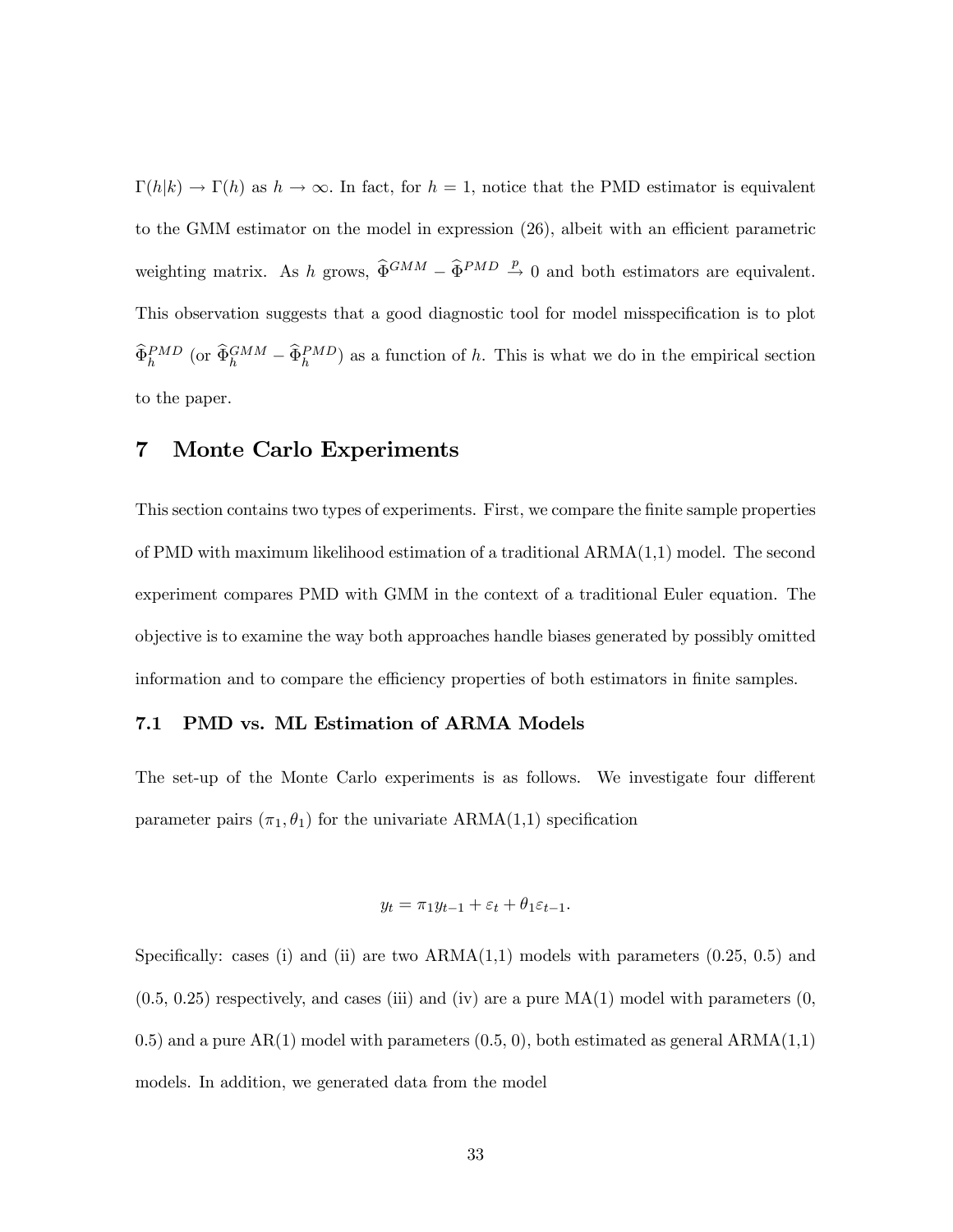$\Gamma(h|k) \to \Gamma(h)$ as $h \to \infty$. In fact, for $h = 1$, notice that the PMD estimator is equivalent to the GMM estimator on the model in expression (26), albeit with an efficient parametric weighting matrix. As $h$ grows, $\widehat{\Phi}^{GMM} - \widehat{\Phi}^{PMD} \xrightarrow{p} 0$ and both estimators are equivalent. This observation suggests that a good diagnostic tool for model misspecification is to plot $\widehat{\Phi}_h^{PMD}$ (or $\widehat{\Phi}_h^{GMM} - \widehat{\Phi}_h^{PMD}$) as a function of $h$. This is what we do in the empirical section to the paper.

# 7 Monte Carlo Experiments

This section contains two types of experiments. First, we compare the finite sample properties of PMD with maximum likelihood estimation of a traditional ARMA(1,1) model. The second experiment compares PMD with GMM in the context of a traditional Euler equation. The objective is to examine the way both approaches handle biases generated by possibly omitted information and to compare the efficiency properties of both estimators in finite samples.

## 7.1 PMD vs. ML Estimation of ARMA Models

The set-up of the Monte Carlo experiments is as follows. We investigate four different parameter pairs $(\pi_1, \theta_1)$ for the univariate ARMA(1,1) specification

$$y_t = \pi_1 y_{t-1} + \varepsilon_t + \theta_1 \varepsilon_{t-1}.$$

Specifically: cases (i) and (ii) are two ARMA(1,1) models with parameters (0.25, 0.5) and (0.5, 0.25) respectively, and cases (iii) and (iv) are a pure MA(1) model with parameters (0, 0.5) and a pure AR(1) model with parameters (0.5, 0), both estimated as general ARMA(1,1) models. In addition, we generated data from the model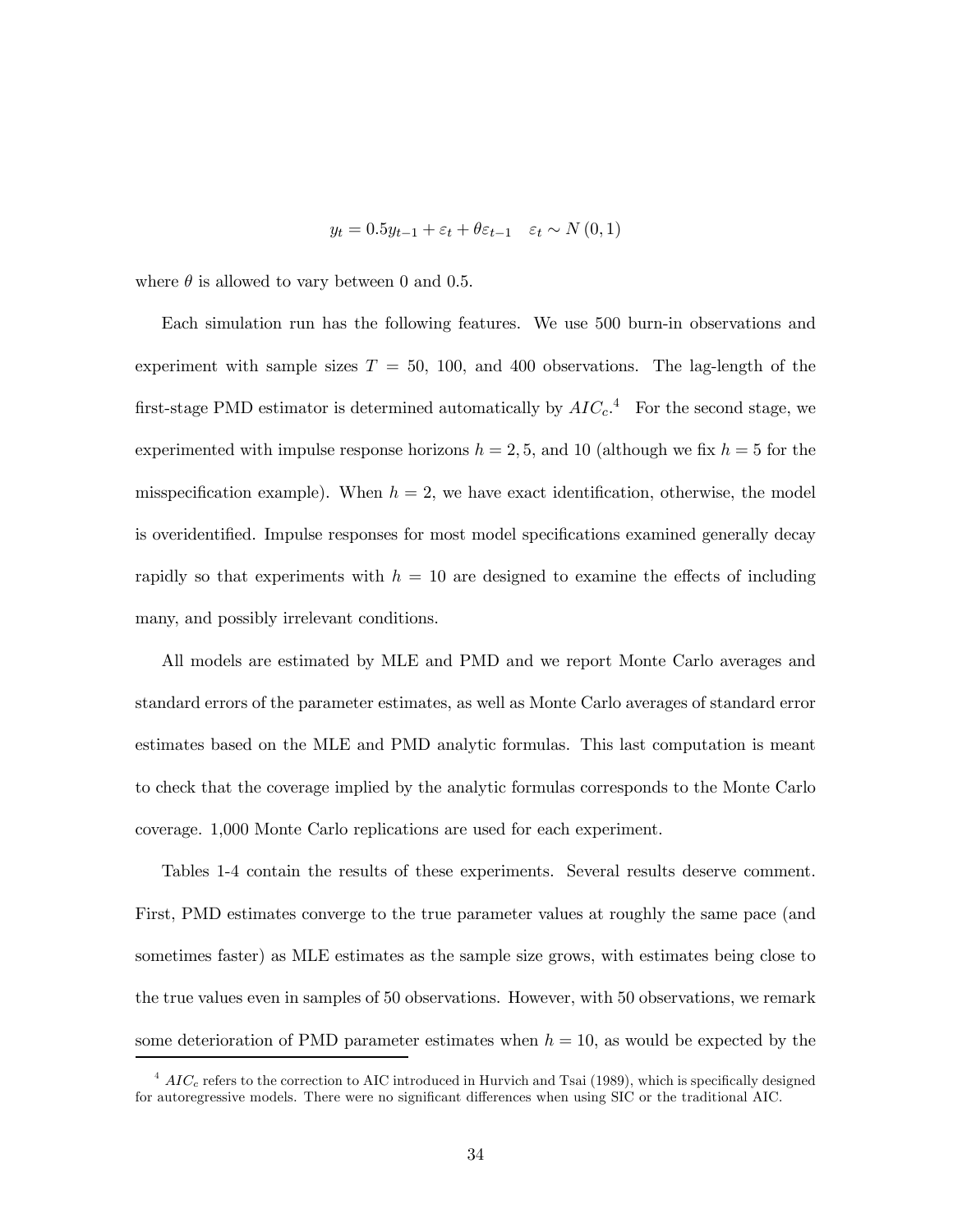$$y_t = 0.5y_{t-1} + \varepsilon_t + \theta\varepsilon_{t-1} \quad \varepsilon_t \sim N(0,1)$$

where $\theta$ is allowed to vary between 0 and 0.5.

Each simulation run has the following features. We use 500 burn-in observations and experiment with sample sizes $T = 50$, 100, and 400 observations. The lag-length of the first-stage PMD estimator is determined automatically by $AIC_c$.[4] For the second stage, we experimented with impulse response horizons $h = 2, 5$, and 10 (although we fix $h = 5$ for the misspecification example). When $h = 2$, we have exact identification, otherwise, the model is overidentified. Impulse responses for most model specifications examined generally decay rapidly so that experiments with $h = 10$ are designed to examine the effects of including many, and possibly irrelevant conditions.

All models are estimated by MLE and PMD and we report Monte Carlo averages and standard errors of the parameter estimates, as well as Monte Carlo averages of standard error estimates based on the MLE and PMD analytic formulas. This last computation is meant to check that the coverage implied by the analytic formulas corresponds to the Monte Carlo coverage. 1,000 Monte Carlo replications are used for each experiment.

Tables 1-4 contain the results of these experiments. Several results deserve comment. First, PMD estimates converge to the true parameter values at roughly the same pace (and sometimes faster) as MLE estimates as the sample size grows, with estimates being close to the true values even in samples of 50 observations. However, with 50 observations, we remark some deterioration of PMD parameter estimates when $h = 10$, as would be expected by the

[4] $AIC_c$ refers to the correction to AIC introduced in Hurvich and Tsai (1989), which is specifically designed for autoregressive models. There were no significant differences when using SIC or the traditional AIC.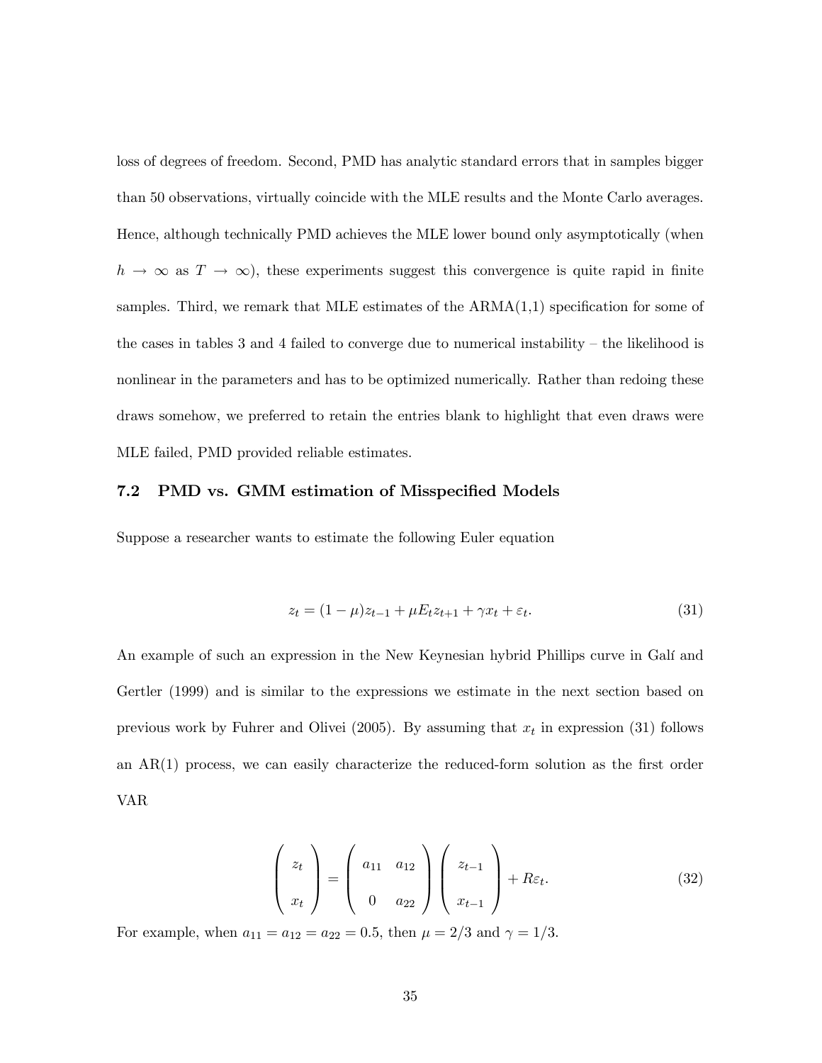loss of degrees of freedom. Second, PMD has analytic standard errors that in samples bigger than 50 observations, virtually coincide with the MLE results and the Monte Carlo averages. Hence, although technically PMD achieves the MLE lower bound only asymptotically (when $h \to \infty$ as $T \to \infty$), these experiments suggest this convergence is quite rapid in finite samples. Third, we remark that MLE estimates of the ARMA(1,1) specification for some of the cases in tables 3 and 4 failed to converge due to numerical instability – the likelihood is nonlinear in the parameters and has to be optimized numerically. Rather than redoing these draws somehow, we preferred to retain the entries blank to highlight that even draws were MLE failed, PMD provided reliable estimates.

### 7.2 PMD vs. GMM estimation of Misspecified Models

Suppose a researcher wants to estimate the following Euler equation

$$z_t = (1-\mu)z_{t-1} + \mu E_t z_{t+1} + \gamma x_t + \varepsilon_t. \tag{31}$$

An example of such an expression in the New Keynesian hybrid Phillips curve in Galí and Gertler (1999) and is similar to the expressions we estimate in the next section based on previous work by Fuhrer and Olivei (2005). By assuming that $x_t$ in expression (31) follows an AR(1) process, we can easily characterize the reduced-form solution as the first order VAR

$$\begin{pmatrix} z_t \\ x_t \end{pmatrix} = \begin{pmatrix} a_{11} & a_{12} \\ 0 & a_{22} \end{pmatrix} \begin{pmatrix} z_{t-1} \\ x_{t-1} \end{pmatrix} + R\varepsilon_t. \tag{32}$$

For example, when $a_{11} = a_{12} = a_{22} = 0.5$, then $\mu = 2/3$ and $\gamma = 1/3$.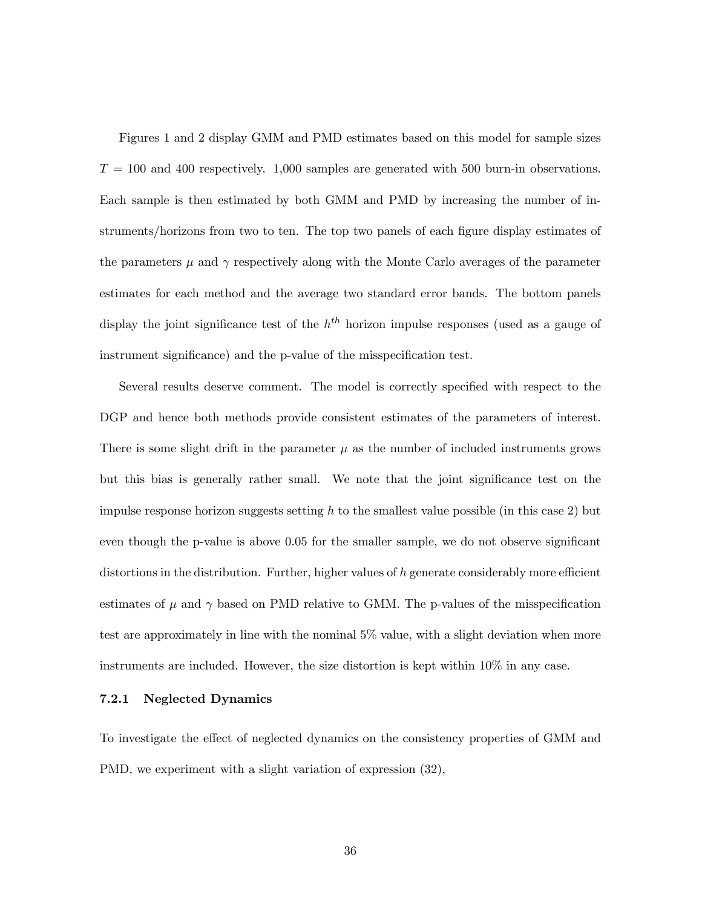Figures 1 and 2 display GMM and PMD estimates based on this model for sample sizes $T = 100$ and 400 respectively. 1,000 samples are generated with 500 burn-in observations. Each sample is then estimated by both GMM and PMD by increasing the number of instruments/horizons from two to ten. The top two panels of each figure display estimates of the parameters $\mu$ and $\gamma$ respectively along with the Monte Carlo averages of the parameter estimates for each method and the average two standard error bands. The bottom panels display the joint significance test of the $h^{th}$ horizon impulse responses (used as a gauge of instrument significance) and the p-value of the misspecification test.

Several results deserve comment. The model is correctly specified with respect to the DGP and hence both methods provide consistent estimates of the parameters of interest. There is some slight drift in the parameter $\mu$ as the number of included instruments grows but this bias is generally rather small. We note that the joint significance test on the impulse response horizon suggests setting $h$ to the smallest value possible (in this case 2) but even though the p-value is above 0.05 for the smaller sample, we do not observe significant distortions in the distribution. Further, higher values of $h$ generate considerably more efficient estimates of $\mu$ and $\gamma$ based on PMD relative to GMM. The p-values of the misspecification test are approximately in line with the nominal 5% value, with a slight deviation when more instruments are included. However, the size distortion is kept within 10% in any case.

#### 7.2.1 Neglected Dynamics

To investigate the effect of neglected dynamics on the consistency properties of GMM and PMD, we experiment with a slight variation of expression (32),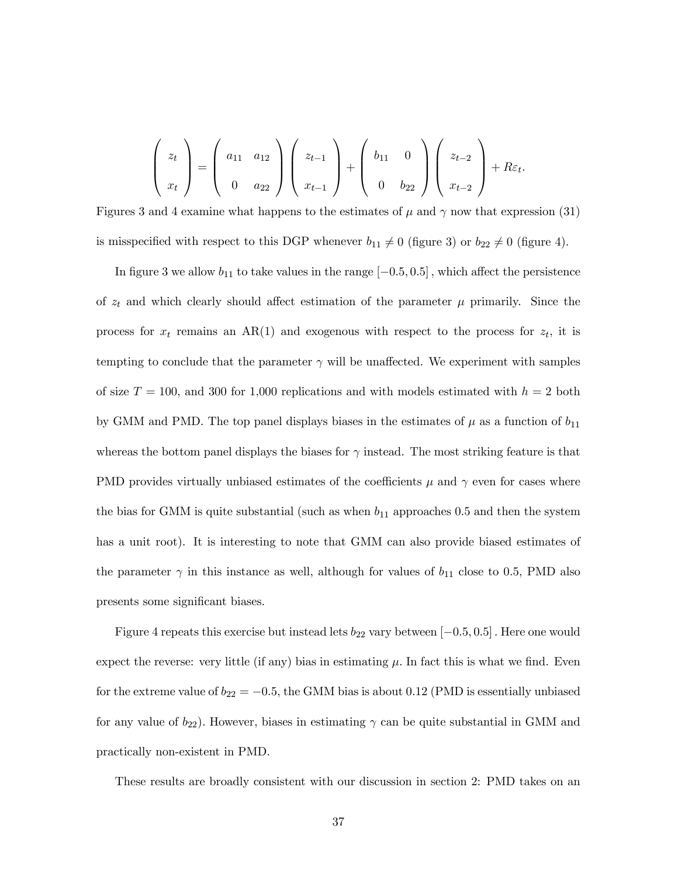$$\begin{pmatrix} z_t \\ x_t \end{pmatrix} = \begin{pmatrix} a_{11} & a_{12} \\ 0 & a_{22} \end{pmatrix} \begin{pmatrix} z_{t-1} \\ x_{t-1} \end{pmatrix} + \begin{pmatrix} b_{11} & 0 \\ 0 & b_{22} \end{pmatrix} \begin{pmatrix} z_{t-2} \\ x_{t-2} \end{pmatrix} + R\varepsilon_t.$$

Figures 3 and 4 examine what happens to the estimates of $\mu$ and $\gamma$ now that expression (31) is misspecified with respect to this DGP whenever $b_{11} \neq 0$ (figure 3) or $b_{22} \neq 0$ (figure 4).

In figure 3 we allow $b_{11}$ to take values in the range $[-0.5, 0.5]$, which affect the persistence of $z_t$ and which clearly should affect estimation of the parameter $\mu$ primarily. Since the process for $x_t$ remains an AR(1) and exogenous with respect to the process for $z_t$, it is tempting to conclude that the parameter $\gamma$ will be unaffected. We experiment with samples of size $T = 100$, and 300 for 1,000 replications and with models estimated with $h = 2$ both by GMM and PMD. The top panel displays biases in the estimates of $\mu$ as a function of $b_{11}$ whereas the bottom panel displays the biases for $\gamma$ instead. The most striking feature is that PMD provides virtually unbiased estimates of the coefficients $\mu$ and $\gamma$ even for cases where the bias for GMM is quite substantial (such as when $b_{11}$ approaches 0.5 and then the system has a unit root). It is interesting to note that GMM can also provide biased estimates of the parameter $\gamma$ in this instance as well, although for values of $b_{11}$ close to 0.5, PMD also presents some significant biases.

Figure 4 repeats this exercise but instead lets $b_{22}$ vary between $[-0.5, 0.5]$. Here one would expect the reverse: very little (if any) bias in estimating $\mu$. In fact this is what we find. Even for the extreme value of $b_{22} = -0.5$, the GMM bias is about 0.12 (PMD is essentially unbiased for any value of $b_{22}$). However, biases in estimating $\gamma$ can be quite substantial in GMM and practically non-existent in PMD.

These results are broadly consistent with our discussion in section 2: PMD takes on an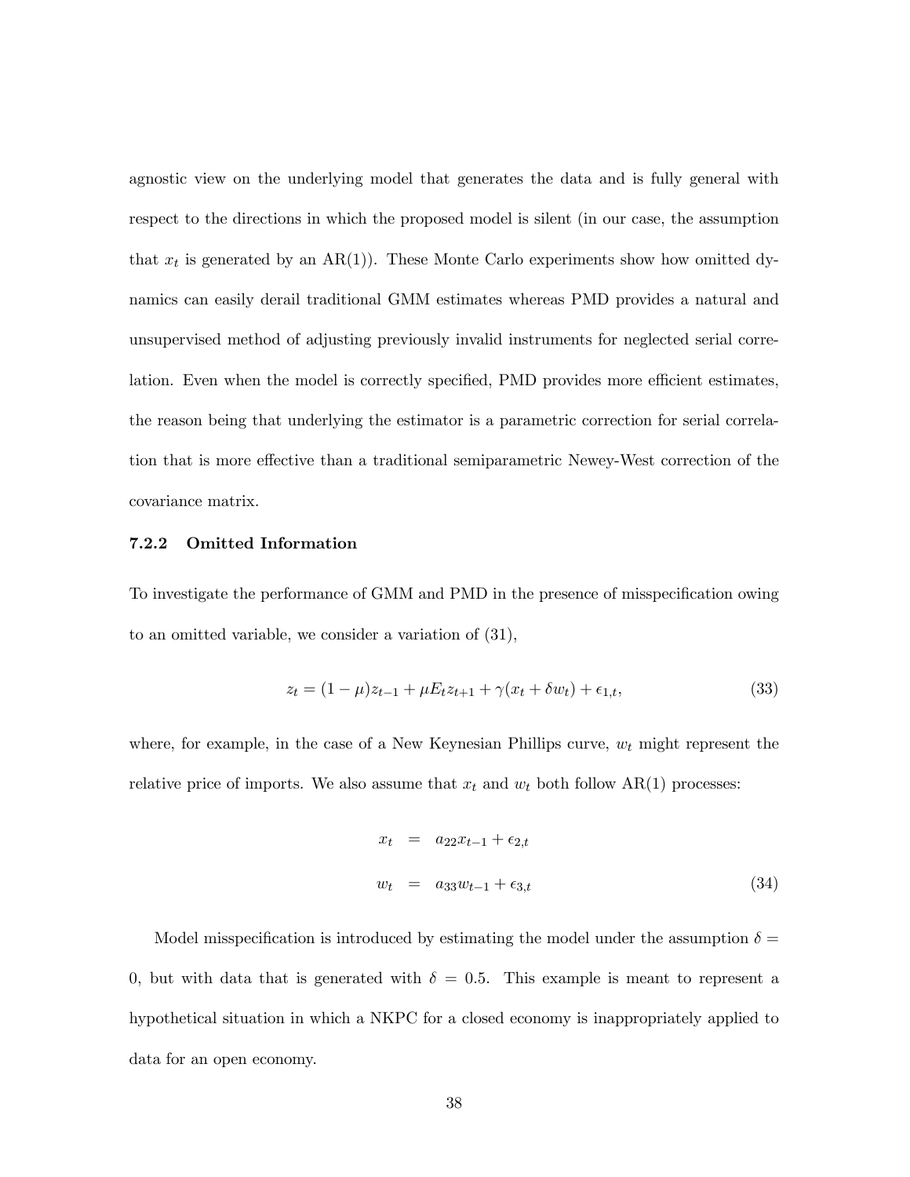agnostic view on the underlying model that generates the data and is fully general with respect to the directions in which the proposed model is silent (in our case, the assumption that $x_t$ is generated by an AR(1)). These Monte Carlo experiments show how omitted dynamics can easily derail traditional GMM estimates whereas PMD provides a natural and unsupervised method of adjusting previously invalid instruments for neglected serial correlation. Even when the model is correctly specified, PMD provides more efficient estimates, the reason being that underlying the estimator is a parametric correction for serial correlation that is more effective than a traditional semiparametric Newey-West correction of the covariance matrix.

### 7.2.2 Omitted Information

To investigate the performance of GMM and PMD in the presence of misspecification owing to an omitted variable, we consider a variation of (31),

$$z_t = (1-\mu)z_{t-1} + \mu E_t z_{t+1} + \gamma(x_t + \delta w_t) + \epsilon_{1,t}, \tag{33}$$

where, for example, in the case of a New Keynesian Phillips curve, $w_t$ might represent the relative price of imports. We also assume that $x_t$ and $w_t$ both follow AR(1) processes:

$$\begin{aligned} x_t &= a_{22}x_{t-1} + \epsilon_{2,t} \\ w_t &= a_{33}w_{t-1} + \epsilon_{3,t} \end{aligned} \tag{34}$$

Model misspecification is introduced by estimating the model under the assumption $\delta = 0$, but with data that is generated with $\delta = 0.5$. This example is meant to represent a hypothetical situation in which a NKPC for a closed economy is inappropriately applied to data for an open economy.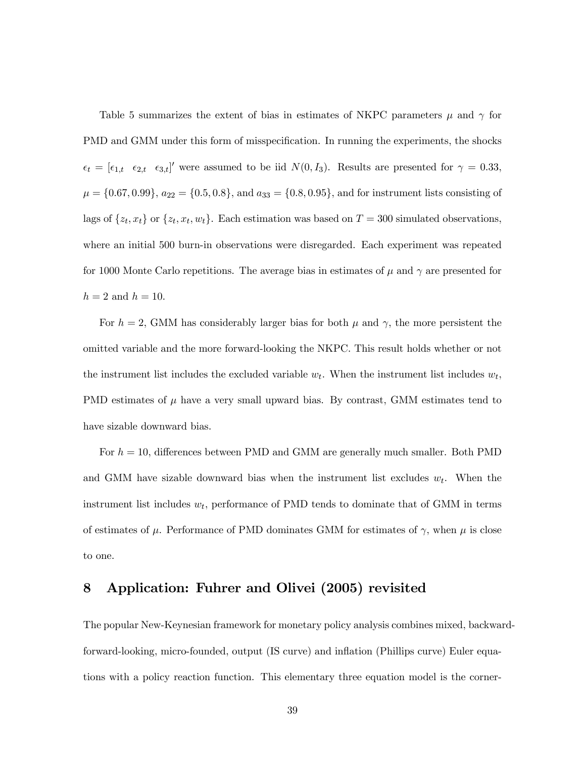Table 5 summarizes the extent of bias in estimates of NKPC parameters $\mu$ and $\gamma$ for PMD and GMM under this form of misspecification. In running the experiments, the shocks $\epsilon_t = [\epsilon_{1,t} \quad \epsilon_{2,t} \quad \epsilon_{3,t}]'$ were assumed to be iid $N(0, I_3)$. Results are presented for $\gamma = 0.33$, $\mu = \{0.67, 0.99\}$, $a_{22} = \{0.5, 0.8\}$, and $a_{33} = \{0.8, 0.95\}$, and for instrument lists consisting of lags of $\{z_t, x_t\}$ or $\{z_t, x_t, w_t\}$. Each estimation was based on $T = 300$ simulated observations, where an initial 500 burn-in observations were disregarded. Each experiment was repeated for 1000 Monte Carlo repetitions. The average bias in estimates of $\mu$ and $\gamma$ are presented for $h = 2$ and $h = 10$.

For $h = 2$, GMM has considerably larger bias for both $\mu$ and $\gamma$, the more persistent the omitted variable and the more forward-looking the NKPC. This result holds whether or not the instrument list includes the excluded variable $w_t$. When the instrument list includes $w_t$, PMD estimates of $\mu$ have a very small upward bias. By contrast, GMM estimates tend to have sizable downward bias.

For $h = 10$, differences between PMD and GMM are generally much smaller. Both PMD and GMM have sizable downward bias when the instrument list excludes $w_t$. When the instrument list includes $w_t$, performance of PMD tends to dominate that of GMM in terms of estimates of $\mu$. Performance of PMD dominates GMM for estimates of $\gamma$, when $\mu$ is close to one.

## 8 Application: Fuhrer and Olivei (2005) revisited

The popular New-Keynesian framework for monetary policy analysis combines mixed, backward-forward-looking, micro-founded, output (IS curve) and inflation (Phillips curve) Euler equations with a policy reaction function. This elementary three equation model is the corner-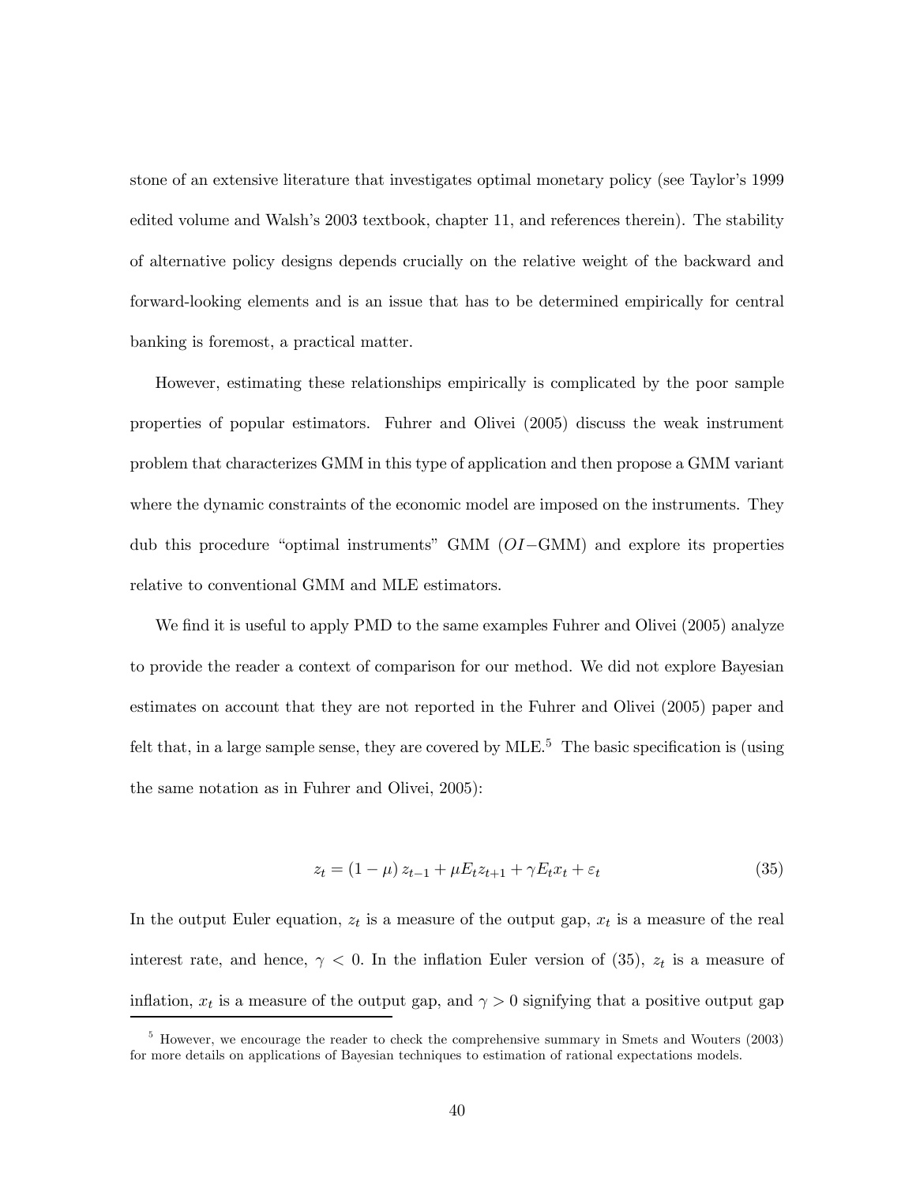stone of an extensive literature that investigates optimal monetary policy (see Taylor's 1999 edited volume and Walsh's 2003 textbook, chapter 11, and references therein). The stability of alternative policy designs depends crucially on the relative weight of the backward and forward-looking elements and is an issue that has to be determined empirically for central banking is foremost, a practical matter.

However, estimating these relationships empirically is complicated by the poor sample properties of popular estimators. Fuhrer and Olivei (2005) discuss the weak instrument problem that characterizes GMM in this type of application and then propose a GMM variant where the dynamic constraints of the economic model are imposed on the instruments. They dub this procedure "optimal instruments" GMM ($OI-$GMM) and explore its properties relative to conventional GMM and MLE estimators.

We find it is useful to apply PMD to the same examples Fuhrer and Olivei (2005) analyze to provide the reader a context of comparison for our method. We did not explore Bayesian estimates on account that they are not reported in the Fuhrer and Olivei (2005) paper and felt that, in a large sample sense, they are covered by MLE.[5] The basic specification is (using the same notation as in Fuhrer and Olivei, 2005):

$$z_t = (1 - \mu) z_{t-1} + \mu E_t z_{t+1} + \gamma E_t x_t + \varepsilon_t \tag{35}$$

In the output Euler equation, $z_t$ is a measure of the output gap, $x_t$ is a measure of the real interest rate, and hence, $\gamma < 0$. In the inflation Euler version of (35), $z_t$ is a measure of inflation, $x_t$ is a measure of the output gap, and $\gamma > 0$ signifying that a positive output gap

[5] However, we encourage the reader to check the comprehensive summary in Smets and Wouters (2003) for more details on applications of Bayesian techniques to estimation of rational expectations models.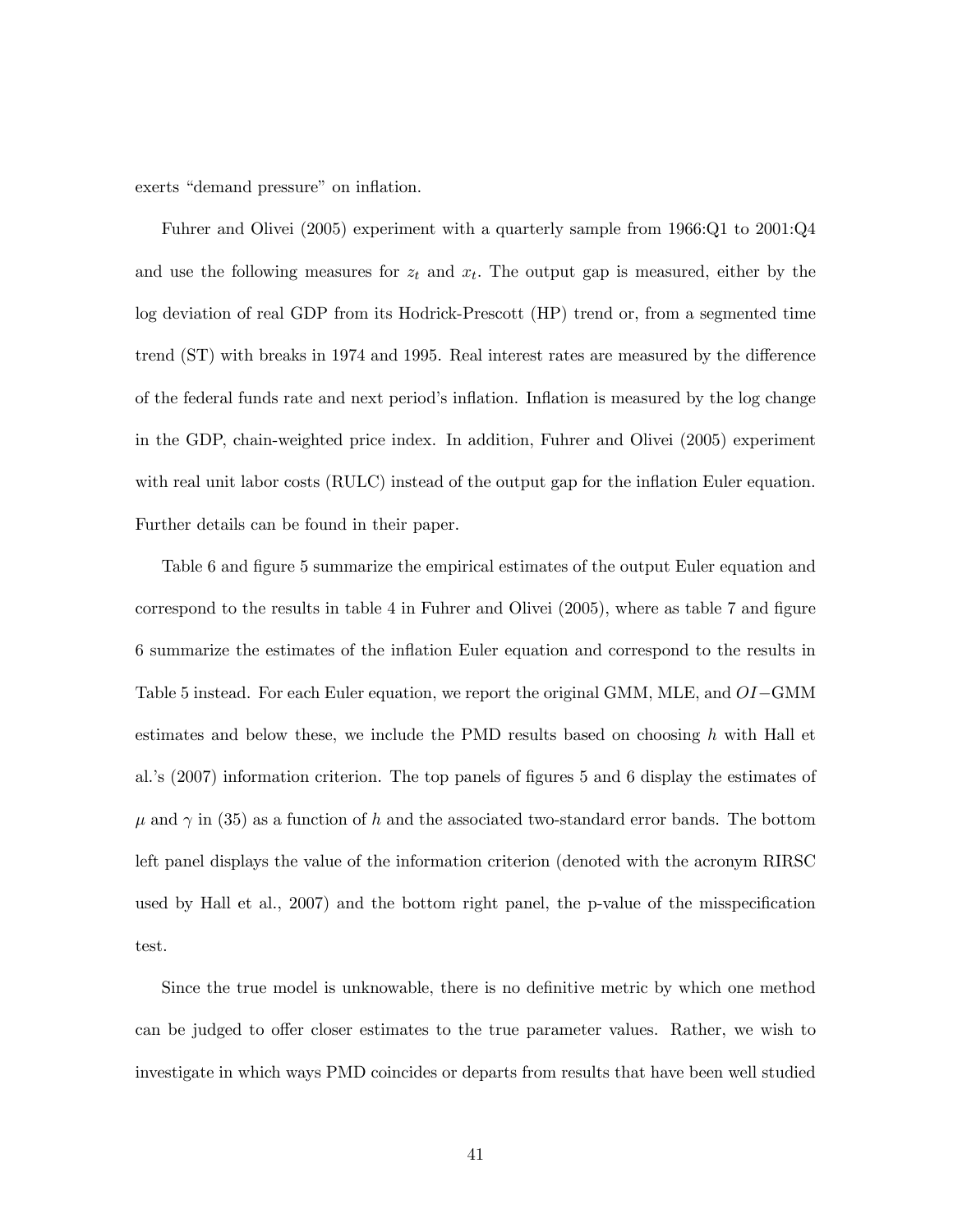exerts "demand pressure" on inflation.

Fuhrer and Olivei (2005) experiment with a quarterly sample from 1966:Q1 to 2001:Q4 and use the following measures for $z_t$ and $x_t$. The output gap is measured, either by the log deviation of real GDP from its Hodrick-Prescott (HP) trend or, from a segmented time trend (ST) with breaks in 1974 and 1995. Real interest rates are measured by the difference of the federal funds rate and next period's inflation. Inflation is measured by the log change in the GDP, chain-weighted price index. In addition, Fuhrer and Olivei (2005) experiment with real unit labor costs (RULC) instead of the output gap for the inflation Euler equation. Further details can be found in their paper.

Table 6 and figure 5 summarize the empirical estimates of the output Euler equation and correspond to the results in table 4 in Fuhrer and Olivei (2005), where as table 7 and figure 6 summarize the estimates of the inflation Euler equation and correspond to the results in Table 5 instead. For each Euler equation, we report the original GMM, MLE, and $OI-$GMM estimates and below these, we include the PMD results based on choosing $h$ with Hall et al.'s (2007) information criterion. The top panels of figures 5 and 6 display the estimates of $\mu$ and $\gamma$ in (35) as a function of $h$ and the associated two-standard error bands. The bottom left panel displays the value of the information criterion (denoted with the acronym RIRSC used by Hall et al., 2007) and the bottom right panel, the p-value of the misspecification test.

Since the true model is unknowable, there is no definitive metric by which one method can be judged to offer closer estimates to the true parameter values. Rather, we wish to investigate in which ways PMD coincides or departs from results that have been well studied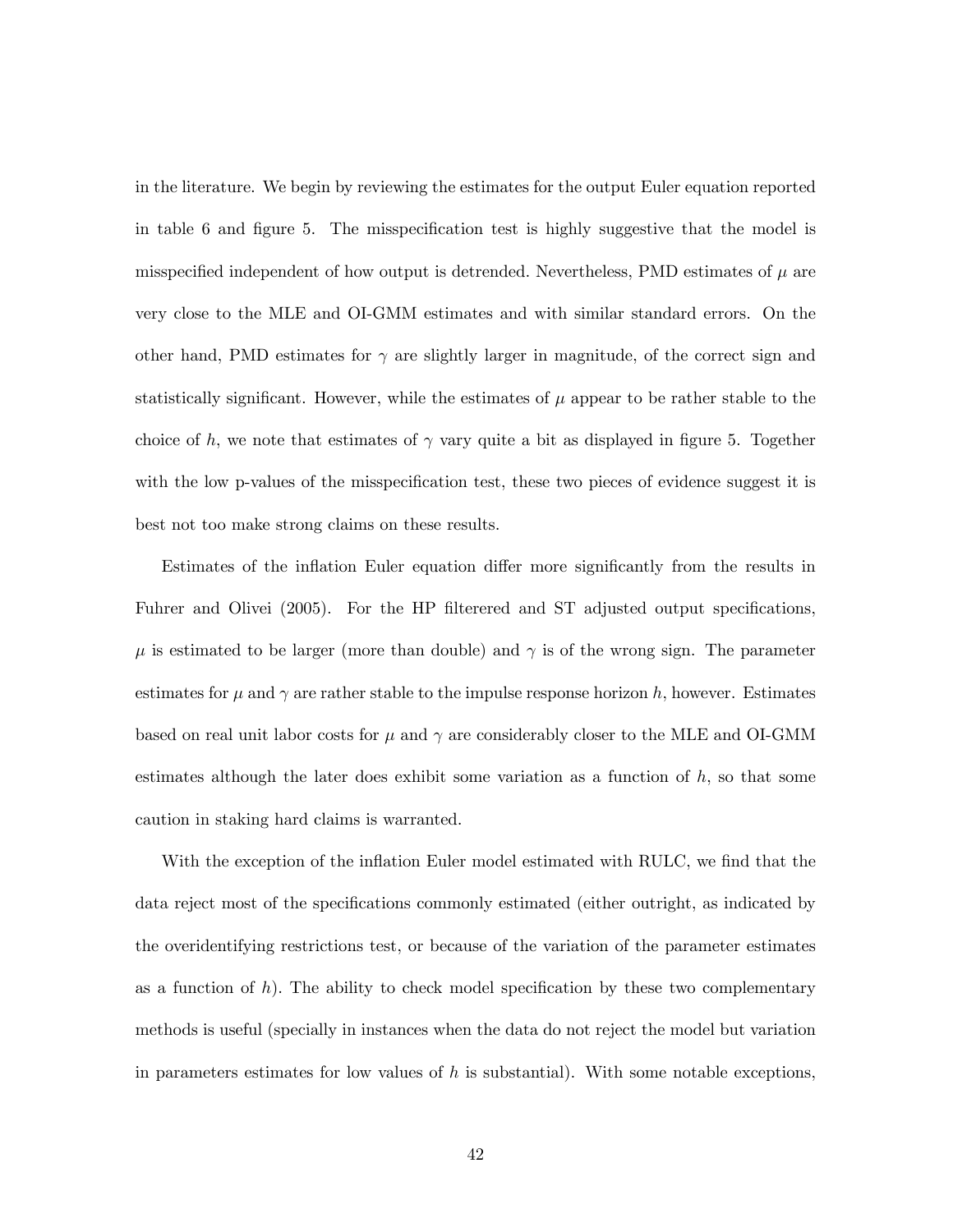in the literature. We begin by reviewing the estimates for the output Euler equation reported in table 6 and figure 5. The misspecification test is highly suggestive that the model is misspecified independent of how output is detrended. Nevertheless, PMD estimates of $\mu$ are very close to the MLE and OI-GMM estimates and with similar standard errors. On the other hand, PMD estimates for $\gamma$ are slightly larger in magnitude, of the correct sign and statistically significant. However, while the estimates of $\mu$ appear to be rather stable to the choice of $h$, we note that estimates of $\gamma$ vary quite a bit as displayed in figure 5. Together with the low p-values of the misspecification test, these two pieces of evidence suggest it is best not too make strong claims on these results.

Estimates of the inflation Euler equation differ more significantly from the results in Fuhrer and Olivei (2005). For the HP filterered and ST adjusted output specifications, $\mu$ is estimated to be larger (more than double) and $\gamma$ is of the wrong sign. The parameter estimates for $\mu$ and $\gamma$ are rather stable to the impulse response horizon $h$, however. Estimates based on real unit labor costs for $\mu$ and $\gamma$ are considerably closer to the MLE and OI-GMM estimates although the later does exhibit some variation as a function of $h$, so that some caution in staking hard claims is warranted.

With the exception of the inflation Euler model estimated with RULC, we find that the data reject most of the specifications commonly estimated (either outright, as indicated by the overidentifying restrictions test, or because of the variation of the parameter estimates as a function of $h$). The ability to check model specification by these two complementary methods is useful (specially in instances when the data do not reject the model but variation in parameters estimates for low values of $h$ is substantial). With some notable exceptions,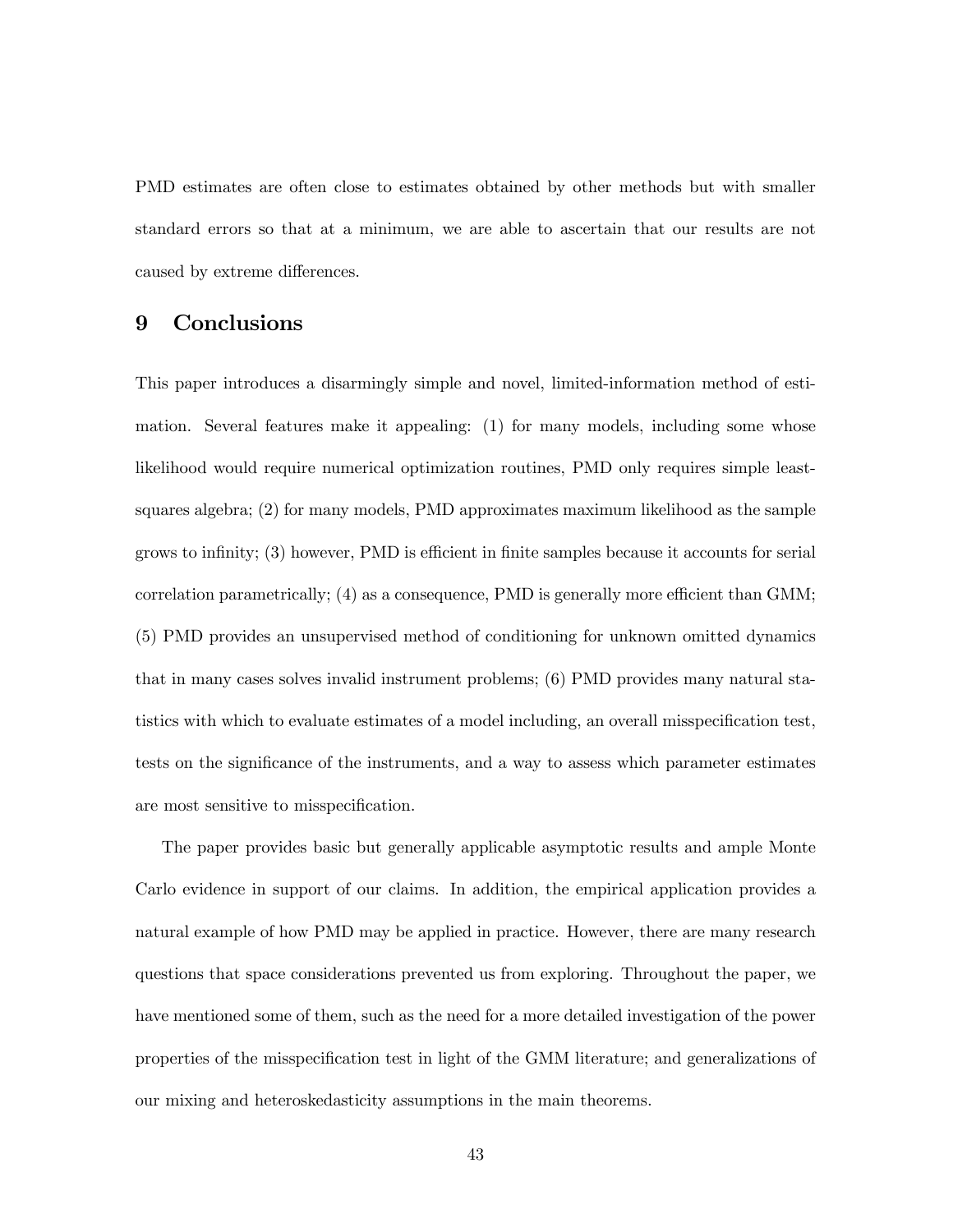PMD estimates are often close to estimates obtained by other methods but with smaller standard errors so that at a minimum, we are able to ascertain that our results are not caused by extreme differences.

# 9 Conclusions

This paper introduces a disarmingly simple and novel, limited-information method of estimation. Several features make it appealing: (1) for many models, including some whose likelihood would require numerical optimization routines, PMD only requires simple least-squares algebra; (2) for many models, PMD approximates maximum likelihood as the sample grows to infinity; (3) however, PMD is efficient in finite samples because it accounts for serial correlation parametrically; (4) as a consequence, PMD is generally more efficient than GMM; (5) PMD provides an unsupervised method of conditioning for unknown omitted dynamics that in many cases solves invalid instrument problems; (6) PMD provides many natural statistics with which to evaluate estimates of a model including, an overall misspecification test, tests on the significance of the instruments, and a way to assess which parameter estimates are most sensitive to misspecification.

The paper provides basic but generally applicable asymptotic results and ample Monte Carlo evidence in support of our claims. In addition, the empirical application provides a natural example of how PMD may be applied in practice. However, there are many research questions that space considerations prevented us from exploring. Throughout the paper, we have mentioned some of them, such as the need for a more detailed investigation of the power properties of the misspecification test in light of the GMM literature; and generalizations of our mixing and heteroskedasticity assumptions in the main theorems.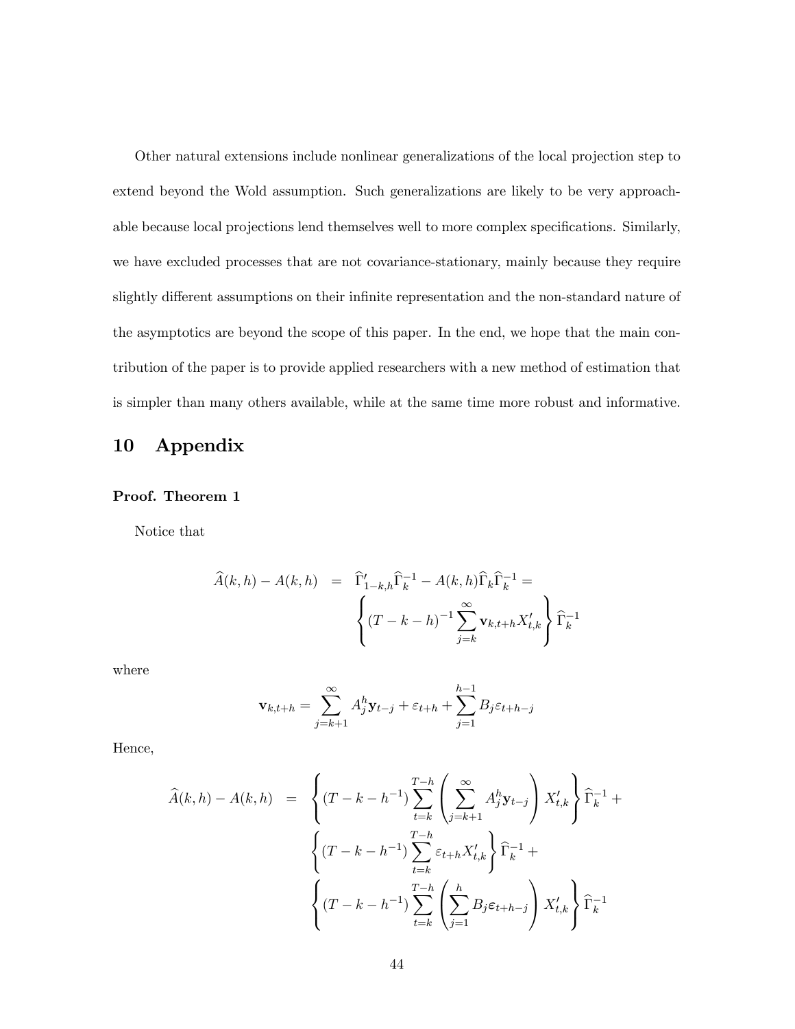Other natural extensions include nonlinear generalizations of the local projection step to extend beyond the Wold assumption. Such generalizations are likely to be very approachable because local projections lend themselves well to more complex specifications. Similarly, we have excluded processes that are not covariance-stationary, mainly because they require slightly different assumptions on their infinite representation and the non-standard nature of the asymptotics are beyond the scope of this paper. In the end, we hope that the main contribution of the paper is to provide applied researchers with a new method of estimation that is simpler than many others available, while at the same time more robust and informative.

# 10 Appendix

**Proof. Theorem 1**

Notice that

$$
\begin{aligned}
\widehat{A}(k,h) - A(k,h) &= \widehat{\Gamma}'_{1-k,h}\widehat{\Gamma}_k^{-1} - A(k,h)\widehat{\Gamma}_k\widehat{\Gamma}_k^{-1} = \\
& \left\{ (T-k-h)^{-1} \sum_{j=k}^{\infty} \mathbf{v}_{k,t+h} X'_{t,k} \right\} \widehat{\Gamma}_k^{-1}
\end{aligned}
$$

where

$$
\mathbf{v}_{k,t+h} = \sum_{j=k+1}^{\infty} A_j^h \mathbf{y}_{t-j} + \varepsilon_{t+h} + \sum_{j=1}^{h-1} B_j \varepsilon_{t+h-j}
$$

Hence,

$$
\begin{aligned}
\widehat{A}(k,h) - A(k,h) &= \left\{ (T-k-h^{-1}) \sum_{t=k}^{T-h} \left( \sum_{j=k+1}^{\infty} A_j^h \mathbf{y}_{t-j} \right) X'_{t,k} \right\} \widehat{\Gamma}_k^{-1} + \\
& \left\{ (T-k-h^{-1}) \sum_{t=k}^{T-h} \varepsilon_{t+h} X'_{t,k} \right\} \widehat{\Gamma}_k^{-1} + \\
& \left\{ (T-k-h^{-1}) \sum_{t=k}^{T-h} \left( \sum_{j=1}^{h} B_j \boldsymbol{\varepsilon}_{t+h-j} \right) X'_{t,k} \right\} \widehat{\Gamma}_k^{-1}
\end{aligned}
$$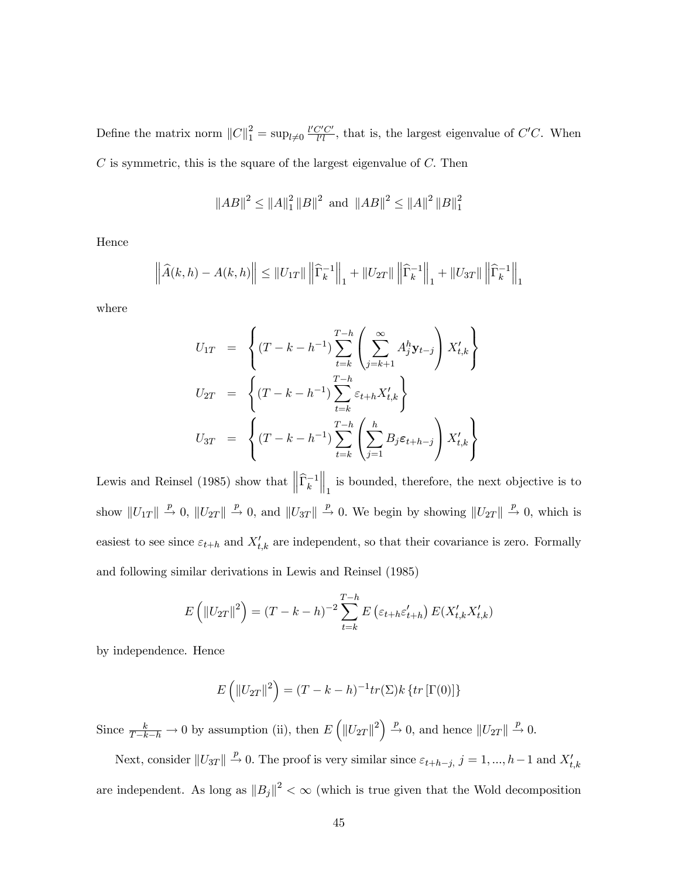Define the matrix norm $\|C\|_1^2 = \sup_{l \neq 0} \frac{l'C'C'}{l'l}$, that is, the largest eigenvalue of $C'C$. When $C$ is symmetric, this is the square of the largest eigenvalue of $C$. Then

$$\|AB\|^2 \leq \|A\|_1^2 \|B\|^2 \text{ and } \|AB\|^2 \leq \|A\|^2 \|B\|_1^2$$

Hence

$$\left\| \widehat{A}(k,h) - A(k,h) \right\| \leq \|U_{1T}\| \left\| \widehat{\Gamma}_k^{-1} \right\|_1 + \|U_{2T}\| \left\| \widehat{\Gamma}_k^{-1} \right\|_1 + \|U_{3T}\| \left\| \widehat{\Gamma}_k^{-1} \right\|_1$$

where

$$\begin{aligned}
U_{1T} &= \left\{ (T-k-h^{-1}) \sum_{t=k}^{T-h} \left( \sum_{j=k+1}^{\infty} A_j^h \mathbf{y}_{t-j} \right) X'_{t,k} \right\} \\
U_{2T} &= \left\{ (T-k-h^{-1}) \sum_{t=k}^{T-h} \varepsilon_{t+h} X'_{t,k} \right\} \\
U_{3T} &= \left\{ (T-k-h^{-1}) \sum_{t=k}^{T-h} \left( \sum_{j=1}^{h} B_j \boldsymbol{\varepsilon}_{t+h-j} \right) X'_{t,k} \right\}
\end{aligned}$$

Lewis and Reinsel (1985) show that $\left\| \widehat{\Gamma}_k^{-1} \right\|_1$ is bounded, therefore, the next objective is to show $\|U_{1T}\| \xrightarrow{p} 0$, $\|U_{2T}\| \xrightarrow{p} 0$, and $\|U_{3T}\| \xrightarrow{p} 0$. We begin by showing $\|U_{2T}\| \xrightarrow{p} 0$, which is easiest to see since $\varepsilon_{t+h}$ and $X'_{t,k}$ are independent, so that their covariance is zero. Formally and following similar derivations in Lewis and Reinsel (1985)

$$E\left( \|U_{2T}\|^2 \right) = (T-k-h)^{-2} \sum_{t=k}^{T-h} E\left( \varepsilon_{t+h} \varepsilon'_{t+h} \right) E(X'_{t,k} X'_{t,k})$$

by independence. Hence

$$E\left( \|U_{2T}\|^2 \right) = (T-k-h)^{-1} tr(\Sigma) k \left\{ tr\left[ \Gamma(0) \right] \right\}$$

Since $\frac{k}{T-k-h} \to 0$ by assumption (ii), then $E\left( \|U_{2T}\|^2 \right) \xrightarrow{p} 0$, and hence $\|U_{2T}\| \xrightarrow{p} 0$.

Next, consider $\|U_{3T}\| \xrightarrow{p} 0$. The proof is very similar since $\varepsilon_{t+h-j}$, $j = 1, ..., h-1$ and $X'_{t,k}$ are independent. As long as $\|B_j\|^2 < \infty$ (which is true given that the Wold decomposition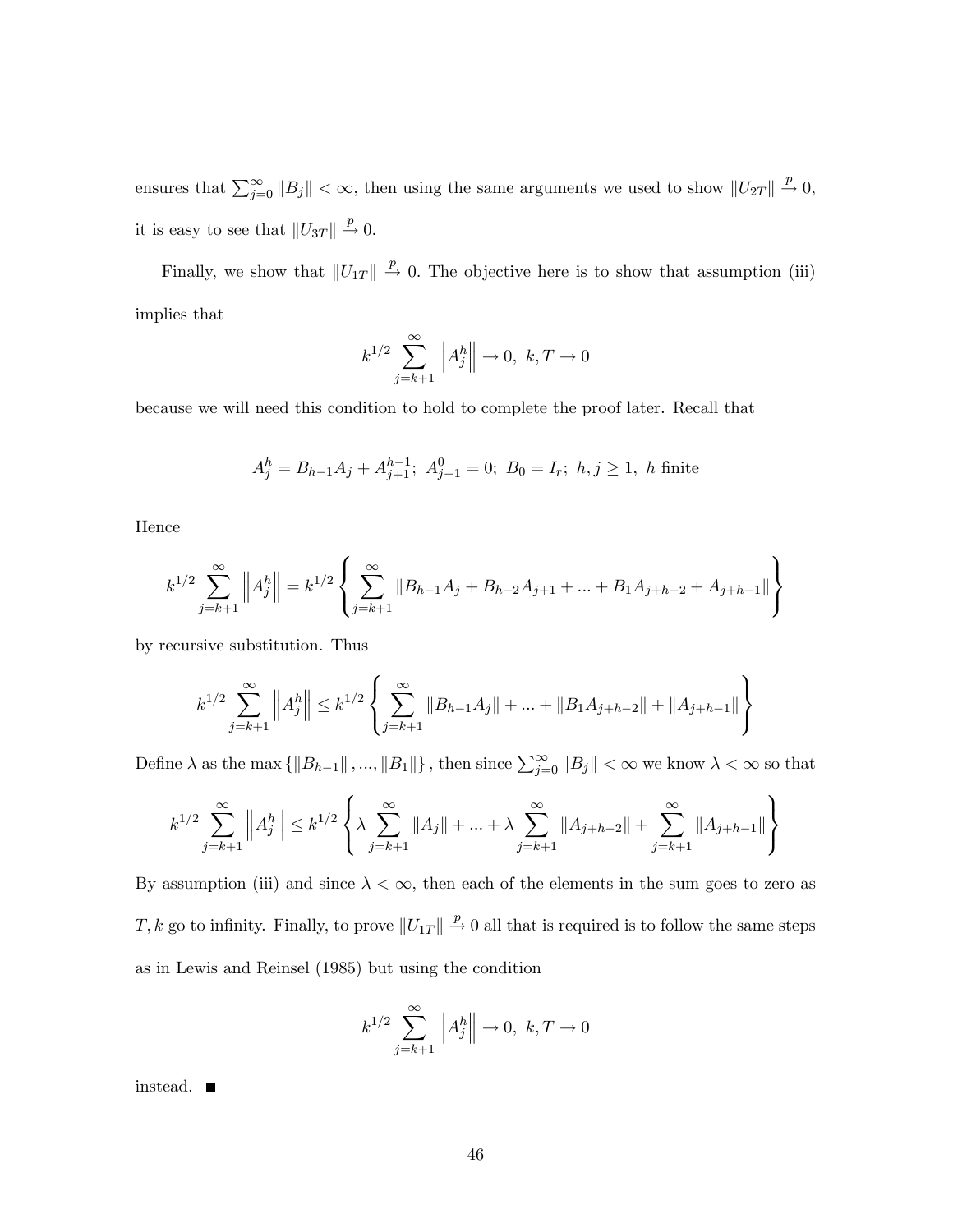ensures that $\sum_{j=0}^{\infty} \|B_j\| < \infty$, then using the same arguments we used to show $\|U_{2T}\| \xrightarrow{p} 0$, it is easy to see that $\|U_{3T}\| \xrightarrow{p} 0$.

Finally, we show that $\|U_{1T}\| \xrightarrow{p} 0$. The objective here is to show that assumption (iii) implies that

$$k^{1/2} \sum_{j=k+1}^{\infty} \left\| A_j^h \right\| \to 0, \ k, T \to 0$$

because we will need this condition to hold to complete the proof later. Recall that

$$A_j^h = B_{h-1}A_j + A_{j+1}^{h-1}; \ A_{j+1}^0 = 0; \ B_0 = I_r; \ h, j \geq 1, \ h \text{ finite}$$

Hence

$$k^{1/2} \sum_{j=k+1}^{\infty} \left\| A_j^h \right\| = k^{1/2} \left\{ \sum_{j=k+1}^{\infty} \|B_{h-1}A_j + B_{h-2}A_{j+1} + ... + B_1 A_{j+h-2} + A_{j+h-1}\| \right\}$$

by recursive substitution. Thus

$$k^{1/2} \sum_{j=k+1}^{\infty} \left\| A_j^h \right\| \leq k^{1/2} \left\{ \sum_{j=k+1}^{\infty} \|B_{h-1}A_j\| + ... + \|B_1 A_{j+h-2}\| + \|A_{j+h-1}\| \right\}$$

Define $\lambda$ as the $\max \{\|B_{h-1}\|, ..., \|B_1\|\}$, then since $\sum_{j=0}^{\infty} \|B_j\| < \infty$ we know $\lambda < \infty$ so that

$$k^{1/2} \sum_{j=k+1}^{\infty} \left\| A_j^h \right\| \leq k^{1/2} \left\{ \lambda \sum_{j=k+1}^{\infty} \|A_j\| + ... + \lambda \sum_{j=k+1}^{\infty} \|A_{j+h-2}\| + \sum_{j=k+1}^{\infty} \|A_{j+h-1}\| \right\}$$

By assumption (iii) and since $\lambda < \infty$, then each of the elements in the sum goes to zero as $T, k$ go to infinity. Finally, to prove $\|U_{1T}\| \xrightarrow{p} 0$ all that is required is to follow the same steps as in Lewis and Reinsel (1985) but using the condition

$$k^{1/2} \sum_{j=k+1}^{\infty} \left\| A_j^h \right\| \to 0, \ k, T \to 0$$

instead. ■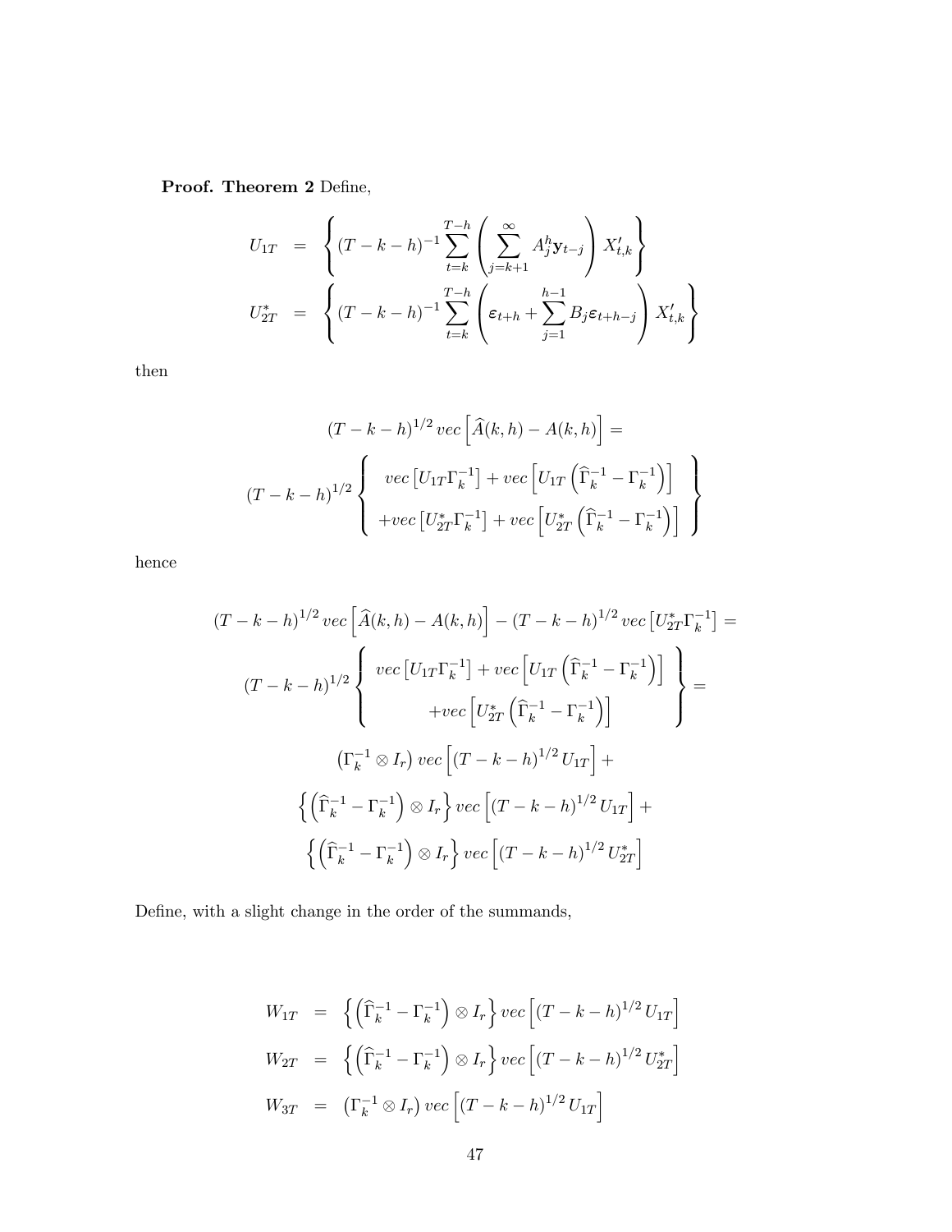**Proof. Theorem 2** Define,

$$
\begin{aligned}
U_{1T} &= \left\{ (T-k-h)^{-1} \sum_{t=k}^{T-h} \left( \sum_{j=k+1}^{\infty} A_j^h \mathbf{y}_{t-j} \right) X'_{t,k} \right\} \\
U_{2T}^{*} &= \left\{ (T-k-h)^{-1} \sum_{t=k}^{T-h} \left( \boldsymbol{\varepsilon}_{t+h} + \sum_{j=1}^{h-1} B_j \boldsymbol{\varepsilon}_{t+h-j} \right) X'_{t,k} \right\}
\end{aligned}
$$

then

$$
(T-k-h)^{1/2}\, vec\left[ \widehat{A}(k,h) - A(k,h) \right] =
$$

$$
(T-k-h)^{1/2} \left\{ \begin{array}{c} vec\left[ U_{1T} \Gamma_k^{-1} \right] + vec\left[ U_{1T} \left( \widehat{\Gamma}_k^{-1} - \Gamma_k^{-1} \right) \right] \\ + vec\left[ U_{2T}^{*} \Gamma_k^{-1} \right] + vec\left[ U_{2T}^{*} \left( \widehat{\Gamma}_k^{-1} - \Gamma_k^{-1} \right) \right] \end{array} \right\}
$$

hence

$$
(T-k-h)^{1/2}\, vec\left[ \widehat{A}(k,h) - A(k,h) \right] - (T-k-h)^{1/2}\, vec\left[ U_{2T}^{*} \Gamma_k^{-1} \right] =
$$

$$
(T-k-h)^{1/2} \left\{ \begin{array}{c} vec\left[ U_{1T} \Gamma_k^{-1} \right] + vec\left[ U_{1T} \left( \widehat{\Gamma}_k^{-1} - \Gamma_k^{-1} \right) \right] \\ + vec\left[ U_{2T}^{*} \left( \widehat{\Gamma}_k^{-1} - \Gamma_k^{-1} \right) \right] \end{array} \right\} =
$$

$$
\left( \Gamma_k^{-1} \otimes I_r \right) vec\left[ (T-k-h)^{1/2} U_{1T} \right] +
$$

$$
\left\{ \left( \widehat{\Gamma}_k^{-1} - \Gamma_k^{-1} \right) \otimes I_r \right\} vec\left[ (T-k-h)^{1/2} U_{1T} \right] +
$$

$$
\left\{ \left( \widehat{\Gamma}_k^{-1} - \Gamma_k^{-1} \right) \otimes I_r \right\} vec\left[ (T-k-h)^{1/2} U_{2T}^{*} \right]
$$

Define, with a slight change in the order of the summands,

$$
\begin{aligned}
W_{1T} &= \left\{ \left( \widehat{\Gamma}_k^{-1} - \Gamma_k^{-1} \right) \otimes I_r \right\} vec\left[ (T-k-h)^{1/2} U_{1T} \right] \\
W_{2T} &= \left\{ \left( \widehat{\Gamma}_k^{-1} - \Gamma_k^{-1} \right) \otimes I_r \right\} vec\left[ (T-k-h)^{1/2} U_{2T}^{*} \right] \\
W_{3T} &= \left( \Gamma_k^{-1} \otimes I_r \right) vec\left[ (T-k-h)^{1/2} U_{1T} \right]
\end{aligned}
$$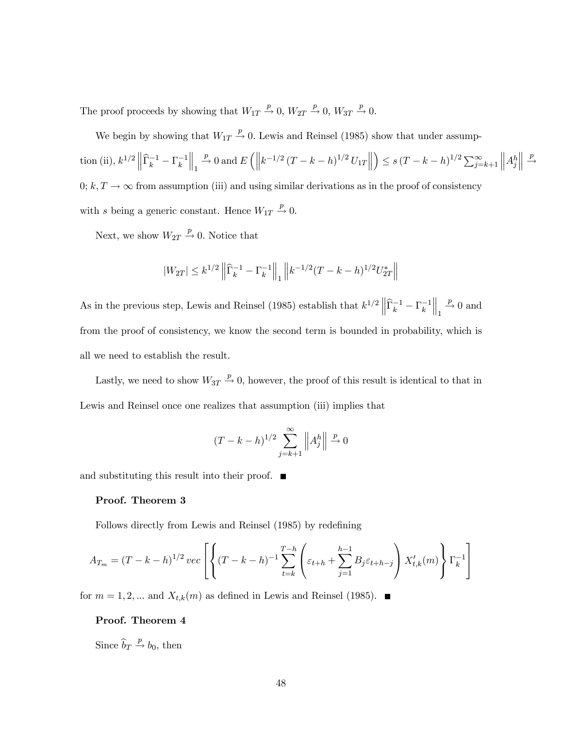The proof proceeds by showing that $W_{1T} \xrightarrow{p} 0$, $W_{2T} \xrightarrow{p} 0$, $W_{3T} \xrightarrow{p} 0$.

We begin by showing that $W_{1T} \xrightarrow{p} 0$. Lewis and Reinsel (1985) show that under assumption (ii), $k^{1/2} \left\| \widehat{\Gamma}_k^{-1} - \Gamma_k^{-1} \right\|_1 \xrightarrow{p} 0$ and $E\left( \left\| k^{-1/2} (T-k-h)^{1/2} U_{1T} \right\| \right) \leq s\,(T-k-h)^{1/2} \sum_{j=k+1}^{\infty} \left\| A_j^h \right\| \xrightarrow{p} 0$; $k, T \to \infty$ from assumption (iii) and using similar derivations as in the proof of consistency with $s$ being a generic constant. Hence $W_{1T} \xrightarrow{p} 0$.

Next, we show $W_{2T} \xrightarrow{p} 0$. Notice that

$$|W_{2T}| \leq k^{1/2} \left\| \widehat{\Gamma}_k^{-1} - \Gamma_k^{-1} \right\|_1 \left\| k^{-1/2} (T-k-h)^{1/2} U_{2T}^* \right\|$$

As in the previous step, Lewis and Reinsel (1985) establish that $k^{1/2} \left\| \widehat{\Gamma}_k^{-1} - \Gamma_k^{-1} \right\|_1 \xrightarrow{p} 0$ and from the proof of consistency, we know the second term is bounded in probability, which is all we need to establish the result.

Lastly, we need to show $W_{3T} \xrightarrow{p} 0$, however, the proof of this result is identical to that in Lewis and Reinsel once one realizes that assumption (iii) implies that

$$(T-k-h)^{1/2} \sum_{j=k+1}^{\infty} \left\| A_j^h \right\| \xrightarrow{p} 0$$

and substituting this result into their proof. ■

**Proof. Theorem 3**

Follows directly from Lewis and Reinsel (1985) by redefining

$$A_{T_m} = (T-k-h)^{1/2}\, vec \left[ \left\{ (T-k-h)^{-1} \sum_{t=k}^{T-h} \left( \varepsilon_{t+h} + \sum_{j=1}^{h-1} B_j \varepsilon_{t+h-j} \right) X_{t,k}'(m) \right\} \Gamma_k^{-1} \right]$$

for $m = 1, 2, ...$ and $X_{t,k}(m)$ as defined in Lewis and Reinsel (1985). ■

**Proof. Theorem 4**

Since $\widehat{b}_T \xrightarrow{p} b_0$, then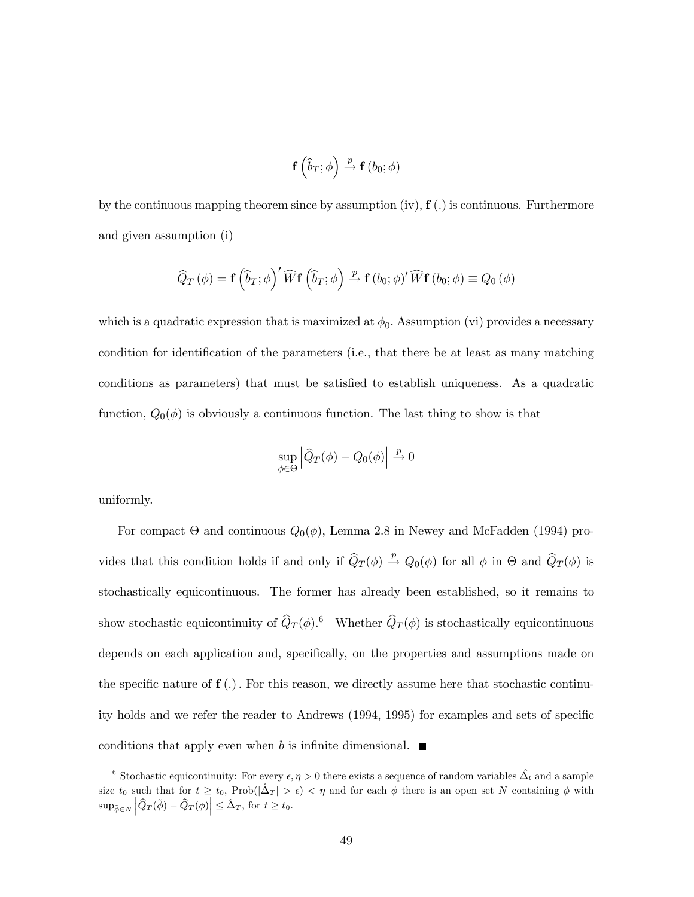$$\mathbf{f}\left(\widehat{b}_T;\phi\right) \xrightarrow{p} \mathbf{f}\left(b_0;\phi\right)$$

by the continuous mapping theorem since by assumption (iv), $\mathbf{f}\left(.\right)$ is continuous. Furthermore and given assumption (i)

$$\widehat{Q}_T\left(\phi\right) = \mathbf{f}\left(\widehat{b}_T;\phi\right)'\widehat{W}\mathbf{f}\left(\widehat{b}_T;\phi\right) \xrightarrow{p} \mathbf{f}\left(b_0;\phi\right)'\widehat{W}\mathbf{f}\left(b_0;\phi\right) \equiv Q_0\left(\phi\right)$$

which is a quadratic expression that is maximized at $\phi_0$. Assumption (vi) provides a necessary condition for identification of the parameters (i.e., that there be at least as many matching conditions as parameters) that must be satisfied to establish uniqueness. As a quadratic function, $Q_0(\phi)$ is obviously a continuous function. The last thing to show is that

$$\sup_{\phi\in\Theta}\left|\widehat{Q}_T(\phi) - Q_0(\phi)\right| \xrightarrow{p} 0$$

uniformly.

For compact $\Theta$ and continuous $Q_0(\phi)$, Lemma 2.8 in Newey and McFadden (1994) provides that this condition holds if and only if $\widehat{Q}_T(\phi) \xrightarrow{p} Q_0(\phi)$ for all $\phi$ in $\Theta$ and $\widehat{Q}_T(\phi)$ is stochastically equicontinuous. The former has already been established, so it remains to show stochastic equicontinuity of $\widehat{Q}_T(\phi)$.[6] Whether $\widehat{Q}_T(\phi)$ is stochastically equicontinuous depends on each application and, specifically, on the properties and assumptions made on the specific nature of $\mathbf{f}\left(.\right)$. For this reason, we directly assume here that stochastic continuity holds and we refer the reader to Andrews (1994, 1995) for examples and sets of specific conditions that apply even when $b$ is infinite dimensional. ■

[6] Stochastic equicontinuity: For every $\epsilon, \eta > 0$ there exists a sequence of random variables $\hat{\Delta}_t$ and a sample size $t_0$ such that for $t \geq t_0$, $\text{Prob}(|\hat{\Delta}_T| > \epsilon) < \eta$ and for each $\phi$ there is an open set $N$ containing $\phi$ with $\sup_{\tilde{\phi}\in N}\left|\widehat{Q}_T(\tilde{\phi}) - \widehat{Q}_T(\phi)\right| \leq \hat{\Delta}_T$, for $t \geq t_0$.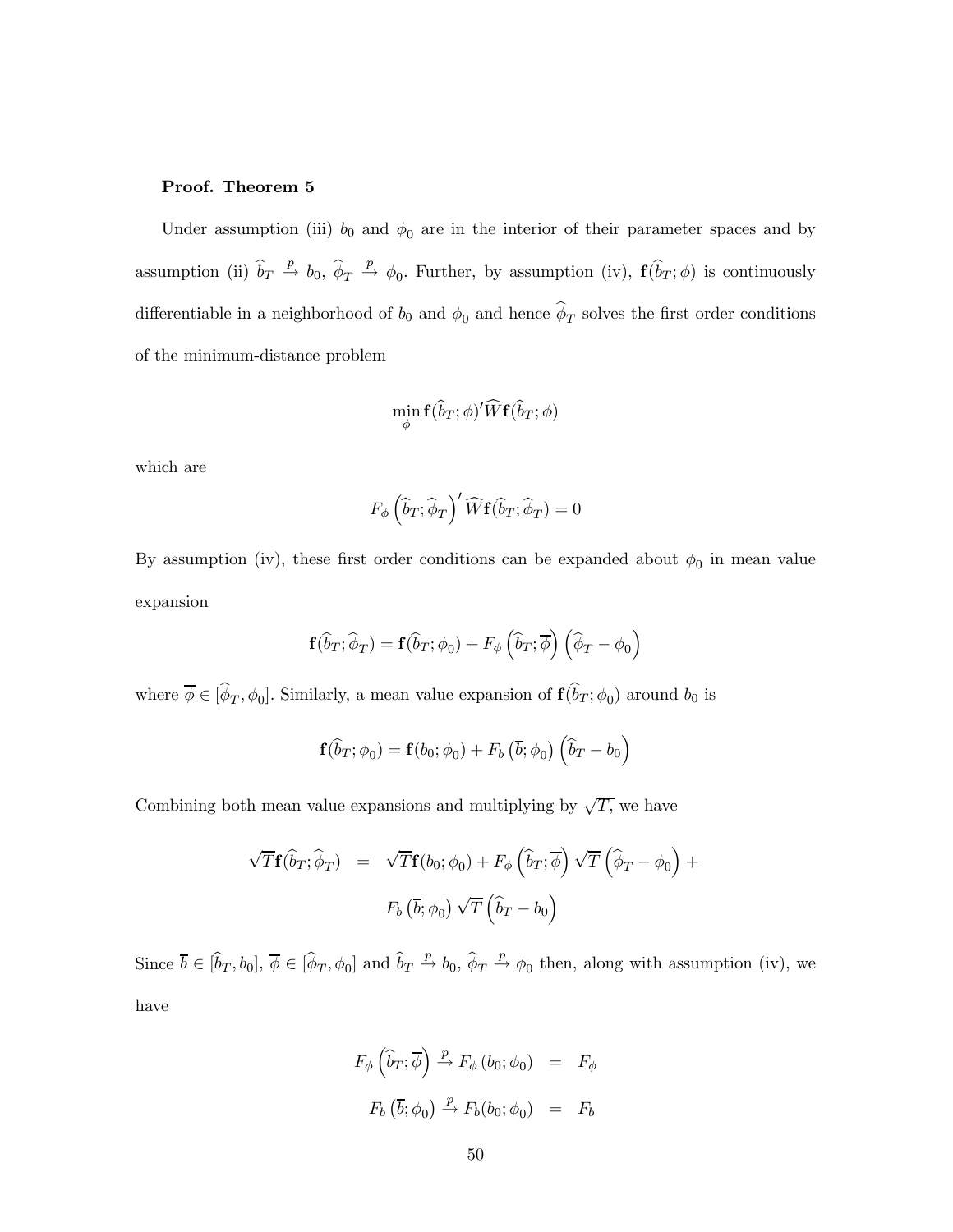**Proof. Theorem 5**

Under assumption (iii) $b_0$ and $\phi_0$ are in the interior of their parameter spaces and by assumption (ii) $\widehat{b}_T \xrightarrow{p} b_0$, $\widehat{\phi}_T \xrightarrow{p} \phi_0$. Further, by assumption (iv), $\mathbf{f}(\widehat{b}_T; \phi)$ is continuously differentiable in a neighborhood of $b_0$ and $\phi_0$ and hence $\widehat{\phi}_T$ solves the first order conditions of the minimum-distance problem

$$\min_{\phi} \mathbf{f}(\widehat{b}_T; \phi)' \widehat{W} \mathbf{f}(\widehat{b}_T; \phi)$$

which are

$$F_{\phi}\left(\widehat{b}_T; \widehat{\phi}_T\right)' \widehat{W} \mathbf{f}(\widehat{b}_T; \widehat{\phi}_T) = 0$$

By assumption (iv), these first order conditions can be expanded about $\phi_0$ in mean value expansion

$$\mathbf{f}(\widehat{b}_T; \widehat{\phi}_T) = \mathbf{f}(\widehat{b}_T; \phi_0) + F_{\phi}\left(\widehat{b}_T; \overline{\phi}\right)\left(\widehat{\phi}_T - \phi_0\right)$$

where $\overline{\phi} \in [\widehat{\phi}_T, \phi_0]$. Similarly, a mean value expansion of $\mathbf{f}(\widehat{b}_T; \phi_0)$ around $b_0$ is

$$\mathbf{f}(\widehat{b}_T; \phi_0) = \mathbf{f}(b_0; \phi_0) + F_b\left(\overline{b}; \phi_0\right)\left(\widehat{b}_T - b_0\right)$$

Combining both mean value expansions and multiplying by $\sqrt{T}$, we have

$$\begin{aligned}
\sqrt{T}\mathbf{f}(\widehat{b}_T; \widehat{\phi}_T) &= \sqrt{T}\mathbf{f}(b_0; \phi_0) + F_{\phi}\left(\widehat{b}_T; \overline{\phi}\right)\sqrt{T}\left(\widehat{\phi}_T - \phi_0\right) + \\
& \quad F_b\left(\overline{b}; \phi_0\right)\sqrt{T}\left(\widehat{b}_T - b_0\right)
\end{aligned}$$

Since $\overline{b} \in [\widehat{b}_T, b_0]$, $\overline{\phi} \in [\widehat{\phi}_T, \phi_0]$ and $\widehat{b}_T \xrightarrow{p} b_0$, $\widehat{\phi}_T \xrightarrow{p} \phi_0$ then, along with assumption (iv), we have

$$\begin{aligned}
F_{\phi}\left(\widehat{b}_T; \overline{\phi}\right) \xrightarrow{p} F_{\phi}\left(b_0; \phi_0\right) &= F_{\phi} \\
F_b\left(\overline{b}; \phi_0\right) \xrightarrow{p} F_b(b_0; \phi_0) &= F_b
\end{aligned}$$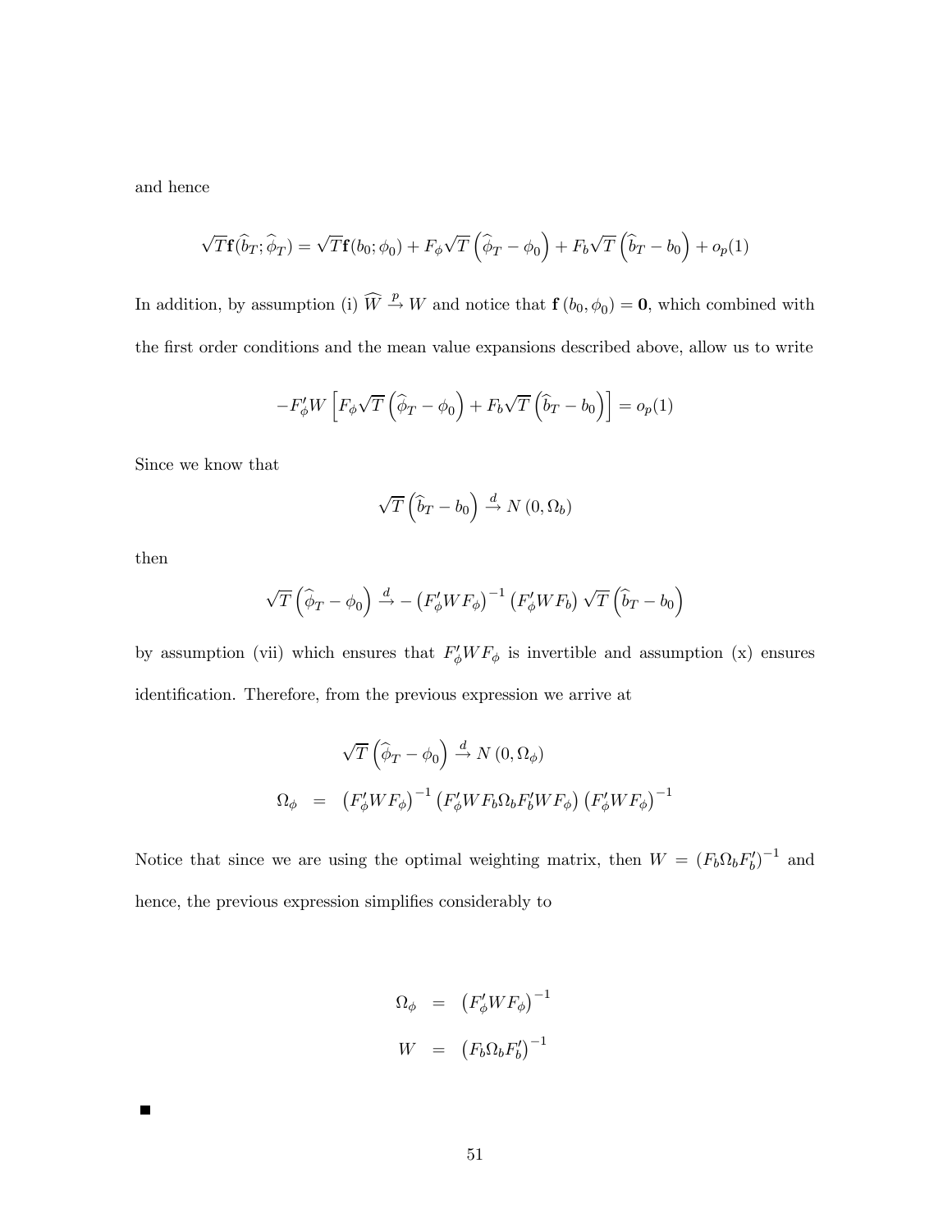and hence

$$\sqrt{T}\mathbf{f}(\widehat{b}_T;\widehat{\phi}_T) = \sqrt{T}\mathbf{f}(b_0;\phi_0) + F_\phi\sqrt{T}\left(\widehat{\phi}_T - \phi_0\right) + F_b\sqrt{T}\left(\widehat{b}_T - b_0\right) + o_p(1)$$

In addition, by assumption (i) $\widehat{W} \xrightarrow{p} W$ and notice that $\mathbf{f}(b_0, \phi_0) = \mathbf{0}$, which combined with the first order conditions and the mean value expansions described above, allow us to write

$$-F_\phi' W\left[F_\phi\sqrt{T}\left(\widehat{\phi}_T - \phi_0\right) + F_b\sqrt{T}\left(\widehat{b}_T - b_0\right)\right] = o_p(1)$$

Since we know that

$$\sqrt{T}\left(\widehat{b}_T - b_0\right) \xrightarrow{d} N\left(0, \Omega_b\right)$$

then

$$\sqrt{T}\left(\widehat{\phi}_T - \phi_0\right) \xrightarrow{d} -\left(F_\phi' W F_\phi\right)^{-1}\left(F_\phi' W F_b\right)\sqrt{T}\left(\widehat{b}_T - b_0\right)$$

by assumption (vii) which ensures that $F_\phi' W F_\phi$ is invertible and assumption (x) ensures identification. Therefore, from the previous expression we arrive at

$$\begin{aligned}
\sqrt{T}\left(\widehat{\phi}_T - \phi_0\right) &\xrightarrow{d} N\left(0, \Omega_\phi\right) \\
\Omega_\phi &= \left(F_\phi' W F_\phi\right)^{-1}\left(F_\phi' W F_b \Omega_b F_b' W F_\phi\right)\left(F_\phi' W F_\phi\right)^{-1}
\end{aligned}$$

Notice that since we are using the optimal weighting matrix, then $W = \left(F_b\Omega_b F_b'\right)^{-1}$ and hence, the previous expression simplifies considerably to

$$\begin{aligned}
\Omega_\phi &= \left(F_\phi' W F_\phi\right)^{-1} \\
W &= \left(F_b \Omega_b F_b'\right)^{-1}
\end{aligned}$$

■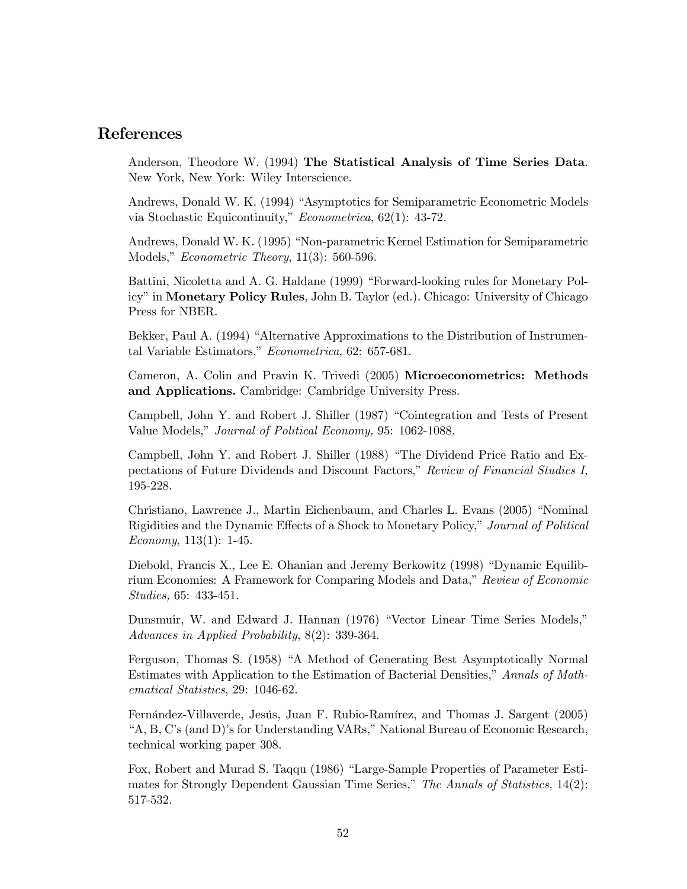## References

Anderson, Theodore W. (1994) **The Statistical Analysis of Time Series Data**. New York, New York: Wiley Interscience.

Andrews, Donald W. K. (1994) "Asymptotics for Semiparametric Econometric Models via Stochastic Equicontinuity," *Econometrica*, 62(1): 43-72.

Andrews, Donald W. K. (1995) "Non-parametric Kernel Estimation for Semiparametric Models," *Econometric Theory*, 11(3): 560-596.

Battini, Nicoletta and A. G. Haldane (1999) "Forward-looking rules for Monetary Policy" in **Monetary Policy Rules**, John B. Taylor (ed.). Chicago: University of Chicago Press for NBER.

Bekker, Paul A. (1994) "Alternative Approximations to the Distribution of Instrumental Variable Estimators," *Econometrica*, 62: 657-681.

Cameron, A. Colin and Pravin K. Trivedi (2005) **Microeconometrics: Methods and Applications.** Cambridge: Cambridge University Press.

Campbell, John Y. and Robert J. Shiller (1987) "Cointegration and Tests of Present Value Models," *Journal of Political Economy,* 95: 1062-1088.

Campbell, John Y. and Robert J. Shiller (1988) "The Dividend Price Ratio and Expectations of Future Dividends and Discount Factors," *Review of Financial Studies I,* 195-228.

Christiano, Lawrence J., Martin Eichenbaum, and Charles L. Evans (2005) "Nominal Rigidities and the Dynamic Effects of a Shock to Monetary Policy," *Journal of Political Economy*, 113(1): 1-45.

Diebold, Francis X., Lee E. Ohanian and Jeremy Berkowitz (1998) "Dynamic Equilibrium Economies: A Framework for Comparing Models and Data," *Review of Economic Studies,* 65: 433-451.

Dunsmuir, W. and Edward J. Hannan (1976) "Vector Linear Time Series Models," *Advances in Applied Probability*, 8(2): 339-364.

Ferguson, Thomas S. (1958) "A Method of Generating Best Asymptotically Normal Estimates with Application to the Estimation of Bacterial Densities," *Annals of Mathematical Statistics*, 29: 1046-62.

Fernández-Villaverde, Jesús, Juan F. Rubio-Ramírez, and Thomas J. Sargent (2005) "A, B, C's (and D)'s for Understanding VARs," National Bureau of Economic Research, technical working paper 308.

Fox, Robert and Murad S. Taqqu (1986) "Large-Sample Properties of Parameter Estimates for Strongly Dependent Gaussian Time Series," *The Annals of Statistics,* 14(2): 517-532.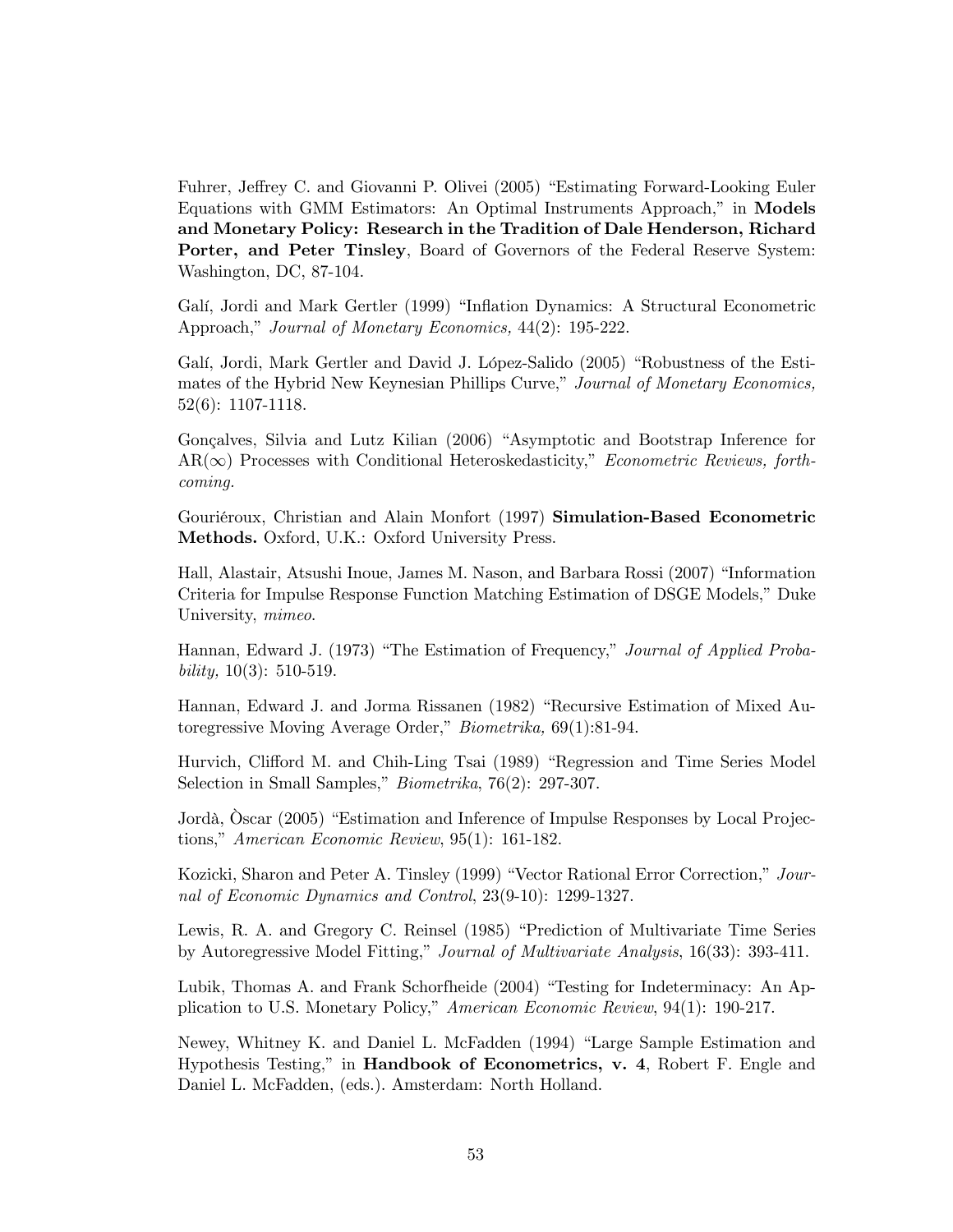Fuhrer, Jeffrey C. and Giovanni P. Olivei (2005) "Estimating Forward-Looking Euler Equations with GMM Estimators: An Optimal Instruments Approach," in **Models and Monetary Policy: Research in the Tradition of Dale Henderson, Richard Porter, and Peter Tinsley**, Board of Governors of the Federal Reserve System: Washington, DC, 87-104.

Galí, Jordi and Mark Gertler (1999) "Inflation Dynamics: A Structural Econometric Approach," *Journal of Monetary Economics,* 44(2): 195-222.

Galí, Jordi, Mark Gertler and David J. López-Salido (2005) "Robustness of the Estimates of the Hybrid New Keynesian Phillips Curve," *Journal of Monetary Economics,* 52(6): 1107-1118.

Gonçalves, Silvia and Lutz Kilian (2006) "Asymptotic and Bootstrap Inference for $AR(\infty)$ Processes with Conditional Heteroskedasticity," *Econometric Reviews, forthcoming.*

Gouriéroux, Christian and Alain Monfort (1997) **Simulation-Based Econometric Methods.** Oxford, U.K.: Oxford University Press.

Hall, Alastair, Atsushi Inoue, James M. Nason, and Barbara Rossi (2007) "Information Criteria for Impulse Response Function Matching Estimation of DSGE Models," Duke University, *mimeo*.

Hannan, Edward J. (1973) "The Estimation of Frequency," *Journal of Applied Probability,* 10(3): 510-519.

Hannan, Edward J. and Jorma Rissanen (1982) "Recursive Estimation of Mixed Autoregressive Moving Average Order," *Biometrika,* 69(1):81-94.

Hurvich, Clifford M. and Chih-Ling Tsai (1989) "Regression and Time Series Model Selection in Small Samples," *Biometrika*, 76(2): 297-307.

Jordà, Òscar (2005) "Estimation and Inference of Impulse Responses by Local Projections," *American Economic Review*, 95(1): 161-182.

Kozicki, Sharon and Peter A. Tinsley (1999) "Vector Rational Error Correction," *Journal of Economic Dynamics and Control*, 23(9-10): 1299-1327.

Lewis, R. A. and Gregory C. Reinsel (1985) "Prediction of Multivariate Time Series by Autoregressive Model Fitting," *Journal of Multivariate Analysis*, 16(33): 393-411.

Lubik, Thomas A. and Frank Schorfheide (2004) "Testing for Indeterminacy: An Application to U.S. Monetary Policy," *American Economic Review*, 94(1): 190-217.

Newey, Whitney K. and Daniel L. McFadden (1994) "Large Sample Estimation and Hypothesis Testing," in **Handbook of Econometrics, v. 4**, Robert F. Engle and Daniel L. McFadden, (eds.). Amsterdam: North Holland.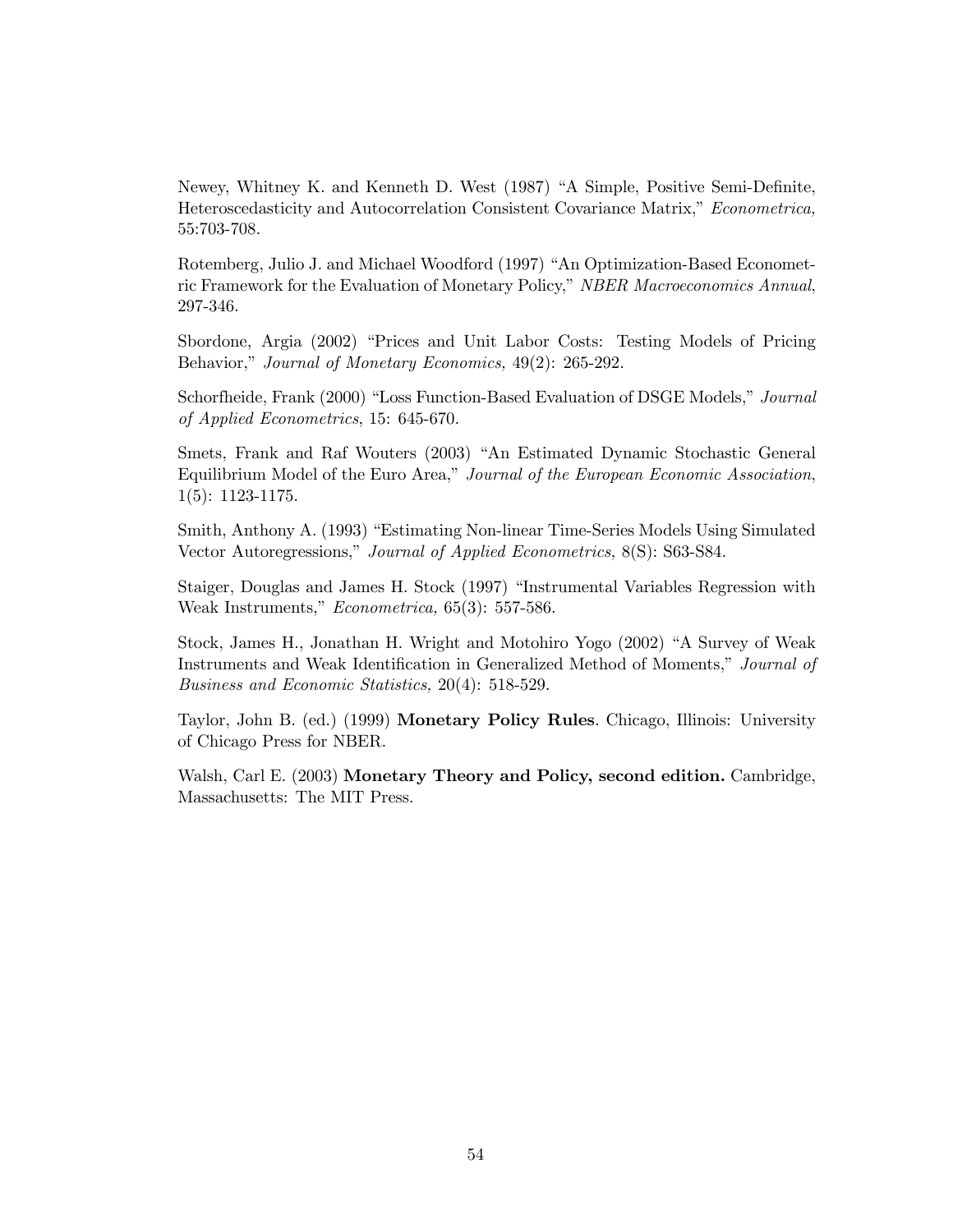Newey, Whitney K. and Kenneth D. West (1987) "A Simple, Positive Semi-Definite, Heteroscedasticity and Autocorrelation Consistent Covariance Matrix," *Econometrica,* 55:703-708.

Rotemberg, Julio J. and Michael Woodford (1997) "An Optimization-Based Econometric Framework for the Evaluation of Monetary Policy," *NBER Macroeconomics Annual*, 297-346.

Sbordone, Argia (2002) "Prices and Unit Labor Costs: Testing Models of Pricing Behavior," *Journal of Monetary Economics,* 49(2): 265-292.

Schorfheide, Frank (2000) "Loss Function-Based Evaluation of DSGE Models," *Journal of Applied Econometrics*, 15: 645-670.

Smets, Frank and Raf Wouters (2003) "An Estimated Dynamic Stochastic General Equilibrium Model of the Euro Area," *Journal of the European Economic Association*, 1(5): 1123-1175.

Smith, Anthony A. (1993) "Estimating Non-linear Time-Series Models Using Simulated Vector Autoregressions," *Journal of Applied Econometrics,* 8(S): S63-S84.

Staiger, Douglas and James H. Stock (1997) "Instrumental Variables Regression with Weak Instruments," *Econometrica,* 65(3): 557-586.

Stock, James H., Jonathan H. Wright and Motohiro Yogo (2002) "A Survey of Weak Instruments and Weak Identification in Generalized Method of Moments," *Journal of Business and Economic Statistics,* 20(4): 518-529.

Taylor, John B. (ed.) (1999) **Monetary Policy Rules**. Chicago, Illinois: University of Chicago Press for NBER.

Walsh, Carl E. (2003) **Monetary Theory and Policy, second edition.** Cambridge, Massachusetts: The MIT Press.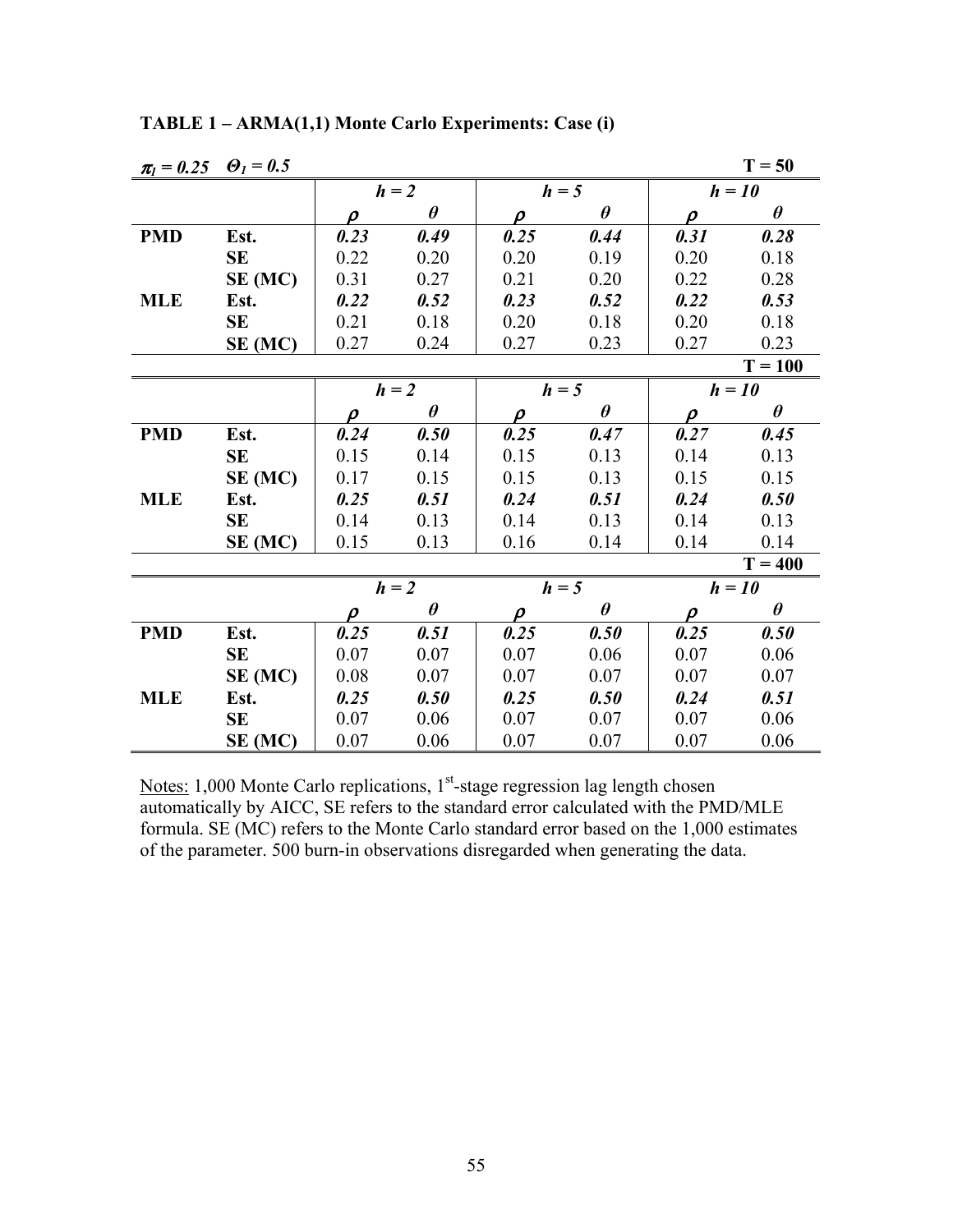**TABLE 1 – ARMA(1,1) Monte Carlo Experiments: Case (i)**

$\pi_1 = 0.25$ $\Theta_1 = 0.5$

| T = 50 | | *h = 2* | | *h = 5* | | *h = 10* | |
|---|---|---|---|---|---|---|---|
| | | $\rho$ | $\theta$ | $\rho$ | $\theta$ | $\rho$ | $\theta$ |
| **PMD** | **Est.** | ***0.23*** | ***0.49*** | ***0.25*** | ***0.44*** | ***0.31*** | ***0.28*** |
| | **SE** | 0.22 | 0.20 | 0.20 | 0.19 | 0.20 | 0.18 |
| | **SE (MC)** | 0.31 | 0.27 | 0.21 | 0.20 | 0.22 | 0.28 |
| **MLE** | **Est.** | ***0.22*** | ***0.52*** | ***0.23*** | ***0.52*** | ***0.22*** | ***0.53*** |
| | **SE** | 0.21 | 0.18 | 0.20 | 0.18 | 0.20 | 0.18 |
| | **SE (MC)** | 0.27 | 0.24 | 0.27 | 0.23 | 0.27 | 0.23 |

| T = 100 | | *h = 2* | | *h = 5* | | *h = 10* | |
|---|---|---|---|---|---|---|---|
| | | $\rho$ | $\theta$ | $\rho$ | $\theta$ | $\rho$ | $\theta$ |
| **PMD** | **Est.** | ***0.24*** | ***0.50*** | ***0.25*** | ***0.47*** | ***0.27*** | ***0.45*** |
| | **SE** | 0.15 | 0.14 | 0.15 | 0.13 | 0.14 | 0.13 |
| | **SE (MC)** | 0.17 | 0.15 | 0.15 | 0.13 | 0.15 | 0.15 |
| **MLE** | **Est.** | ***0.25*** | ***0.51*** | ***0.24*** | ***0.51*** | ***0.24*** | ***0.50*** |
| | **SE** | 0.14 | 0.13 | 0.14 | 0.13 | 0.14 | 0.13 |
| | **SE (MC)** | 0.15 | 0.13 | 0.16 | 0.14 | 0.14 | 0.14 |

| T = 400 | | *h = 2* | | *h = 5* | | *h = 10* | |
|---|---|---|---|---|---|---|---|
| | | $\rho$ | $\theta$ | $\rho$ | $\theta$ | $\rho$ | $\theta$ |
| **PMD** | **Est.** | ***0.25*** | ***0.51*** | ***0.25*** | ***0.50*** | ***0.25*** | ***0.50*** |
| | **SE** | 0.07 | 0.07 | 0.07 | 0.06 | 0.07 | 0.06 |
| | **SE (MC)** | 0.08 | 0.07 | 0.07 | 0.07 | 0.07 | 0.07 |
| **MLE** | **Est.** | ***0.25*** | ***0.50*** | ***0.25*** | ***0.50*** | ***0.24*** | ***0.51*** |
| | **SE** | 0.07 | 0.06 | 0.07 | 0.07 | 0.07 | 0.06 |
| | **SE (MC)** | 0.07 | 0.06 | 0.07 | 0.07 | 0.07 | 0.06 |

Notes: 1,000 Monte Carlo replications, 1st-stage regression lag length chosen automatically by AICC, SE refers to the standard error calculated with the PMD/MLE formula. SE (MC) refers to the Monte Carlo standard error based on the 1,000 estimates of the parameter. 500 burn-in observations disregarded when generating the data.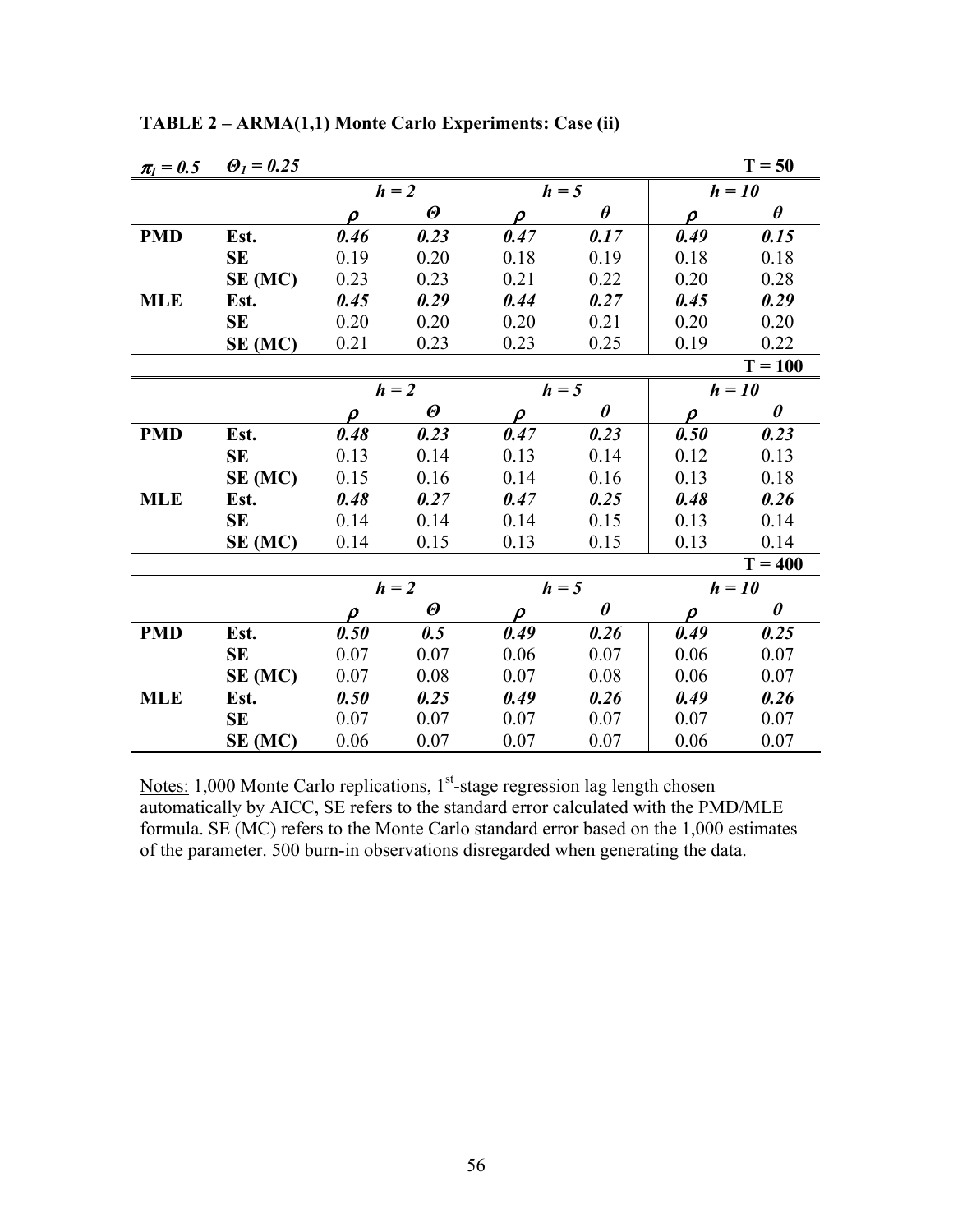**TABLE 2 – ARMA(1,1) Monte Carlo Experiments: Case (ii)**

| $\pi_1 = 0.5$ | $\Theta_1 = 0.25$ | | | | | | T = 50 |
|---|---|---|---|---|---|---|---|
| | | *h = 2* | | *h = 5* | | *h = 10* | |
| | | $\rho$ | $\Theta$ | $\rho$ | $\theta$ | $\rho$ | $\theta$ |
| **PMD** | **Est.** | ***0.46*** | ***0.23*** | ***0.47*** | ***0.17*** | ***0.49*** | ***0.15*** |
| | **SE** | 0.19 | 0.20 | 0.18 | 0.19 | 0.18 | 0.18 |
| | **SE (MC)** | 0.23 | 0.23 | 0.21 | 0.22 | 0.20 | 0.28 |
| **MLE** | **Est.** | ***0.45*** | ***0.29*** | ***0.44*** | ***0.27*** | ***0.45*** | ***0.29*** |
| | **SE** | 0.20 | 0.20 | 0.20 | 0.21 | 0.20 | 0.20 |
| | **SE (MC)** | 0.21 | 0.23 | 0.23 | 0.25 | 0.19 | 0.22 |
| | | | | | | | **T = 100** |
| | | *h = 2* | | *h = 5* | | *h = 10* | |
| | | $\rho$ | $\Theta$ | $\rho$ | $\theta$ | $\rho$ | $\theta$ |
| **PMD** | **Est.** | ***0.48*** | ***0.23*** | ***0.47*** | ***0.23*** | ***0.50*** | ***0.23*** |
| | **SE** | 0.13 | 0.14 | 0.13 | 0.14 | 0.12 | 0.13 |
| | **SE (MC)** | 0.15 | 0.16 | 0.14 | 0.16 | 0.13 | 0.18 |
| **MLE** | **Est.** | ***0.48*** | ***0.27*** | ***0.47*** | ***0.25*** | ***0.48*** | ***0.26*** |
| | **SE** | 0.14 | 0.14 | 0.14 | 0.15 | 0.13 | 0.14 |
| | **SE (MC)** | 0.14 | 0.15 | 0.13 | 0.15 | 0.13 | 0.14 |
| | | | | | | | **T = 400** |
| | | *h = 2* | | *h = 5* | | *h = 10* | |
| | | $\rho$ | $\Theta$ | $\rho$ | $\theta$ | $\rho$ | $\theta$ |
| **PMD** | **Est.** | ***0.50*** | ***0.5*** | ***0.49*** | ***0.26*** | ***0.49*** | ***0.25*** |
| | **SE** | 0.07 | 0.07 | 0.06 | 0.07 | 0.06 | 0.07 |
| | **SE (MC)** | 0.07 | 0.08 | 0.07 | 0.08 | 0.06 | 0.07 |
| **MLE** | **Est.** | ***0.50*** | ***0.25*** | ***0.49*** | ***0.26*** | ***0.49*** | ***0.26*** |
| | **SE** | 0.07 | 0.07 | 0.07 | 0.07 | 0.07 | 0.07 |
| | **SE (MC)** | 0.06 | 0.07 | 0.07 | 0.07 | 0.06 | 0.07 |

Notes: 1,000 Monte Carlo replications, 1st-stage regression lag length chosen automatically by AICC, SE refers to the standard error calculated with the PMD/MLE formula. SE (MC) refers to the Monte Carlo standard error based on the 1,000 estimates of the parameter. 500 burn-in observations disregarded when generating the data.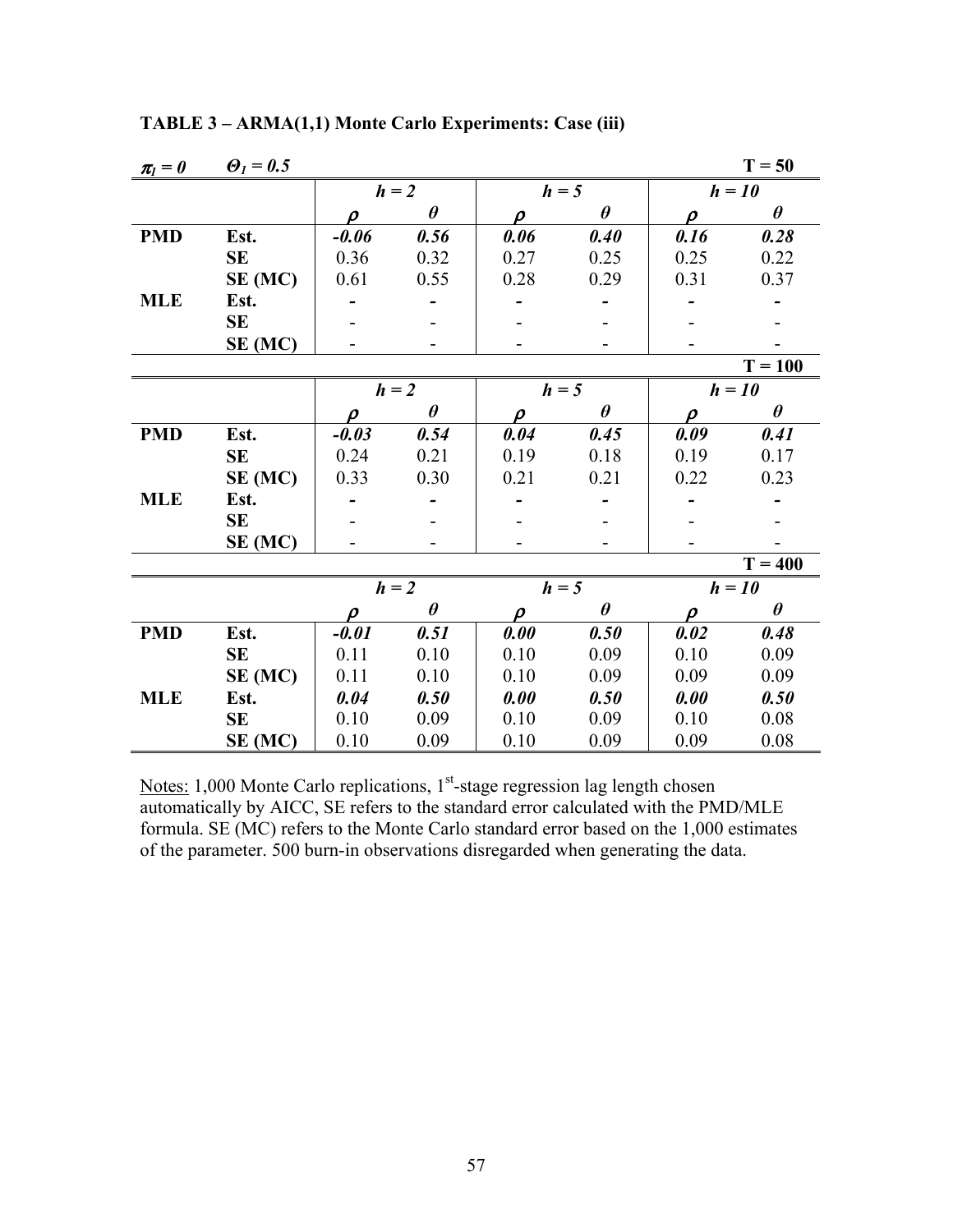**TABLE 3 – ARMA(1,1) Monte Carlo Experiments: Case (iii)**

| $\pi_1 = 0$ | $\Theta_1 = 0.5$ | | | | | | T = 50 |
|---|---|---|---|---|---|---|---|
| | | $h = 2$ | | $h = 5$ | | $h = 10$ | |
| | | $\rho$ | $\theta$ | $\rho$ | $\theta$ | $\rho$ | $\theta$ |
| **PMD** | **Est.** | ***-0.06*** | ***0.56*** | ***0.06*** | ***0.40*** | ***0.16*** | ***0.28*** |
| | **SE** | 0.36 | 0.32 | 0.27 | 0.25 | 0.25 | 0.22 |
| | **SE (MC)** | 0.61 | 0.55 | 0.28 | 0.29 | 0.31 | 0.37 |
| **MLE** | **Est.** | - | - | - | - | - | - |
| | **SE** | - | - | - | - | - | - |
| | **SE (MC)** | - | - | - | - | - | - |
| | | | | | | | **T = 100** |
| | | $h = 2$ | | $h = 5$ | | $h = 10$ | |
| | | $\rho$ | $\theta$ | $\rho$ | $\theta$ | $\rho$ | $\theta$ |
| **PMD** | **Est.** | ***-0.03*** | ***0.54*** | ***0.04*** | ***0.45*** | ***0.09*** | ***0.41*** |
| | **SE** | 0.24 | 0.21 | 0.19 | 0.18 | 0.19 | 0.17 |
| | **SE (MC)** | 0.33 | 0.30 | 0.21 | 0.21 | 0.22 | 0.23 |
| **MLE** | **Est.** | - | - | - | - | - | - |
| | **SE** | - | - | - | - | - | - |
| | **SE (MC)** | - | - | - | - | - | - |
| | | | | | | | **T = 400** |
| | | $h = 2$ | | $h = 5$ | | $h = 10$ | |
| | | $\rho$ | $\theta$ | $\rho$ | $\theta$ | $\rho$ | $\theta$ |
| **PMD** | **Est.** | ***-0.01*** | ***0.51*** | ***0.00*** | ***0.50*** | ***0.02*** | ***0.48*** |
| | **SE** | 0.11 | 0.10 | 0.10 | 0.09 | 0.10 | 0.09 |
| | **SE (MC)** | 0.11 | 0.10 | 0.10 | 0.09 | 0.09 | 0.09 |
| **MLE** | **Est.** | ***0.04*** | ***0.50*** | ***0.00*** | ***0.50*** | ***0.00*** | ***0.50*** |
| | **SE** | 0.10 | 0.09 | 0.10 | 0.09 | 0.10 | 0.08 |
| | **SE (MC)** | 0.10 | 0.09 | 0.10 | 0.09 | 0.09 | 0.08 |

Notes: 1,000 Monte Carlo replications, 1st-stage regression lag length chosen automatically by AICC, SE refers to the standard error calculated with the PMD/MLE formula. SE (MC) refers to the Monte Carlo standard error based on the 1,000 estimates of the parameter. 500 burn-in observations disregarded when generating the data.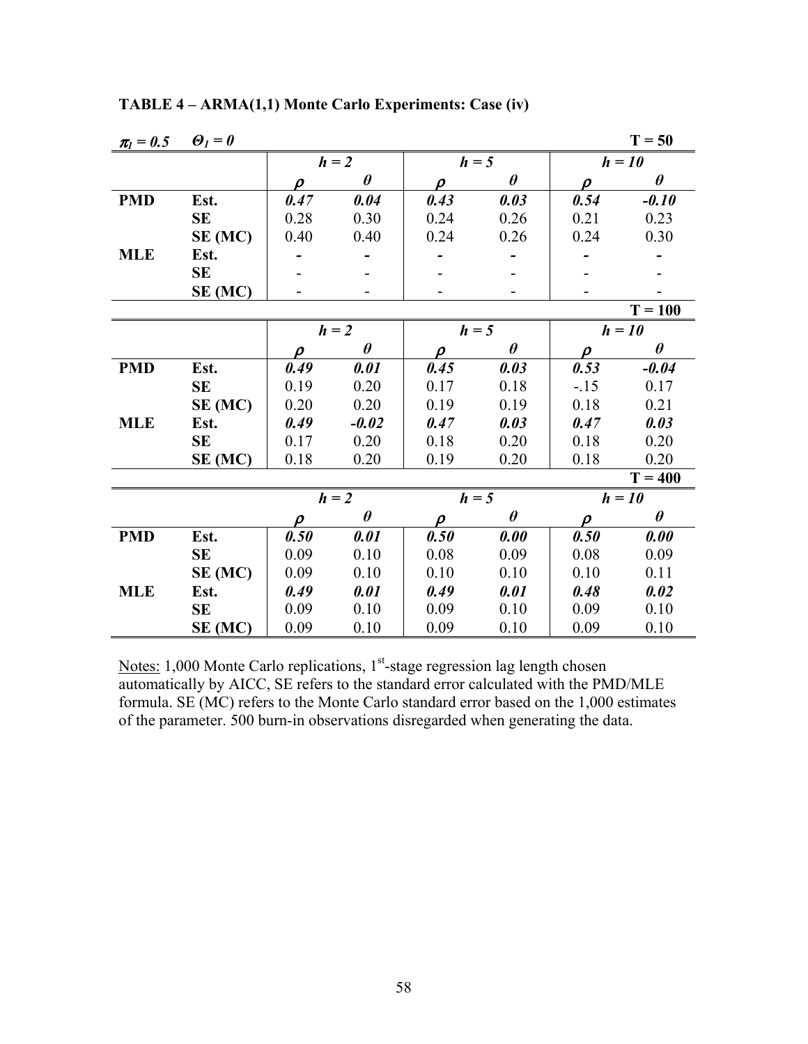**TABLE 4 – ARMA(1,1) Monte Carlo Experiments: Case (iv)**

| ***$\pi_1$ = 0.5*** | ***$\Theta_1$ = 0*** | | | | | | **T = 50** |
|---|---|---|---|---|---|---|---|
| | | ***h = 2*** | | ***h = 5*** | | ***h = 10*** | |
| | | ***$\rho$*** | ***$\theta$*** | ***$\rho$*** | ***$\theta$*** | ***$\rho$*** | ***$\theta$*** |
| **PMD** | **Est.** | ***0.47*** | ***0.04*** | ***0.43*** | ***0.03*** | ***0.54*** | ***-0.10*** |
| | **SE** | 0.28 | 0.30 | 0.24 | 0.26 | 0.21 | 0.23 |
| | **SE (MC)** | 0.40 | 0.40 | 0.24 | 0.26 | 0.24 | 0.30 |
| **MLE** | **Est.** | - | - | - | - | - | - |
| | **SE** | - | - | - | - | - | - |
| | **SE (MC)** | - | - | - | - | - | - |
| | | | | | | | **T = 100** |
| | | ***h = 2*** | | ***h = 5*** | | ***h = 10*** | |
| | | ***$\rho$*** | ***$\theta$*** | ***$\rho$*** | ***$\theta$*** | ***$\rho$*** | ***$\theta$*** |
| **PMD** | **Est.** | ***0.49*** | ***0.01*** | ***0.45*** | ***0.03*** | ***0.53*** | ***-0.04*** |
| | **SE** | 0.19 | 0.20 | 0.17 | 0.18 | -.15 | 0.17 |
| | **SE (MC)** | 0.20 | 0.20 | 0.19 | 0.19 | 0.18 | 0.21 |
| **MLE** | **Est.** | ***0.49*** | ***-0.02*** | ***0.47*** | ***0.03*** | ***0.47*** | ***0.03*** |
| | **SE** | 0.17 | 0.20 | 0.18 | 0.20 | 0.18 | 0.20 |
| | **SE (MC)** | 0.18 | 0.20 | 0.19 | 0.20 | 0.18 | 0.20 |
| | | | | | | | **T = 400** |
| | | ***h = 2*** | | ***h = 5*** | | ***h = 10*** | |
| | | ***$\rho$*** | ***$\theta$*** | ***$\rho$*** | ***$\theta$*** | ***$\rho$*** | ***$\theta$*** |
| **PMD** | **Est.** | ***0.50*** | ***0.01*** | ***0.50*** | ***0.00*** | ***0.50*** | ***0.00*** |
| | **SE** | 0.09 | 0.10 | 0.08 | 0.09 | 0.08 | 0.09 |
| | **SE (MC)** | 0.09 | 0.10 | 0.10 | 0.10 | 0.10 | 0.11 |
| **MLE** | **Est.** | ***0.49*** | ***0.01*** | ***0.49*** | ***0.01*** | ***0.48*** | ***0.02*** |
| | **SE** | 0.09 | 0.10 | 0.09 | 0.10 | 0.09 | 0.10 |
| | **SE (MC)** | 0.09 | 0.10 | 0.09 | 0.10 | 0.09 | 0.10 |

Notes: 1,000 Monte Carlo replications, 1st-stage regression lag length chosen automatically by AICC, SE refers to the standard error calculated with the PMD/MLE formula. SE (MC) refers to the Monte Carlo standard error based on the 1,000 estimates of the parameter. 500 burn-in observations disregarded when generating the data.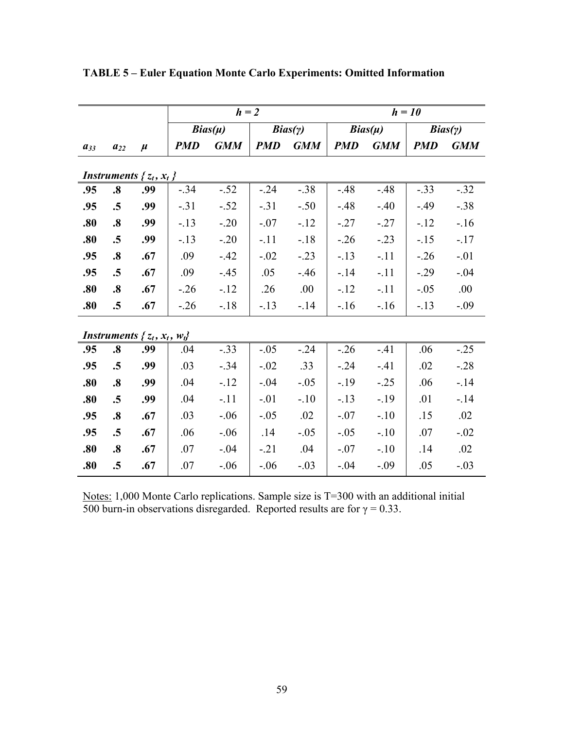**TABLE 5 – Euler Equation Monte Carlo Experiments: Omitted Information**

| | | | $h = 2$ | | | | $h = 10$ | | | |
|---|---|---|---|---|---|---|---|---|---|---|
| | | | ***Bias(μ)*** | | ***Bias(γ)*** | | ***Bias(μ)*** | | ***Bias(γ)*** | |
| $a_{33}$ | $a_{22}$ | $\mu$ | ***PMD*** | ***GMM*** | ***PMD*** | ***GMM*** | ***PMD*** | ***GMM*** | ***PMD*** | ***GMM*** |
| ***Instruments*** $\{z_t, x_t\}$ | | | | | | | | | | |
| **.95** | **.8** | **.99** | -.34 | -.52 | -.24 | -.38 | -.48 | -.48 | -.33 | -.32 |
| **.95** | **.5** | **.99** | -.31 | -.52 | -.31 | -.50 | -.48 | -.40 | -.49 | -.38 |
| **.80** | **.8** | **.99** | -.13 | -.20 | -.07 | -.12 | -.27 | -.27 | -.12 | -.16 |
| **.80** | **.5** | **.99** | -.13 | -.20 | -.11 | -.18 | -.26 | -.23 | -.15 | -.17 |
| **.95** | **.8** | **.67** | .09 | -.42 | -.02 | -.23 | -.13 | -.11 | -.26 | -.01 |
| **.95** | **.5** | **.67** | .09 | -.45 | .05 | -.46 | -.14 | -.11 | -.29 | -.04 |
| **.80** | **.8** | **.67** | -.26 | -.12 | .26 | .00 | -.12 | -.11 | -.05 | .00 |
| **.80** | **.5** | **.67** | -.26 | -.18 | -.13 | -.14 | -.16 | -.16 | -.13 | -.09 |
| ***Instruments*** $\{z_t, x_t, w_t\}$ | | | | | | | | | | |
| **.95** | **.8** | **.99** | .04 | -.33 | -.05 | -.24 | -.26 | -.41 | .06 | -.25 |
| **.95** | **.5** | **.99** | .03 | -.34 | -.02 | .33 | -.24 | -.41 | .02 | -.28 |
| **.80** | **.8** | **.99** | .04 | -.12 | -.04 | -.05 | -.19 | -.25 | .06 | -.14 |
| **.80** | **.5** | **.99** | .04 | -.11 | -.01 | -.10 | -.13 | -.19 | .01 | -.14 |
| **.95** | **.8** | **.67** | .03 | -.06 | -.05 | .02 | -.07 | -.10 | .15 | .02 |
| **.95** | **.5** | **.67** | .06 | -.06 | .14 | -.05 | -.05 | -.10 | .07 | -.02 |
| **.80** | **.8** | **.67** | .07 | -.04 | -.21 | .04 | -.07 | -.10 | .14 | .02 |
| **.80** | **.5** | **.67** | .07 | -.06 | -.06 | -.03 | -.04 | -.09 | .05 | -.03 |

Notes: 1,000 Monte Carlo replications. Sample size is T=300 with an additional initial 500 burn-in observations disregarded. Reported results are for $\gamma = 0.33$.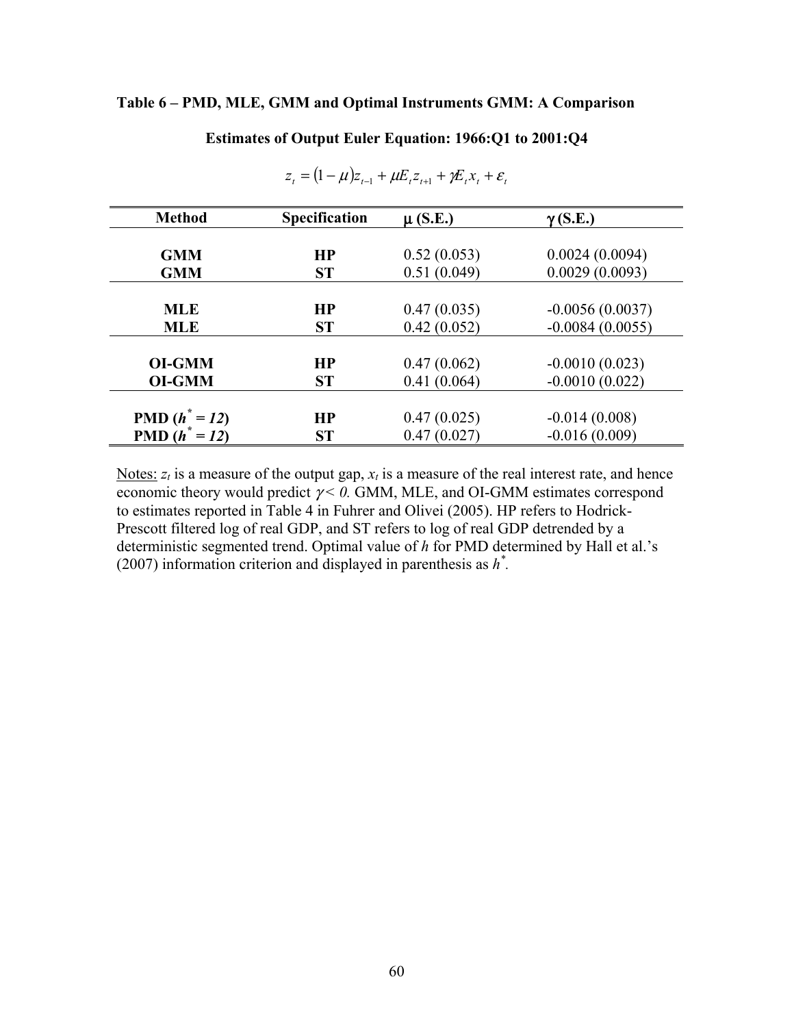**Table 6 – PMD, MLE, GMM and Optimal Instruments GMM: A Comparison**

**Estimates of Output Euler Equation: 1966:Q1 to 2001:Q4**

$$z_t = (1-\mu)z_{t-1} + \mu E_t z_{t+1} + \gamma E_t x_t + \varepsilon_t$$

| Method | Specification | $\mu$ (S.E.) | $\gamma$ (S.E.) |
|---|---|---|---|
| **GMM** | **HP** | 0.52 (0.053) | 0.0024 (0.0094) |
| **GMM** | **ST** | 0.51 (0.049) | 0.0029 (0.0093) |
| **MLE** | **HP** | 0.47 (0.035) | -0.0056 (0.0037) |
| **MLE** | **ST** | 0.42 (0.052) | -0.0084 (0.0055) |
| **OI-GMM** | **HP** | 0.47 (0.062) | -0.0010 (0.023) |
| **OI-GMM** | **ST** | 0.41 (0.064) | -0.0010 (0.022) |
| **PMD ($h^* = 12$)** | **HP** | 0.47 (0.025) | -0.014 (0.008) |
| **PMD ($h^* = 12$)** | **ST** | 0.47 (0.027) | -0.016 (0.009) |

Notes: $z_t$ is a measure of the output gap, $x_t$ is a measure of the real interest rate, and hence economic theory would predict $\gamma < 0$. GMM, MLE, and OI-GMM estimates correspond to estimates reported in Table 4 in Fuhrer and Olivei (2005). HP refers to Hodrick-Prescott filtered log of real GDP, and ST refers to log of real GDP detrended by a deterministic segmented trend. Optimal value of $h$ for PMD determined by Hall et al.'s (2007) information criterion and displayed in parenthesis as $h^*$.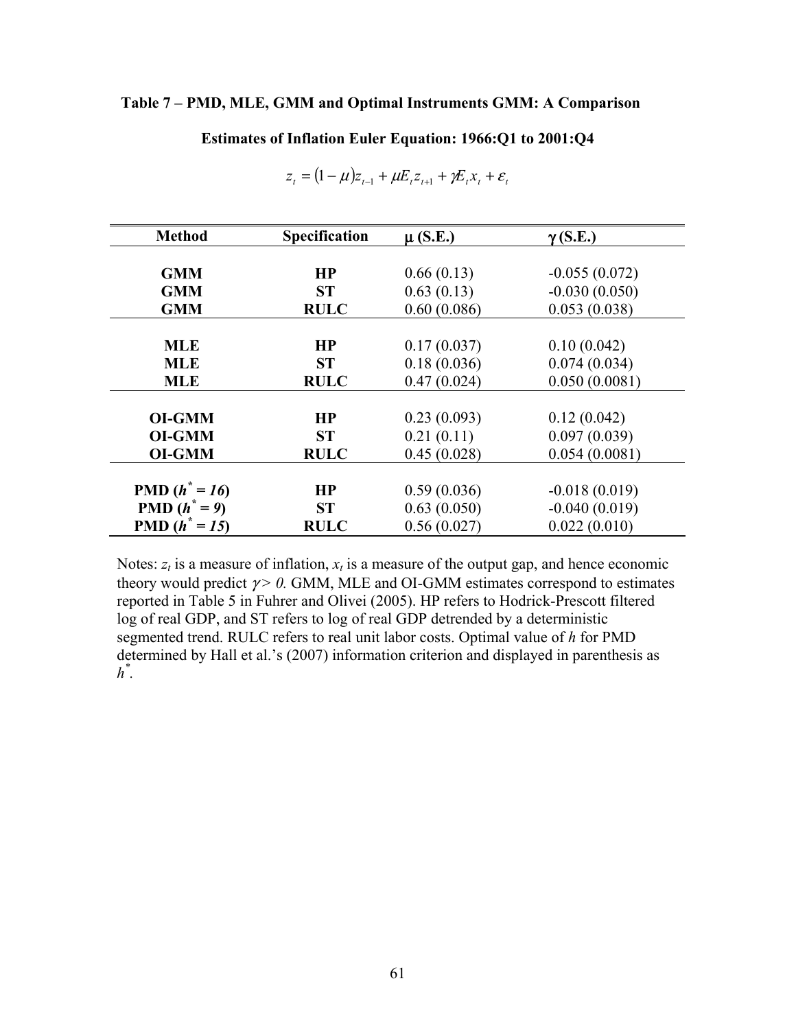**Table 7 – PMD, MLE, GMM and Optimal Instruments GMM: A Comparison**

**Estimates of Inflation Euler Equation: 1966:Q1 to 2001:Q4**

$$z_t = (1-\mu)z_{t-1} + \mu E_t z_{t+1} + \gamma E_t x_t + \varepsilon_t$$

| Method | Specification | $\mu$ (S.E.) | $\gamma$ (S.E.) |
|---|---|---|---|
| GMM | HP | 0.66 (0.13) | -0.055 (0.072) |
| GMM | ST | 0.63 (0.13) | -0.030 (0.050) |
| GMM | RULC | 0.60 (0.086) | 0.053 (0.038) |
| MLE | HP | 0.17 (0.037) | 0.10 (0.042) |
| MLE | ST | 0.18 (0.036) | 0.074 (0.034) |
| MLE | RULC | 0.47 (0.024) | 0.050 (0.0081) |
| OI-GMM | HP | 0.23 (0.093) | 0.12 (0.042) |
| OI-GMM | ST | 0.21 (0.11) | 0.097 (0.039) |
| OI-GMM | RULC | 0.45 (0.028) | 0.054 (0.0081) |
| PMD ($h^* = 16$) | HP | 0.59 (0.036) | -0.018 (0.019) |
| PMD ($h^* = 9$) | ST | 0.63 (0.050) | -0.040 (0.019) |
| PMD ($h^* = 15$) | RULC | 0.56 (0.027) | 0.022 (0.010) |

Notes: $z_t$ is a measure of inflation, $x_t$ is a measure of the output gap, and hence economic theory would predict $\gamma > 0$. GMM, MLE and OI-GMM estimates correspond to estimates reported in Table 5 in Fuhrer and Olivei (2005). HP refers to Hodrick-Prescott filtered log of real GDP, and ST refers to log of real GDP detrended by a deterministic segmented trend. RULC refers to real unit labor costs. Optimal value of $h$ for PMD determined by Hall et al.'s (2007) information criterion and displayed in parenthesis as $h^*$.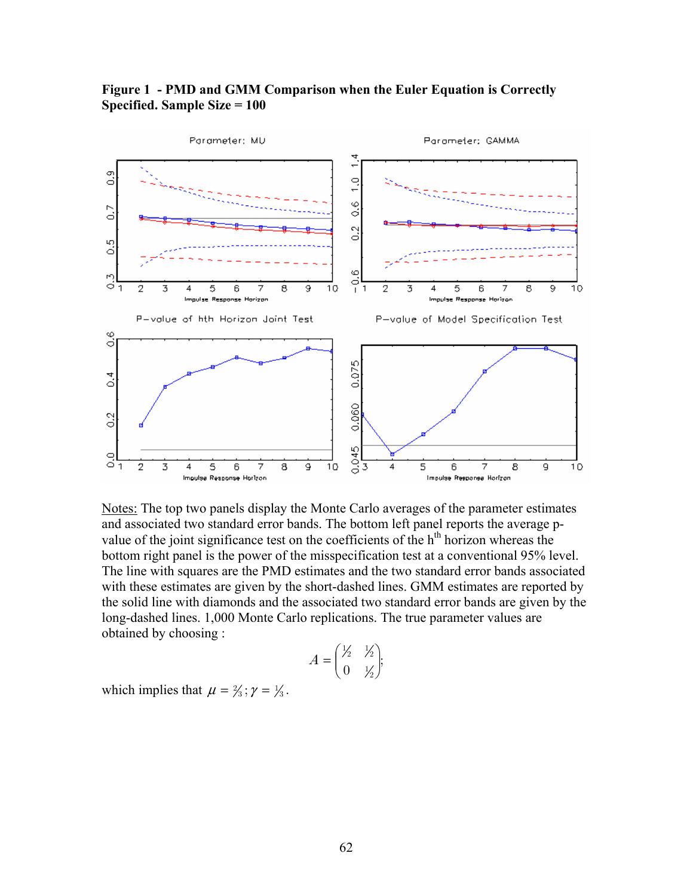**Figure 1 - PMD and GMM Comparison when the Euler Equation is Correctly Specified. Sample Size = 100**

Notes: The top two panels display the Monte Carlo averages of the parameter estimates and associated two standard error bands. The bottom left panel reports the average p-value of the joint significance test on the coefficients of the h[th] horizon whereas the bottom right panel is the power of the misspecification test at a conventional 95% level. The line with squares are the PMD estimates and the two standard error bands associated with these estimates are given by the short-dashed lines. GMM estimates are reported by the solid line with diamonds and the associated two standard error bands are given by the long-dashed lines. 1,000 Monte Carlo replications. The true parameter values are obtained by choosing :

$$A = \begin{pmatrix} \frac{1}{2} & \frac{1}{2} \\ 0 & \frac{1}{2} \end{pmatrix};$$

which implies that $\mu = \frac{2}{3}; \gamma = \frac{1}{3}$.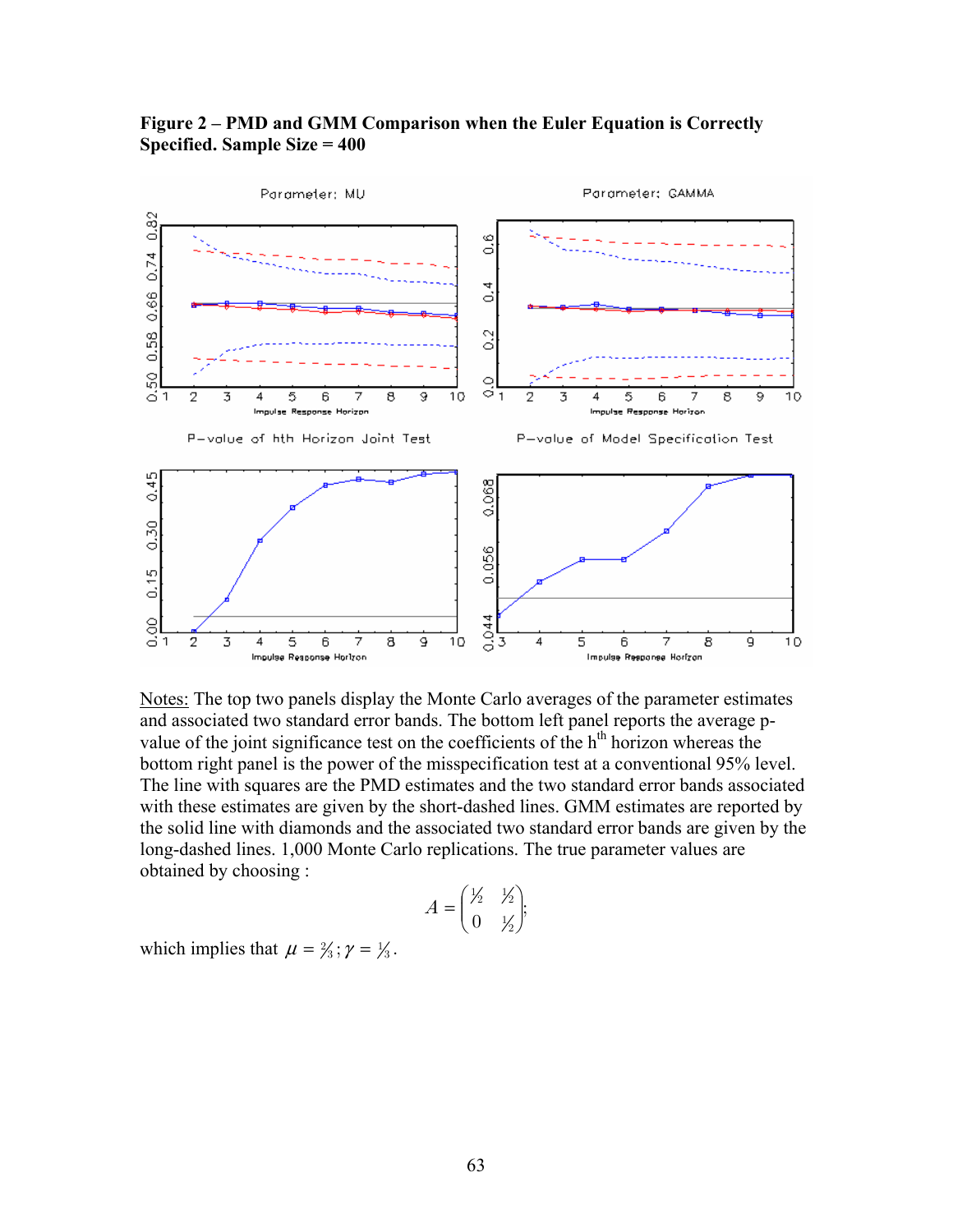**Figure 2 – PMD and GMM Comparison when the Euler Equation is Correctly Specified. Sample Size = 400**

Notes: The top two panels display the Monte Carlo averages of the parameter estimates and associated two standard error bands. The bottom left panel reports the average p-value of the joint significance test on the coefficients of the h[th] horizon whereas the bottom right panel is the power of the misspecification test at a conventional 95% level. The line with squares are the PMD estimates and the two standard error bands associated with these estimates are given by the short-dashed lines. GMM estimates are reported by the solid line with diamonds and the associated two standard error bands are given by the long-dashed lines. 1,000 Monte Carlo replications. The true parameter values are obtained by choosing :

$$A = \begin{pmatrix} \frac{1}{2} & \frac{1}{2} \\ 0 & \frac{1}{2} \end{pmatrix};$$

which implies that $\mu = \frac{2}{3}; \gamma = \frac{1}{3}$.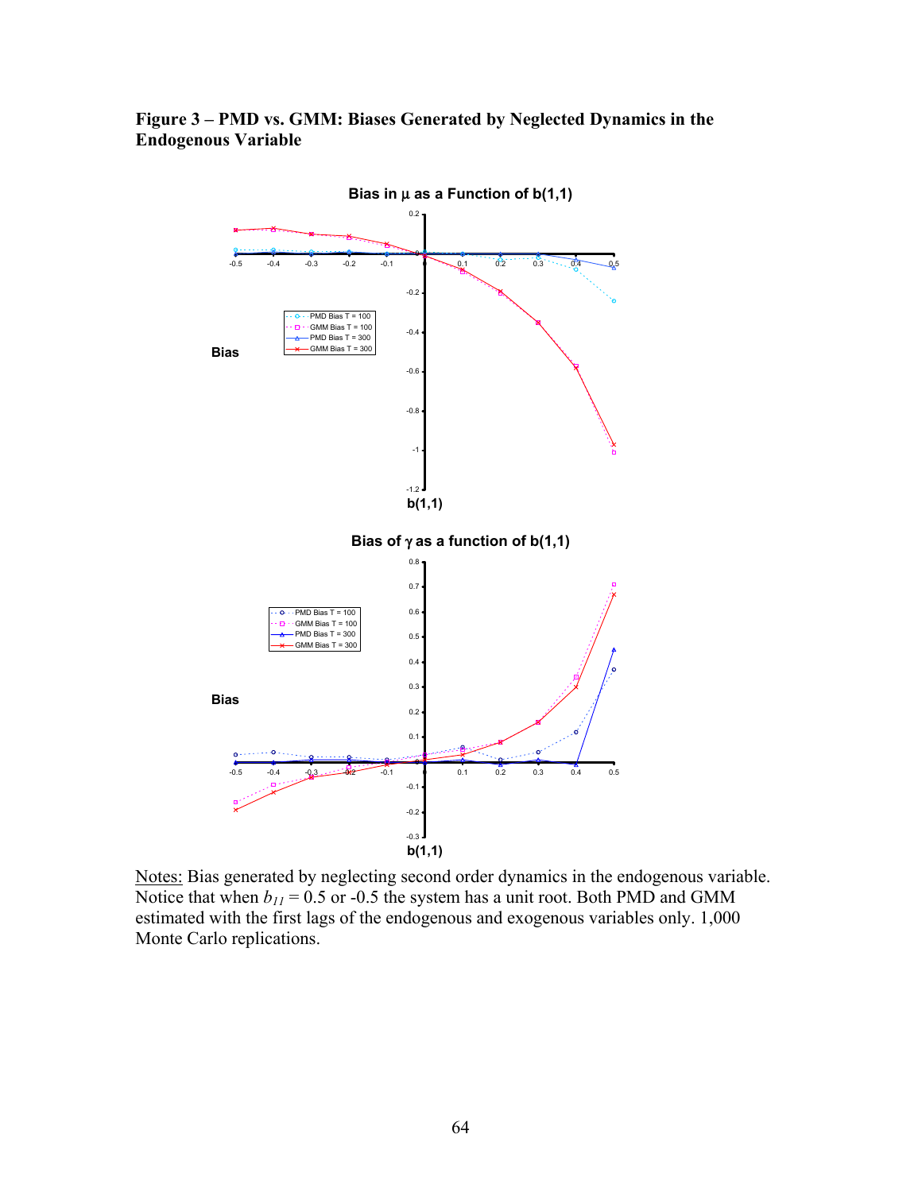**Figure 3 – PMD vs. GMM: Biases Generated by Neglected Dynamics in the Endogenous Variable**

Bias in μ as a Function of b(1,1)

Bias of γ as a function of b(1,1)

Notes: Bias generated by neglecting second order dynamics in the endogenous variable. Notice that when $b_{11} = 0.5$ or $-0.5$ the system has a unit root. Both PMD and GMM estimated with the first lags of the endogenous and exogenous variables only. 1,000 Monte Carlo replications.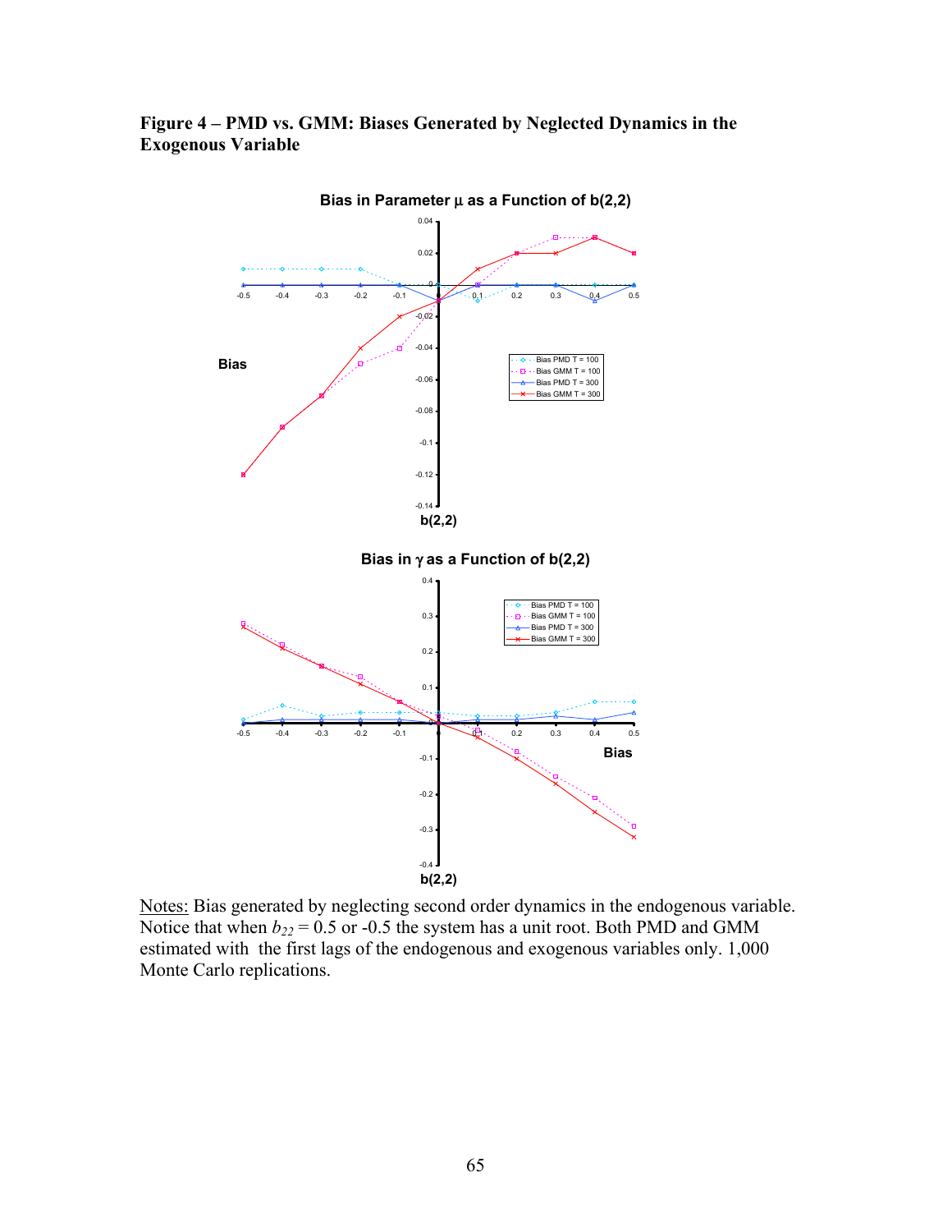**Figure 4 – PMD vs. GMM: Biases Generated by Neglected Dynamics in the Exogenous Variable**

Notes: Bias generated by neglecting second order dynamics in the endogenous variable. Notice that when $b_{22} = 0.5$ or -0.5 the system has a unit root. Both PMD and GMM estimated with the first lags of the endogenous and exogenous variables only. 1,000 Monte Carlo replications.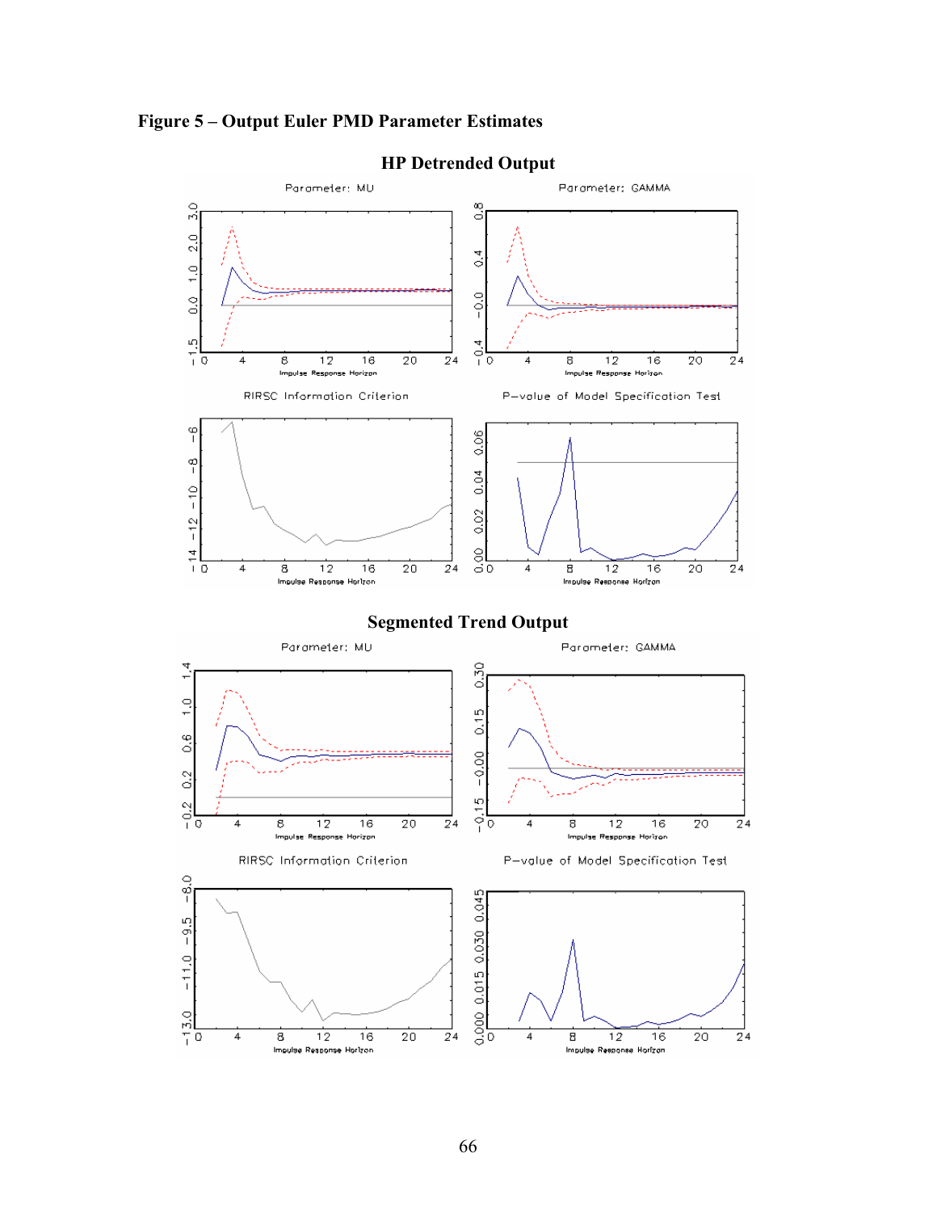# Figure 5 – Output Euler PMD Parameter Estimates

## HP Detrended Output

Parameter: MU

Parameter: GAMMA

RIRSC Information Criterion

P–value of Model Specification Test

## Segmented Trend Output

Parameter: MU

Parameter: GAMMA

RIRSC Information Criterion

P–value of Model Specification Test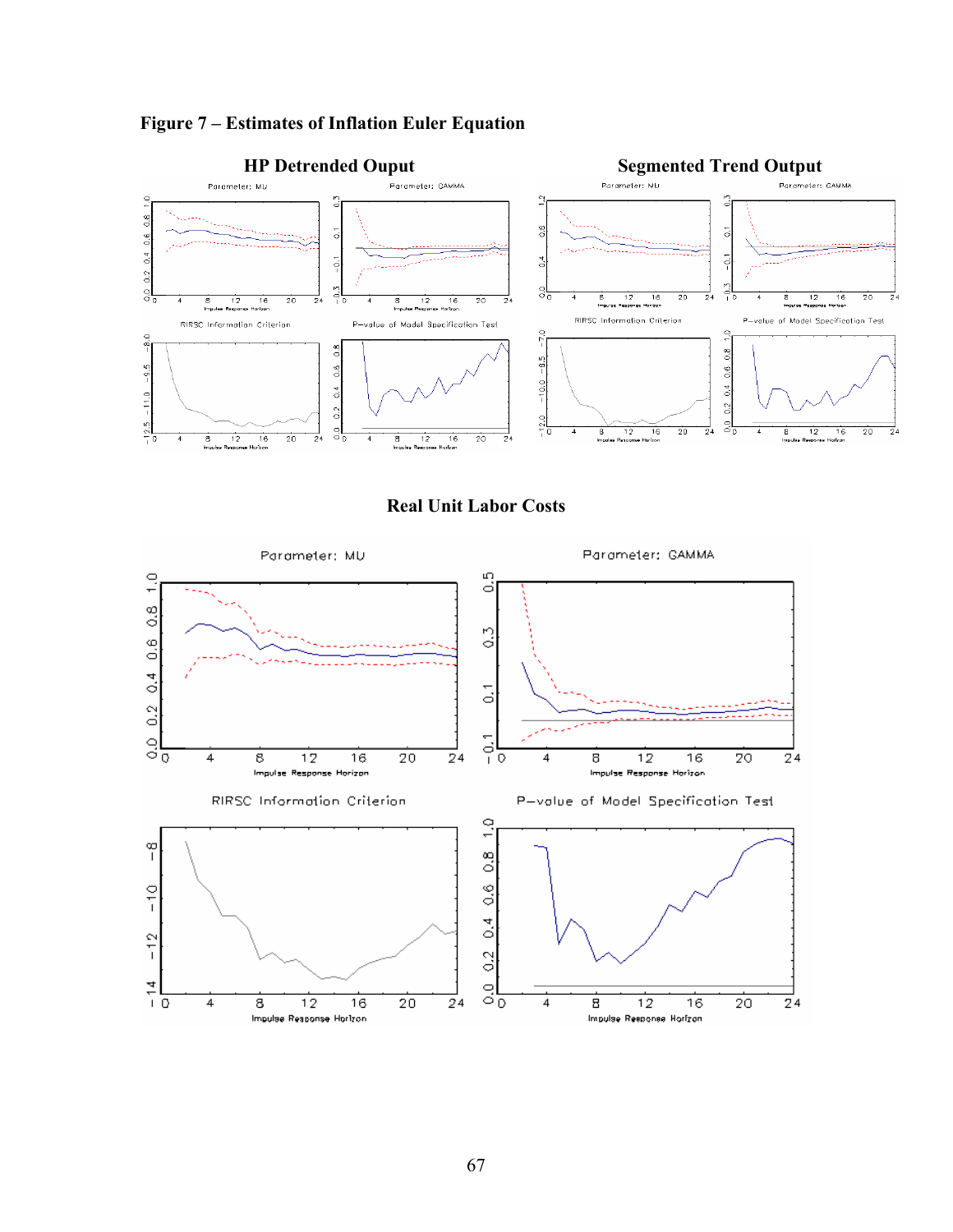# Figure 7 – Estimates of Inflation Euler Equation

## HP Detrended Ouput

Parameter: MU

0.0 0.2 0.4 0.6 0.8 1.0

0 4 8 12 16 20 24

Impulse Response Horizon

Parameter: GAMMA

-0.3 -0.1 0.1 0.3

0 4 8 12 16 20 24

Impulse Response Horizon

RIRSC Information Criterion

-12.5 -11.0 -9.5 -8.0

0 4 8 12 16 20 24

Impulse Response Horizon

P-value of Model Specification Test

0.0 0.2 0.4 0.6 0.8

0 4 8 12 16 20 24

Impulse Response Horizon

## Segmented Trend Output

Parameter: MU

0.0 0.4 0.8 1.2

0 4 8 12 16 20 24

Impulse Response Horizon

Parameter: GAMMA

-0.3 -0.1 0.1 0.3

0 4 8 12 16 20 24

Impulse Response Horizon

RIRSC Information Criterion

-12.0 -10.0 -8.5 -7.0

0 4 8 12 16 20 24

Impulse Response Horizon

P-value of Model Specification Test

0.0 0.2 0.4 0.6 0.8 1.0

0 4 8 12 16 20 24

Impulse Response Horizon

## Real Unit Labor Costs

Parameter: MU

0.0 0.2 0.4 0.6 0.8 1.0

0 4 8 12 16 20 24

Impulse Response Horizon

Parameter: GAMMA

-0.1 0.1 0.3 0.5

0 4 8 12 16 20 24

Impulse Response Horizon

RIRSC Information Criterion

-14 -12 -10 -8

0 4 8 12 16 20 24

Impulse Response Horizon

P-value of Model Specification Test

0.0 0.2 0.4 0.6 0.8 1.0

0 4 8 12 16 20 24

Impulse Response Horizon